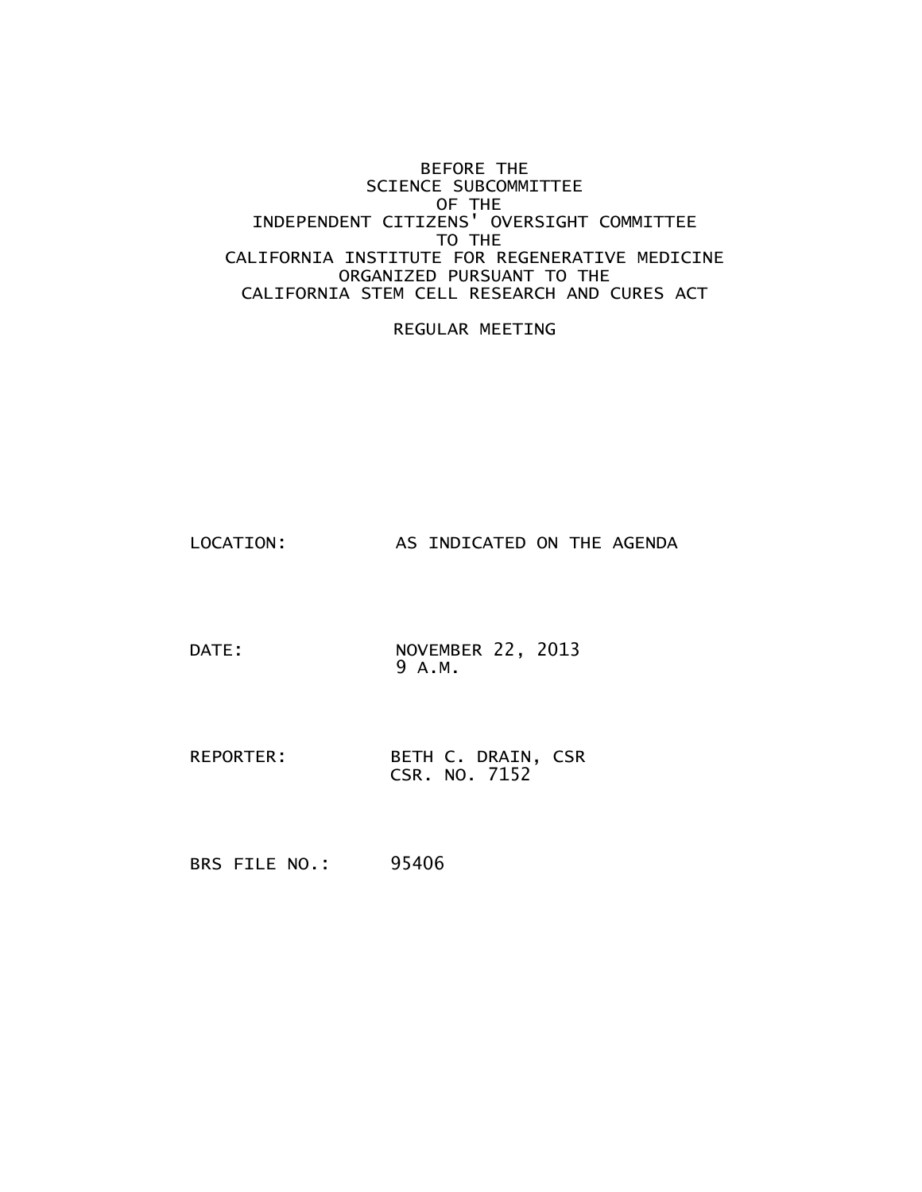BEFORE THE
SCIENCE SUBCOMMITTEE
OF THE
INDEPENDENT CITIZENS' OVERSIGHT COMMITTEE
TO THE
CALIFORNIA INSTITUTE FOR REGENERATIVE MEDICINE
ORGANIZED PURSUANT TO THE
CALIFORNIA STEM CELL RESEARCH AND CURES ACT

REGULAR MEETING

LOCATION: AS INDICATED ON THE AGENDA

DATE: NOVEMBER 22, 2013
9 A.M.

REPORTER: BETH C. DRAIN, CSR
CSR. NO. 7152

BRS FILE NO.: 95406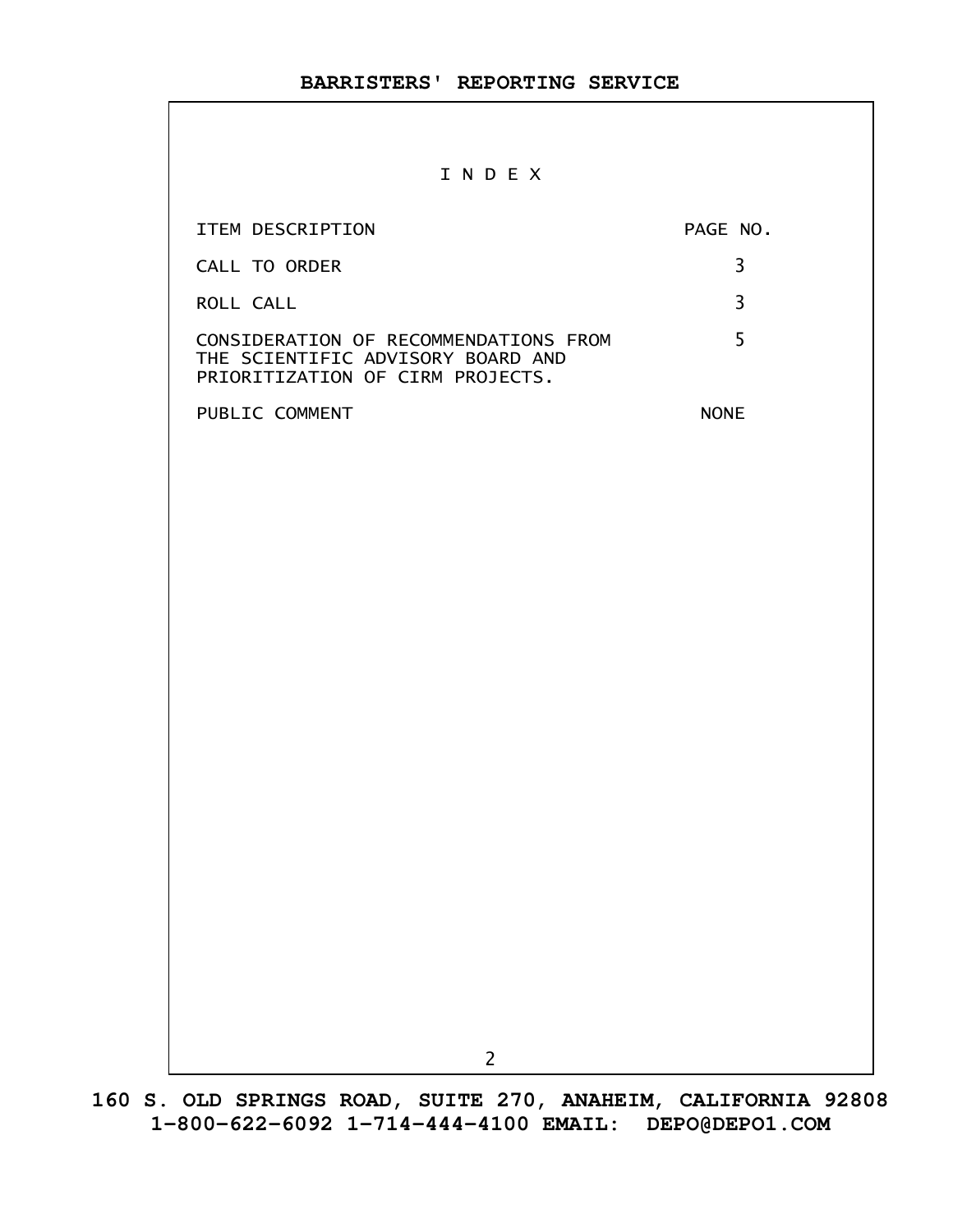# I N D E X

| ITEM DESCRIPTION | PAGE NO. |
|---|---|
| CALL TO ORDER | 3 |
| ROLL CALL | 3 |
| CONSIDERATION OF RECOMMENDATIONS FROM THE SCIENTIFIC ADVISORY BOARD AND PRIORITIZATION OF CIRM PROJECTS. | 5 |
| PUBLIC COMMENT | NONE |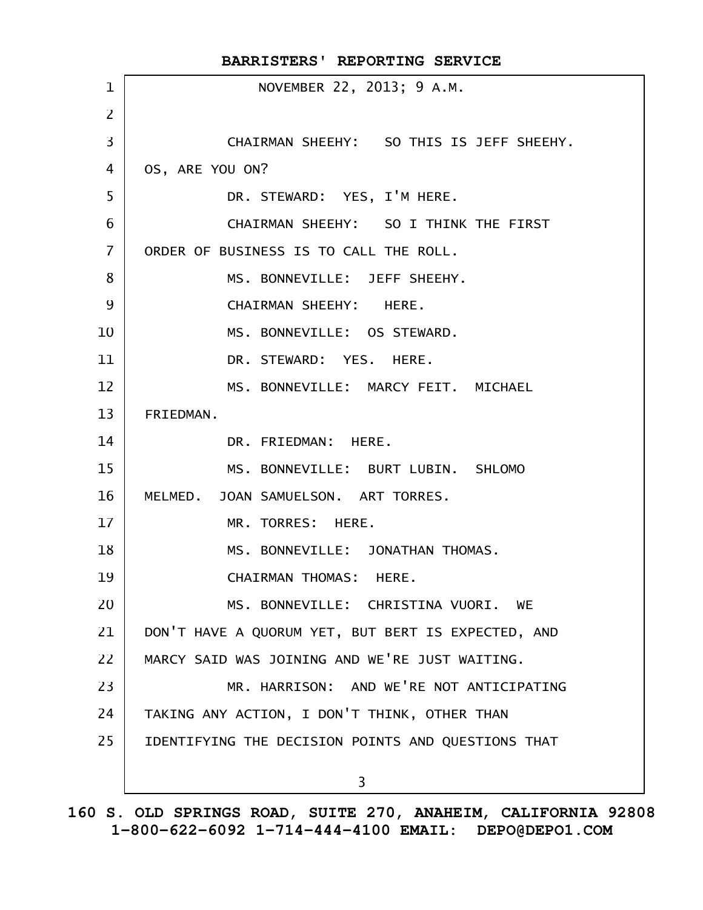NOVEMBER 22, 2013; 9 A.M.

CHAIRMAN SHEEHY: SO THIS IS JEFF SHEEHY. OS, ARE YOU ON?

DR. STEWARD: YES, I'M HERE.

CHAIRMAN SHEEHY: SO I THINK THE FIRST ORDER OF BUSINESS IS TO CALL THE ROLL.

MS. BONNEVILLE: JEFF SHEEHY.

CHAIRMAN SHEEHY: HERE.

MS. BONNEVILLE: OS STEWARD.

DR. STEWARD: YES. HERE.

MS. BONNEVILLE: MARCY FEIT. MICHAEL FRIEDMAN.

DR. FRIEDMAN: HERE.

MS. BONNEVILLE: BURT LUBIN. SHLOMO MELMED. JOAN SAMUELSON. ART TORRES.

MR. TORRES: HERE.

MS. BONNEVILLE: JONATHAN THOMAS.

CHAIRMAN THOMAS: HERE.

MS. BONNEVILLE: CHRISTINA VUORI. WE DON'T HAVE A QUORUM YET, BUT BERT IS EXPECTED, AND MARCY SAID WAS JOINING AND WE'RE JUST WAITING.

MR. HARRISON: AND WE'RE NOT ANTICIPATING TAKING ANY ACTION, I DON'T THINK, OTHER THAN IDENTIFYING THE DECISION POINTS AND QUESTIONS THAT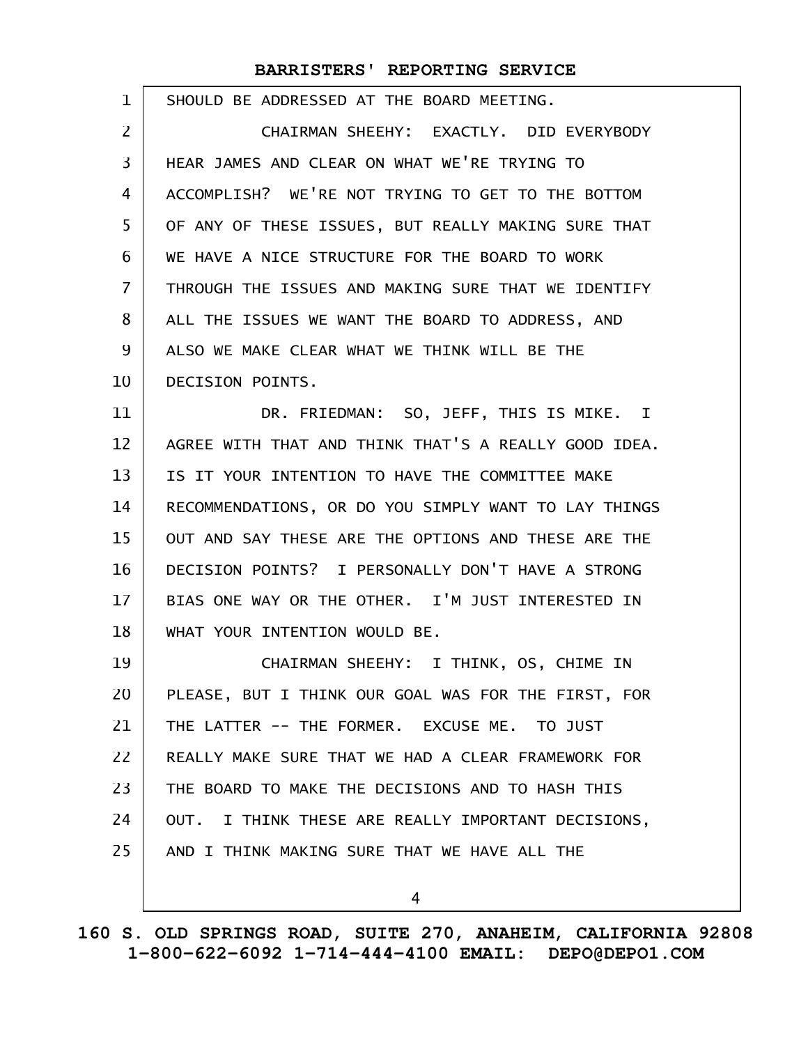SHOULD BE ADDRESSED AT THE BOARD MEETING.

CHAIRMAN SHEEHY: EXACTLY. DID EVERYBODY HEAR JAMES AND CLEAR ON WHAT WE'RE TRYING TO ACCOMPLISH? WE'RE NOT TRYING TO GET TO THE BOTTOM OF ANY OF THESE ISSUES, BUT REALLY MAKING SURE THAT WE HAVE A NICE STRUCTURE FOR THE BOARD TO WORK THROUGH THE ISSUES AND MAKING SURE THAT WE IDENTIFY ALL THE ISSUES WE WANT THE BOARD TO ADDRESS, AND ALSO WE MAKE CLEAR WHAT WE THINK WILL BE THE DECISION POINTS.

DR. FRIEDMAN: SO, JEFF, THIS IS MIKE. I AGREE WITH THAT AND THINK THAT'S A REALLY GOOD IDEA. IS IT YOUR INTENTION TO HAVE THE COMMITTEE MAKE RECOMMENDATIONS, OR DO YOU SIMPLY WANT TO LAY THINGS OUT AND SAY THESE ARE THE OPTIONS AND THESE ARE THE DECISION POINTS? I PERSONALLY DON'T HAVE A STRONG BIAS ONE WAY OR THE OTHER. I'M JUST INTERESTED IN WHAT YOUR INTENTION WOULD BE.

CHAIRMAN SHEEHY: I THINK, OS, CHIME IN PLEASE, BUT I THINK OUR GOAL WAS FOR THE FIRST, FOR THE LATTER -- THE FORMER. EXCUSE ME. TO JUST REALLY MAKE SURE THAT WE HAD A CLEAR FRAMEWORK FOR THE BOARD TO MAKE THE DECISIONS AND TO HASH THIS OUT. I THINK THESE ARE REALLY IMPORTANT DECISIONS, AND I THINK MAKING SURE THAT WE HAVE ALL THE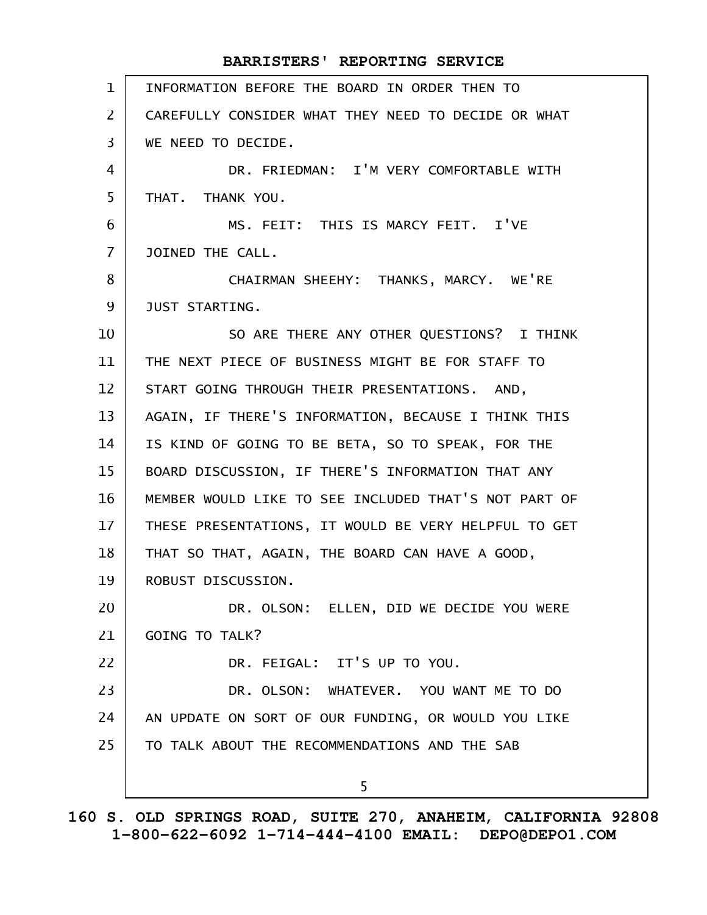INFORMATION BEFORE THE BOARD IN ORDER THEN TO CAREFULLY CONSIDER WHAT THEY NEED TO DECIDE OR WHAT WE NEED TO DECIDE.

DR. FRIEDMAN: I'M VERY COMFORTABLE WITH THAT. THANK YOU.

MS. FEIT: THIS IS MARCY FEIT. I'VE JOINED THE CALL.

CHAIRMAN SHEEHY: THANKS, MARCY. WE'RE JUST STARTING.

SO ARE THERE ANY OTHER QUESTIONS? I THINK THE NEXT PIECE OF BUSINESS MIGHT BE FOR STAFF TO START GOING THROUGH THEIR PRESENTATIONS. AND, AGAIN, IF THERE'S INFORMATION, BECAUSE I THINK THIS IS KIND OF GOING TO BE BETA, SO TO SPEAK, FOR THE BOARD DISCUSSION, IF THERE'S INFORMATION THAT ANY MEMBER WOULD LIKE TO SEE INCLUDED THAT'S NOT PART OF THESE PRESENTATIONS, IT WOULD BE VERY HELPFUL TO GET THAT SO THAT, AGAIN, THE BOARD CAN HAVE A GOOD, ROBUST DISCUSSION.

DR. OLSON: ELLEN, DID WE DECIDE YOU WERE GOING TO TALK?

DR. FEIGAL: IT'S UP TO YOU.

DR. OLSON: WHATEVER. YOU WANT ME TO DO AN UPDATE ON SORT OF OUR FUNDING, OR WOULD YOU LIKE TO TALK ABOUT THE RECOMMENDATIONS AND THE SAB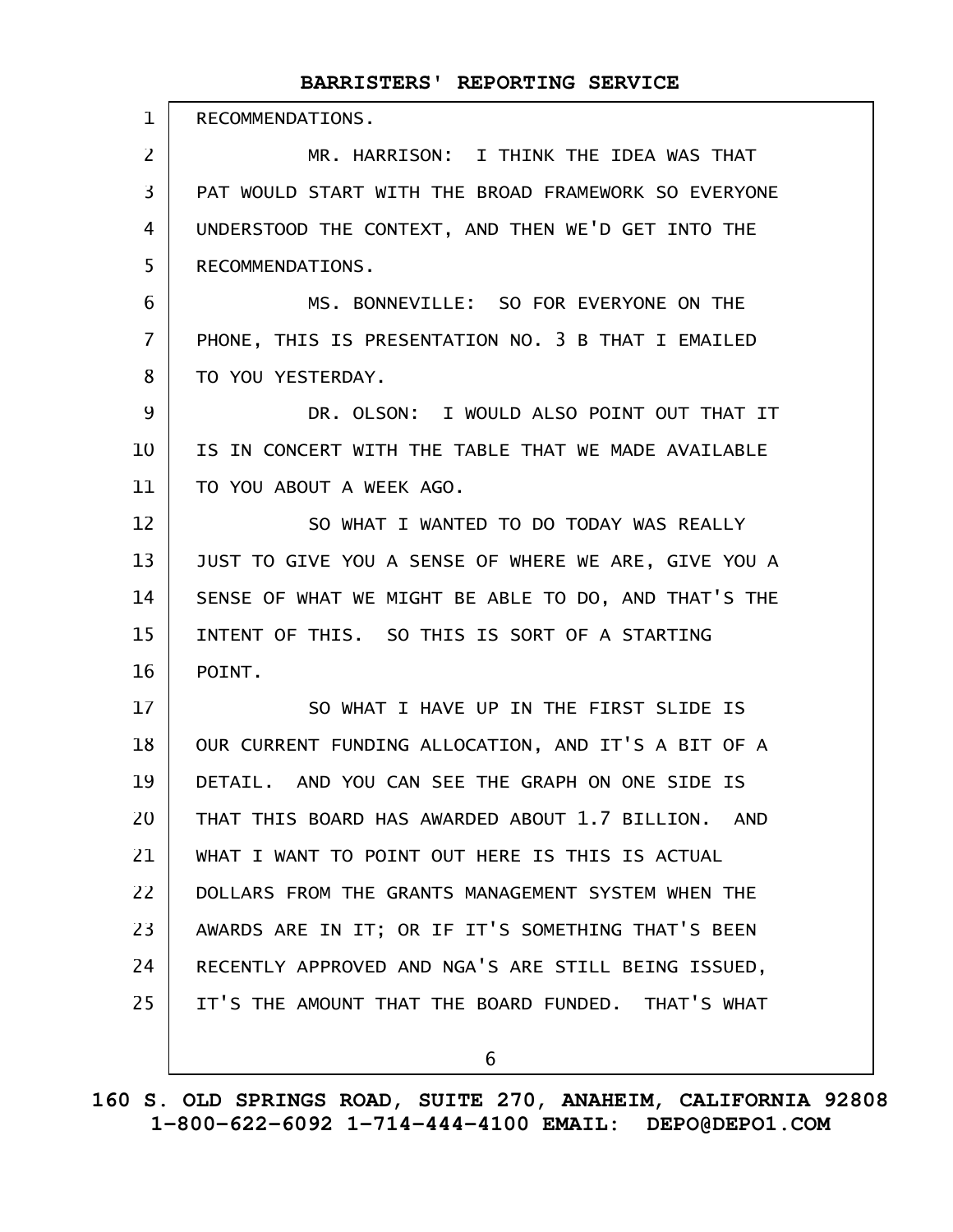RECOMMENDATIONS.

MR. HARRISON: I THINK THE IDEA WAS THAT PAT WOULD START WITH THE BROAD FRAMEWORK SO EVERYONE UNDERSTOOD THE CONTEXT, AND THEN WE'D GET INTO THE RECOMMENDATIONS.

MS. BONNEVILLE: SO FOR EVERYONE ON THE PHONE, THIS IS PRESENTATION NO. 3 B THAT I EMAILED TO YOU YESTERDAY.

DR. OLSON: I WOULD ALSO POINT OUT THAT IT IS IN CONCERT WITH THE TABLE THAT WE MADE AVAILABLE TO YOU ABOUT A WEEK AGO.

SO WHAT I WANTED TO DO TODAY WAS REALLY JUST TO GIVE YOU A SENSE OF WHERE WE ARE, GIVE YOU A SENSE OF WHAT WE MIGHT BE ABLE TO DO, AND THAT'S THE INTENT OF THIS. SO THIS IS SORT OF A STARTING POINT.

SO WHAT I HAVE UP IN THE FIRST SLIDE IS OUR CURRENT FUNDING ALLOCATION, AND IT'S A BIT OF A DETAIL. AND YOU CAN SEE THE GRAPH ON ONE SIDE IS THAT THIS BOARD HAS AWARDED ABOUT 1.7 BILLION. AND WHAT I WANT TO POINT OUT HERE IS THIS IS ACTUAL DOLLARS FROM THE GRANTS MANAGEMENT SYSTEM WHEN THE AWARDS ARE IN IT; OR IF IT'S SOMETHING THAT'S BEEN RECENTLY APPROVED AND NGA'S ARE STILL BEING ISSUED, IT'S THE AMOUNT THAT THE BOARD FUNDED. THAT'S WHAT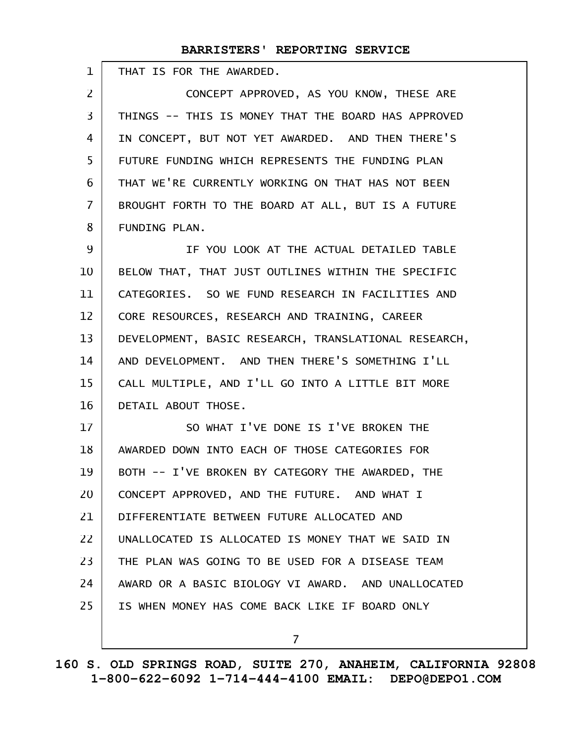THAT IS FOR THE AWARDED.

CONCEPT APPROVED, AS YOU KNOW, THESE ARE THINGS -- THIS IS MONEY THAT THE BOARD HAS APPROVED IN CONCEPT, BUT NOT YET AWARDED. AND THEN THERE'S FUTURE FUNDING WHICH REPRESENTS THE FUNDING PLAN THAT WE'RE CURRENTLY WORKING ON THAT HAS NOT BEEN BROUGHT FORTH TO THE BOARD AT ALL, BUT IS A FUTURE FUNDING PLAN.

IF YOU LOOK AT THE ACTUAL DETAILED TABLE BELOW THAT, THAT JUST OUTLINES WITHIN THE SPECIFIC CATEGORIES. SO WE FUND RESEARCH IN FACILITIES AND CORE RESOURCES, RESEARCH AND TRAINING, CAREER DEVELOPMENT, BASIC RESEARCH, TRANSLATIONAL RESEARCH, AND DEVELOPMENT. AND THEN THERE'S SOMETHING I'LL CALL MULTIPLE, AND I'LL GO INTO A LITTLE BIT MORE DETAIL ABOUT THOSE.

SO WHAT I'VE DONE IS I'VE BROKEN THE AWARDED DOWN INTO EACH OF THOSE CATEGORIES FOR BOTH -- I'VE BROKEN BY CATEGORY THE AWARDED, THE CONCEPT APPROVED, AND THE FUTURE. AND WHAT I DIFFERENTIATE BETWEEN FUTURE ALLOCATED AND UNALLOCATED IS ALLOCATED IS MONEY THAT WE SAID IN THE PLAN WAS GOING TO BE USED FOR A DISEASE TEAM AWARD OR A BASIC BIOLOGY VI AWARD. AND UNALLOCATED IS WHEN MONEY HAS COME BACK LIKE IF BOARD ONLY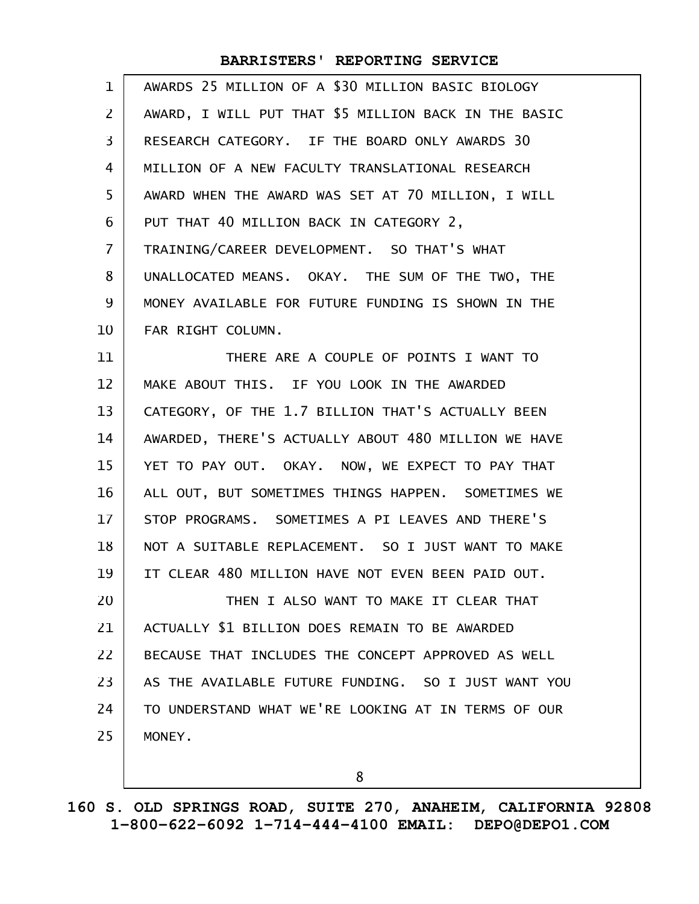AWARDS 25 MILLION OF A $30 MILLION BASIC BIOLOGY AWARD, I WILL PUT THAT $5 MILLION BACK IN THE BASIC RESEARCH CATEGORY. IF THE BOARD ONLY AWARDS 30 MILLION OF A NEW FACULTY TRANSLATIONAL RESEARCH AWARD WHEN THE AWARD WAS SET AT 70 MILLION, I WILL PUT THAT 40 MILLION BACK IN CATEGORY 2, TRAINING/CAREER DEVELOPMENT. SO THAT'S WHAT UNALLOCATED MEANS. OKAY. THE SUM OF THE TWO, THE MONEY AVAILABLE FOR FUTURE FUNDING IS SHOWN IN THE FAR RIGHT COLUMN.

THERE ARE A COUPLE OF POINTS I WANT TO MAKE ABOUT THIS. IF YOU LOOK IN THE AWARDED CATEGORY, OF THE 1.7 BILLION THAT'S ACTUALLY BEEN AWARDED, THERE'S ACTUALLY ABOUT 480 MILLION WE HAVE YET TO PAY OUT. OKAY. NOW, WE EXPECT TO PAY THAT ALL OUT, BUT SOMETIMES THINGS HAPPEN. SOMETIMES WE STOP PROGRAMS. SOMETIMES A PI LEAVES AND THERE'S NOT A SUITABLE REPLACEMENT. SO I JUST WANT TO MAKE IT CLEAR 480 MILLION HAVE NOT EVEN BEEN PAID OUT.

THEN I ALSO WANT TO MAKE IT CLEAR THAT ACTUALLY $1 BILLION DOES REMAIN TO BE AWARDED BECAUSE THAT INCLUDES THE CONCEPT APPROVED AS WELL AS THE AVAILABLE FUTURE FUNDING. SO I JUST WANT YOU TO UNDERSTAND WHAT WE'RE LOOKING AT IN TERMS OF OUR MONEY.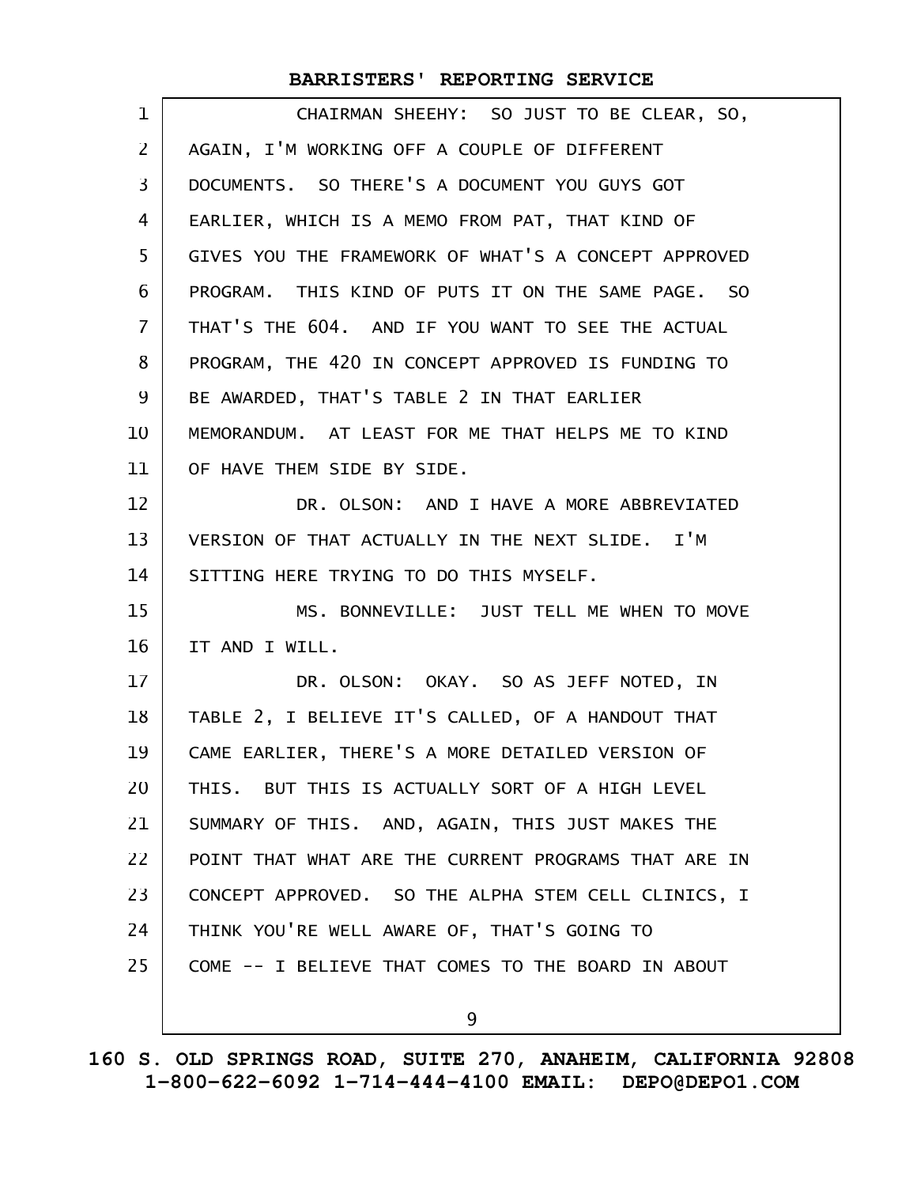CHAIRMAN SHEEHY: SO JUST TO BE CLEAR, SO, AGAIN, I'M WORKING OFF A COUPLE OF DIFFERENT DOCUMENTS. SO THERE'S A DOCUMENT YOU GUYS GOT EARLIER, WHICH IS A MEMO FROM PAT, THAT KIND OF GIVES YOU THE FRAMEWORK OF WHAT'S A CONCEPT APPROVED PROGRAM. THIS KIND OF PUTS IT ON THE SAME PAGE. SO THAT'S THE 604. AND IF YOU WANT TO SEE THE ACTUAL PROGRAM, THE 420 IN CONCEPT APPROVED IS FUNDING TO BE AWARDED, THAT'S TABLE 2 IN THAT EARLIER MEMORANDUM. AT LEAST FOR ME THAT HELPS ME TO KIND OF HAVE THEM SIDE BY SIDE.

DR. OLSON: AND I HAVE A MORE ABBREVIATED VERSION OF THAT ACTUALLY IN THE NEXT SLIDE. I'M SITTING HERE TRYING TO DO THIS MYSELF.

MS. BONNEVILLE: JUST TELL ME WHEN TO MOVE IT AND I WILL.

DR. OLSON: OKAY. SO AS JEFF NOTED, IN TABLE 2, I BELIEVE IT'S CALLED, OF A HANDOUT THAT CAME EARLIER, THERE'S A MORE DETAILED VERSION OF THIS. BUT THIS IS ACTUALLY SORT OF A HIGH LEVEL SUMMARY OF THIS. AND, AGAIN, THIS JUST MAKES THE POINT THAT WHAT ARE THE CURRENT PROGRAMS THAT ARE IN CONCEPT APPROVED. SO THE ALPHA STEM CELL CLINICS, I THINK YOU'RE WELL AWARE OF, THAT'S GOING TO COME -- I BELIEVE THAT COMES TO THE BOARD IN ABOUT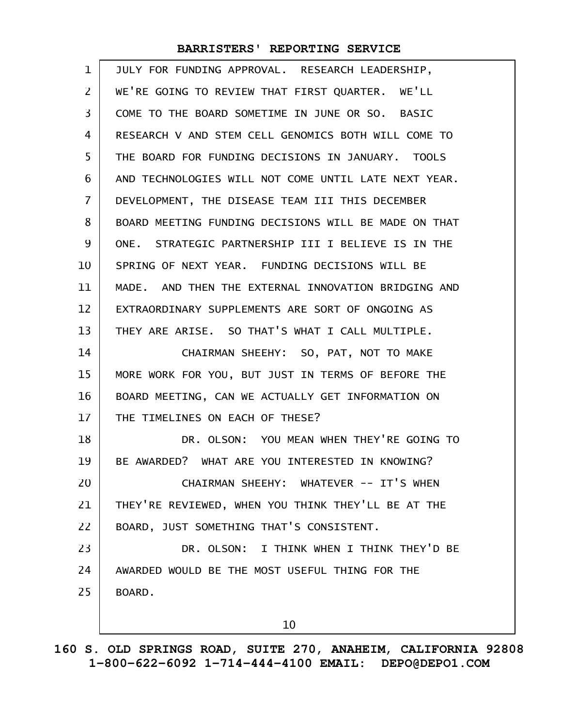JULY FOR FUNDING APPROVAL. RESEARCH LEADERSHIP, WE'RE GOING TO REVIEW THAT FIRST QUARTER. WE'LL COME TO THE BOARD SOMETIME IN JUNE OR SO. BASIC RESEARCH V AND STEM CELL GENOMICS BOTH WILL COME TO THE BOARD FOR FUNDING DECISIONS IN JANUARY. TOOLS AND TECHNOLOGIES WILL NOT COME UNTIL LATE NEXT YEAR. DEVELOPMENT, THE DISEASE TEAM III THIS DECEMBER BOARD MEETING FUNDING DECISIONS WILL BE MADE ON THAT ONE. STRATEGIC PARTNERSHIP III I BELIEVE IS IN THE SPRING OF NEXT YEAR. FUNDING DECISIONS WILL BE MADE. AND THEN THE EXTERNAL INNOVATION BRIDGING AND EXTRAORDINARY SUPPLEMENTS ARE SORT OF ONGOING AS THEY ARE ARISE. SO THAT'S WHAT I CALL MULTIPLE.

CHAIRMAN SHEEHY: SO, PAT, NOT TO MAKE MORE WORK FOR YOU, BUT JUST IN TERMS OF BEFORE THE BOARD MEETING, CAN WE ACTUALLY GET INFORMATION ON THE TIMELINES ON EACH OF THESE?

DR. OLSON: YOU MEAN WHEN THEY'RE GOING TO BE AWARDED? WHAT ARE YOU INTERESTED IN KNOWING?

CHAIRMAN SHEEHY: WHATEVER -- IT'S WHEN THEY'RE REVIEWED, WHEN YOU THINK THEY'LL BE AT THE BOARD, JUST SOMETHING THAT'S CONSISTENT.

DR. OLSON: I THINK WHEN I THINK THEY'D BE AWARDED WOULD BE THE MOST USEFUL THING FOR THE BOARD.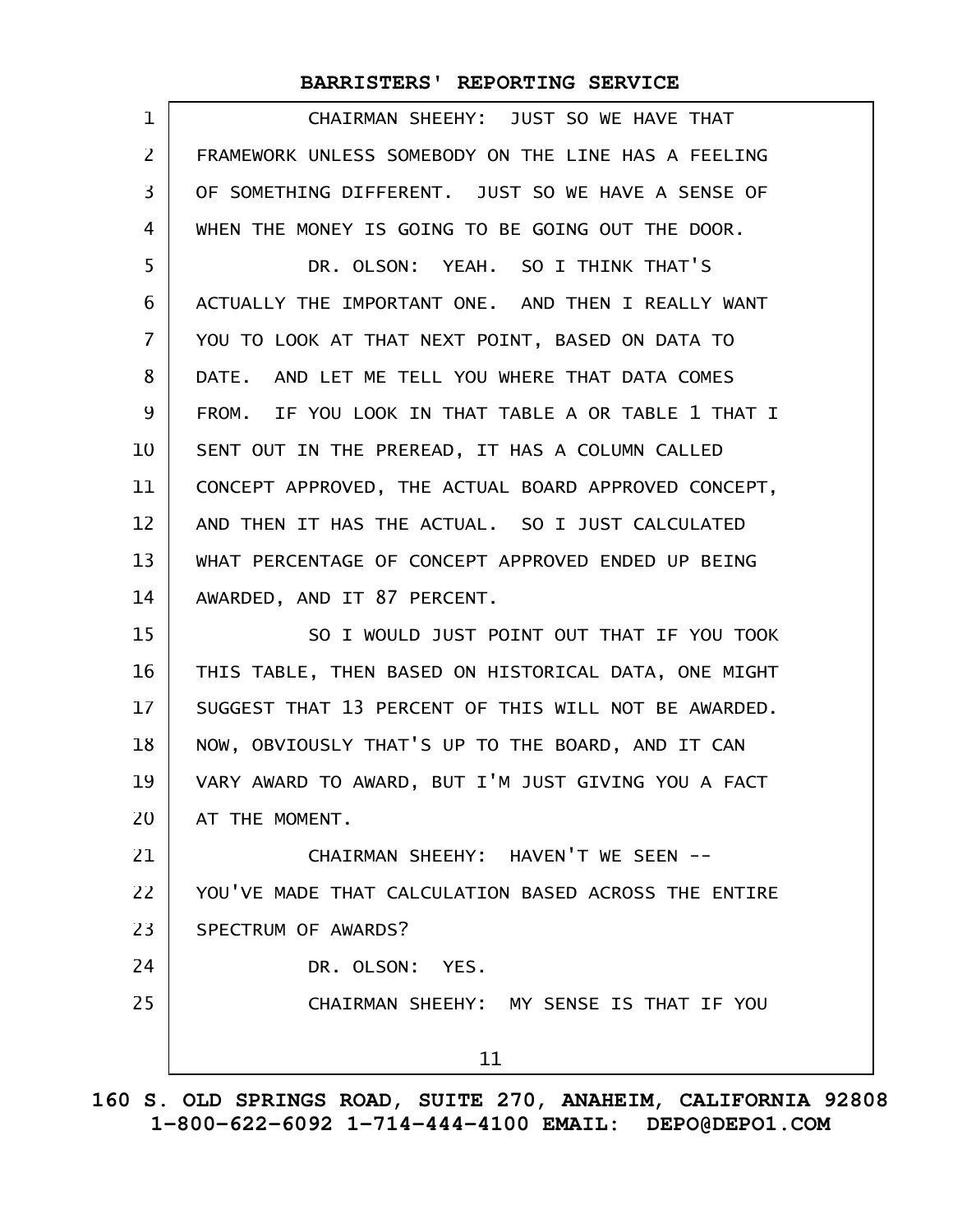CHAIRMAN SHEEHY: JUST SO WE HAVE THAT FRAMEWORK UNLESS SOMEBODY ON THE LINE HAS A FEELING OF SOMETHING DIFFERENT. JUST SO WE HAVE A SENSE OF WHEN THE MONEY IS GOING TO BE GOING OUT THE DOOR.

DR. OLSON: YEAH. SO I THINK THAT'S ACTUALLY THE IMPORTANT ONE. AND THEN I REALLY WANT YOU TO LOOK AT THAT NEXT POINT, BASED ON DATA TO DATE. AND LET ME TELL YOU WHERE THAT DATA COMES FROM. IF YOU LOOK IN THAT TABLE A OR TABLE 1 THAT I SENT OUT IN THE PREREAD, IT HAS A COLUMN CALLED CONCEPT APPROVED, THE ACTUAL BOARD APPROVED CONCEPT, AND THEN IT HAS THE ACTUAL. SO I JUST CALCULATED WHAT PERCENTAGE OF CONCEPT APPROVED ENDED UP BEING AWARDED, AND IT 87 PERCENT.

SO I WOULD JUST POINT OUT THAT IF YOU TOOK THIS TABLE, THEN BASED ON HISTORICAL DATA, ONE MIGHT SUGGEST THAT 13 PERCENT OF THIS WILL NOT BE AWARDED. NOW, OBVIOUSLY THAT'S UP TO THE BOARD, AND IT CAN VARY AWARD TO AWARD, BUT I'M JUST GIVING YOU A FACT AT THE MOMENT.

CHAIRMAN SHEEHY: HAVEN'T WE SEEN -- YOU'VE MADE THAT CALCULATION BASED ACROSS THE ENTIRE SPECTRUM OF AWARDS?

DR. OLSON: YES.

CHAIRMAN SHEEHY: MY SENSE IS THAT IF YOU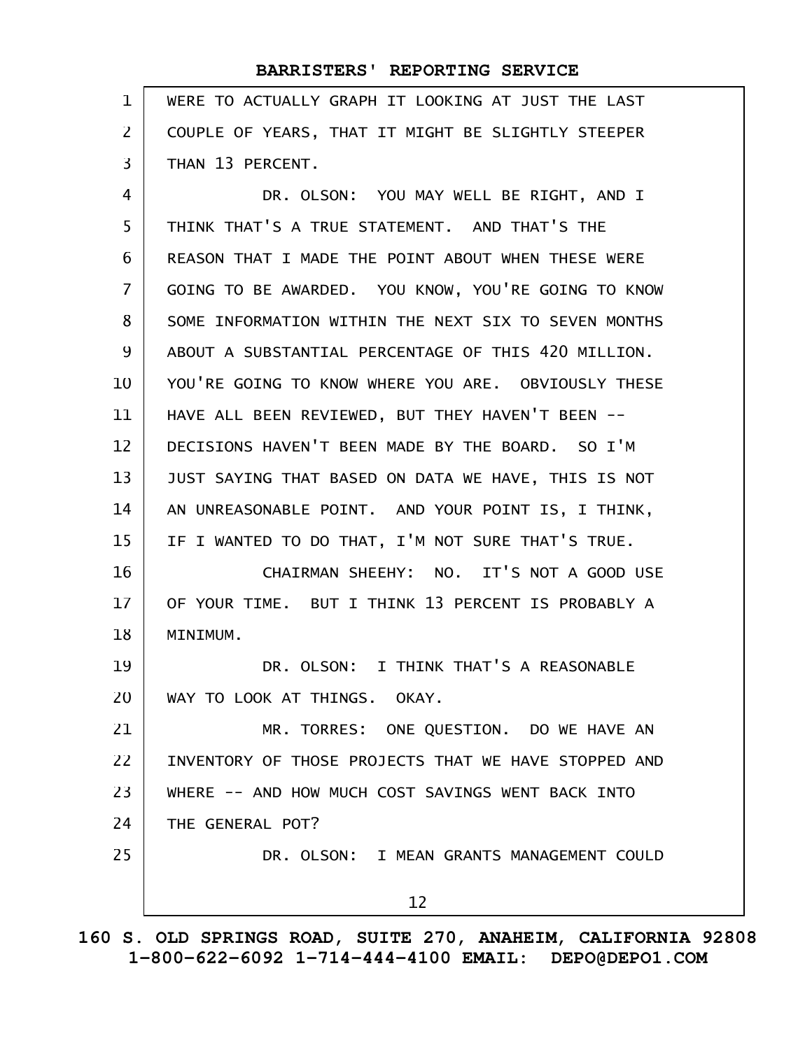WERE TO ACTUALLY GRAPH IT LOOKING AT JUST THE LAST COUPLE OF YEARS, THAT IT MIGHT BE SLIGHTLY STEEPER THAN 13 PERCENT.

DR. OLSON: YOU MAY WELL BE RIGHT, AND I THINK THAT'S A TRUE STATEMENT. AND THAT'S THE REASON THAT I MADE THE POINT ABOUT WHEN THESE WERE GOING TO BE AWARDED. YOU KNOW, YOU'RE GOING TO KNOW SOME INFORMATION WITHIN THE NEXT SIX TO SEVEN MONTHS ABOUT A SUBSTANTIAL PERCENTAGE OF THIS 420 MILLION. YOU'RE GOING TO KNOW WHERE YOU ARE. OBVIOUSLY THESE HAVE ALL BEEN REVIEWED, BUT THEY HAVEN'T BEEN -- DECISIONS HAVEN'T BEEN MADE BY THE BOARD. SO I'M JUST SAYING THAT BASED ON DATA WE HAVE, THIS IS NOT AN UNREASONABLE POINT. AND YOUR POINT IS, I THINK, IF I WANTED TO DO THAT, I'M NOT SURE THAT'S TRUE.

CHAIRMAN SHEEHY: NO. IT'S NOT A GOOD USE OF YOUR TIME. BUT I THINK 13 PERCENT IS PROBABLY A MINIMUM.

DR. OLSON: I THINK THAT'S A REASONABLE WAY TO LOOK AT THINGS. OKAY.

MR. TORRES: ONE QUESTION. DO WE HAVE AN INVENTORY OF THOSE PROJECTS THAT WE HAVE STOPPED AND WHERE -- AND HOW MUCH COST SAVINGS WENT BACK INTO THE GENERAL POT?

DR. OLSON: I MEAN GRANTS MANAGEMENT COULD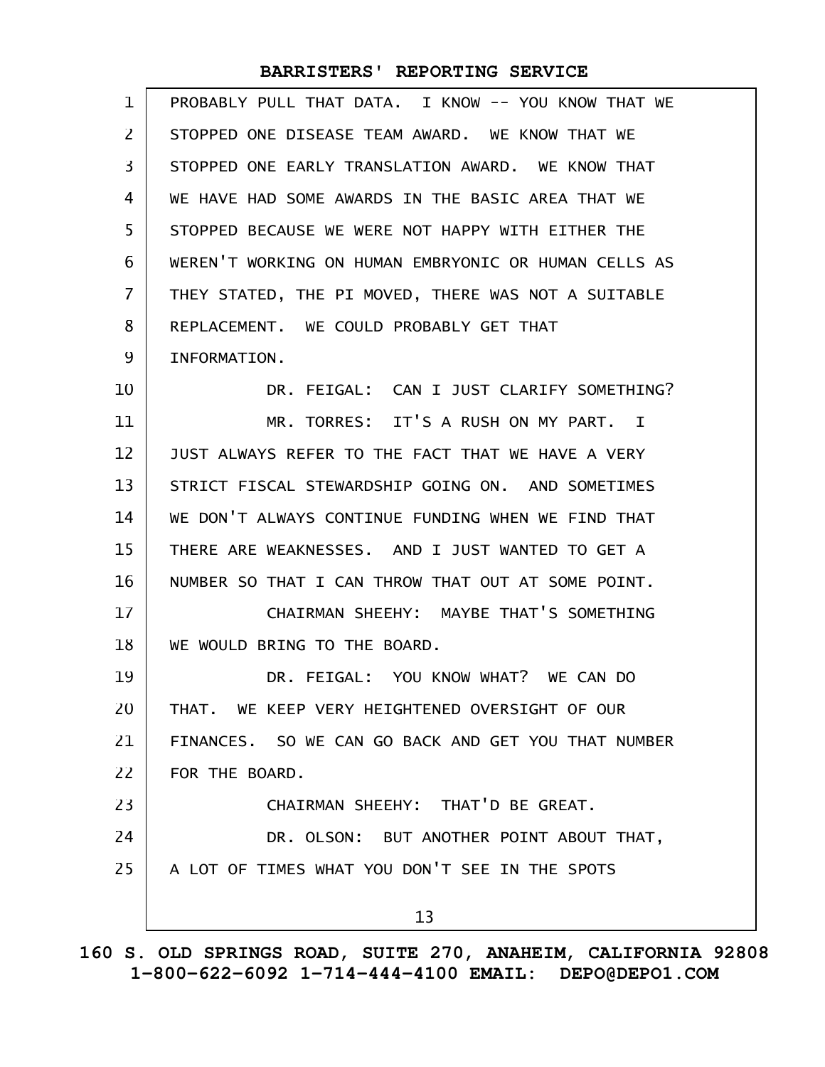PROBABLY PULL THAT DATA. I KNOW -- YOU KNOW THAT WE STOPPED ONE DISEASE TEAM AWARD. WE KNOW THAT WE STOPPED ONE EARLY TRANSLATION AWARD. WE KNOW THAT WE HAVE HAD SOME AWARDS IN THE BASIC AREA THAT WE STOPPED BECAUSE WE WERE NOT HAPPY WITH EITHER THE WEREN'T WORKING ON HUMAN EMBRYONIC OR HUMAN CELLS AS THEY STATED, THE PI MOVED, THERE WAS NOT A SUITABLE REPLACEMENT. WE COULD PROBABLY GET THAT INFORMATION.

DR. FEIGAL: CAN I JUST CLARIFY SOMETHING?

MR. TORRES: IT'S A RUSH ON MY PART. I JUST ALWAYS REFER TO THE FACT THAT WE HAVE A VERY STRICT FISCAL STEWARDSHIP GOING ON. AND SOMETIMES WE DON'T ALWAYS CONTINUE FUNDING WHEN WE FIND THAT THERE ARE WEAKNESSES. AND I JUST WANTED TO GET A NUMBER SO THAT I CAN THROW THAT OUT AT SOME POINT.

CHAIRMAN SHEEHY: MAYBE THAT'S SOMETHING WE WOULD BRING TO THE BOARD.

DR. FEIGAL: YOU KNOW WHAT? WE CAN DO THAT. WE KEEP VERY HEIGHTENED OVERSIGHT OF OUR FINANCES. SO WE CAN GO BACK AND GET YOU THAT NUMBER FOR THE BOARD.

CHAIRMAN SHEEHY: THAT'D BE GREAT.

DR. OLSON: BUT ANOTHER POINT ABOUT THAT, A LOT OF TIMES WHAT YOU DON'T SEE IN THE SPOTS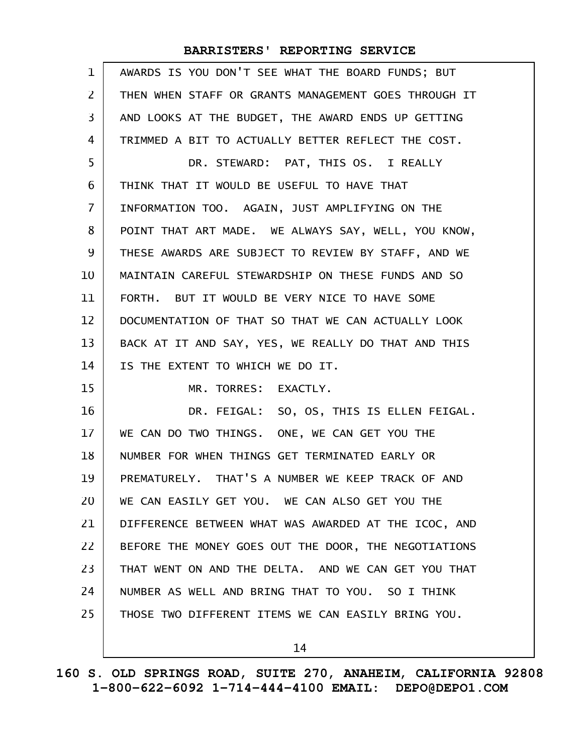AWARDS IS YOU DON'T SEE WHAT THE BOARD FUNDS; BUT THEN WHEN STAFF OR GRANTS MANAGEMENT GOES THROUGH IT AND LOOKS AT THE BUDGET, THE AWARD ENDS UP GETTING TRIMMED A BIT TO ACTUALLY BETTER REFLECT THE COST.

DR. STEWARD: PAT, THIS OS. I REALLY THINK THAT IT WOULD BE USEFUL TO HAVE THAT INFORMATION TOO. AGAIN, JUST AMPLIFYING ON THE POINT THAT ART MADE. WE ALWAYS SAY, WELL, YOU KNOW, THESE AWARDS ARE SUBJECT TO REVIEW BY STAFF, AND WE MAINTAIN CAREFUL STEWARDSHIP ON THESE FUNDS AND SO FORTH. BUT IT WOULD BE VERY NICE TO HAVE SOME DOCUMENTATION OF THAT SO THAT WE CAN ACTUALLY LOOK BACK AT IT AND SAY, YES, WE REALLY DO THAT AND THIS IS THE EXTENT TO WHICH WE DO IT.

MR. TORRES: EXACTLY.

DR. FEIGAL: SO, OS, THIS IS ELLEN FEIGAL. WE CAN DO TWO THINGS. ONE, WE CAN GET YOU THE NUMBER FOR WHEN THINGS GET TERMINATED EARLY OR PREMATURELY. THAT'S A NUMBER WE KEEP TRACK OF AND WE CAN EASILY GET YOU. WE CAN ALSO GET YOU THE DIFFERENCE BETWEEN WHAT WAS AWARDED AT THE ICOC, AND BEFORE THE MONEY GOES OUT THE DOOR, THE NEGOTIATIONS THAT WENT ON AND THE DELTA. AND WE CAN GET YOU THAT NUMBER AS WELL AND BRING THAT TO YOU. SO I THINK THOSE TWO DIFFERENT ITEMS WE CAN EASILY BRING YOU.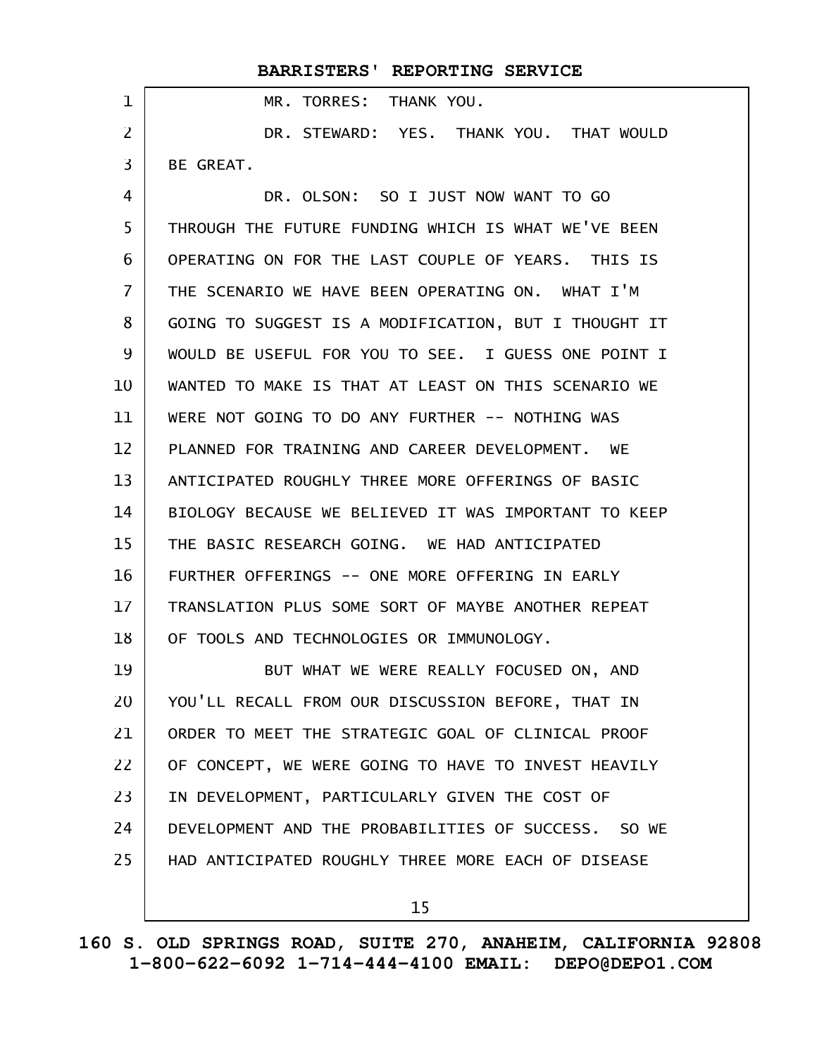MR. TORRES: THANK YOU.

DR. STEWARD: YES. THANK YOU. THAT WOULD BE GREAT.

DR. OLSON: SO I JUST NOW WANT TO GO THROUGH THE FUTURE FUNDING WHICH IS WHAT WE'VE BEEN OPERATING ON FOR THE LAST COUPLE OF YEARS. THIS IS THE SCENARIO WE HAVE BEEN OPERATING ON. WHAT I'M GOING TO SUGGEST IS A MODIFICATION, BUT I THOUGHT IT WOULD BE USEFUL FOR YOU TO SEE. I GUESS ONE POINT I WANTED TO MAKE IS THAT AT LEAST ON THIS SCENARIO WE WERE NOT GOING TO DO ANY FURTHER -- NOTHING WAS PLANNED FOR TRAINING AND CAREER DEVELOPMENT. WE ANTICIPATED ROUGHLY THREE MORE OFFERINGS OF BASIC BIOLOGY BECAUSE WE BELIEVED IT WAS IMPORTANT TO KEEP THE BASIC RESEARCH GOING. WE HAD ANTICIPATED FURTHER OFFERINGS -- ONE MORE OFFERING IN EARLY TRANSLATION PLUS SOME SORT OF MAYBE ANOTHER REPEAT OF TOOLS AND TECHNOLOGIES OR IMMUNOLOGY.

BUT WHAT WE WERE REALLY FOCUSED ON, AND YOU'LL RECALL FROM OUR DISCUSSION BEFORE, THAT IN ORDER TO MEET THE STRATEGIC GOAL OF CLINICAL PROOF OF CONCEPT, WE WERE GOING TO HAVE TO INVEST HEAVILY IN DEVELOPMENT, PARTICULARLY GIVEN THE COST OF DEVELOPMENT AND THE PROBABILITIES OF SUCCESS. SO WE HAD ANTICIPATED ROUGHLY THREE MORE EACH OF DISEASE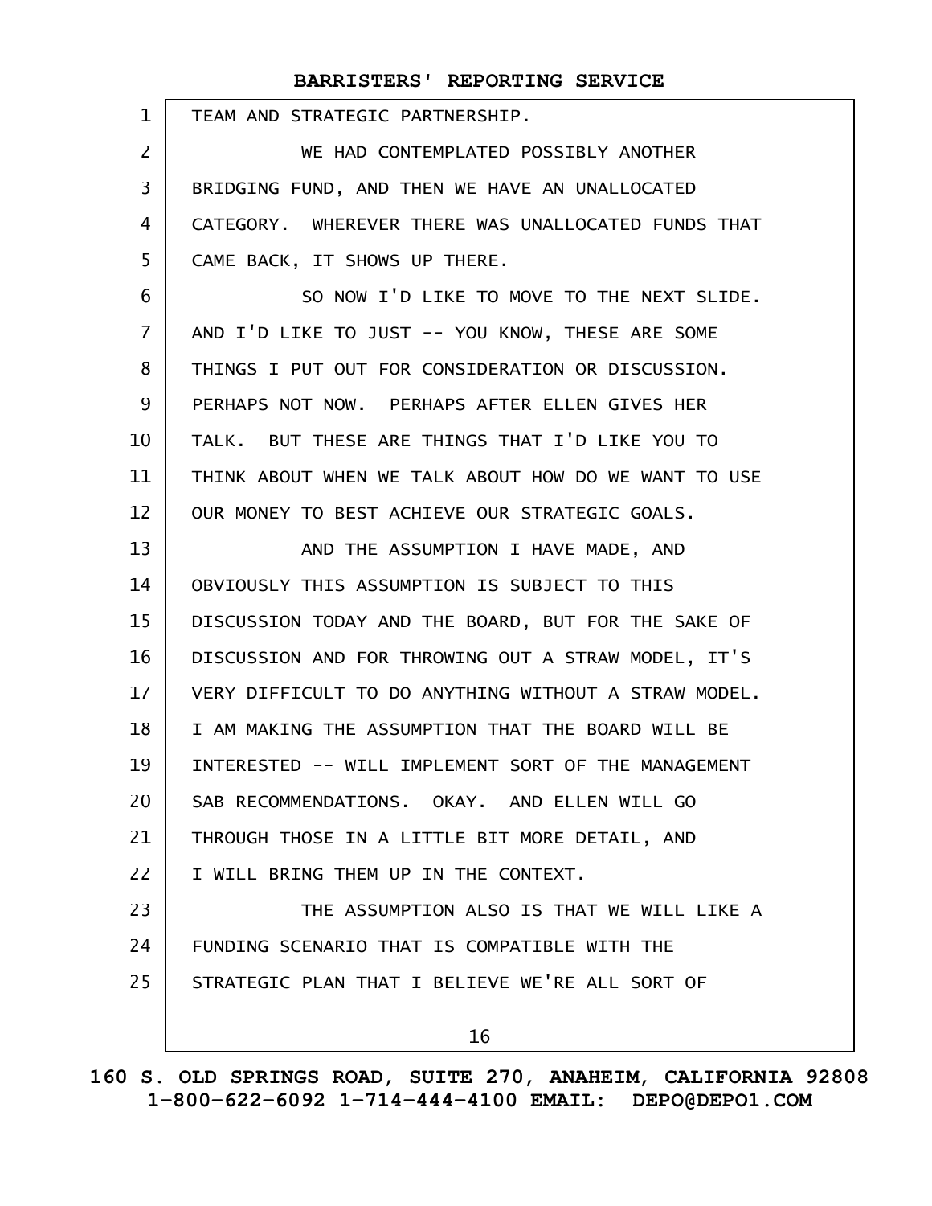TEAM AND STRATEGIC PARTNERSHIP.

WE HAD CONTEMPLATED POSSIBLY ANOTHER BRIDGING FUND, AND THEN WE HAVE AN UNALLOCATED CATEGORY. WHEREVER THERE WAS UNALLOCATED FUNDS THAT CAME BACK, IT SHOWS UP THERE.

SO NOW I'D LIKE TO MOVE TO THE NEXT SLIDE. AND I'D LIKE TO JUST -- YOU KNOW, THESE ARE SOME THINGS I PUT OUT FOR CONSIDERATION OR DISCUSSION. PERHAPS NOT NOW. PERHAPS AFTER ELLEN GIVES HER TALK. BUT THESE ARE THINGS THAT I'D LIKE YOU TO THINK ABOUT WHEN WE TALK ABOUT HOW DO WE WANT TO USE OUR MONEY TO BEST ACHIEVE OUR STRATEGIC GOALS.

AND THE ASSUMPTION I HAVE MADE, AND OBVIOUSLY THIS ASSUMPTION IS SUBJECT TO THIS DISCUSSION TODAY AND THE BOARD, BUT FOR THE SAKE OF DISCUSSION AND FOR THROWING OUT A STRAW MODEL, IT'S VERY DIFFICULT TO DO ANYTHING WITHOUT A STRAW MODEL. I AM MAKING THE ASSUMPTION THAT THE BOARD WILL BE INTERESTED -- WILL IMPLEMENT SORT OF THE MANAGEMENT SAB RECOMMENDATIONS. OKAY. AND ELLEN WILL GO THROUGH THOSE IN A LITTLE BIT MORE DETAIL, AND I WILL BRING THEM UP IN THE CONTEXT.

THE ASSUMPTION ALSO IS THAT WE WILL LIKE A FUNDING SCENARIO THAT IS COMPATIBLE WITH THE STRATEGIC PLAN THAT I BELIEVE WE'RE ALL SORT OF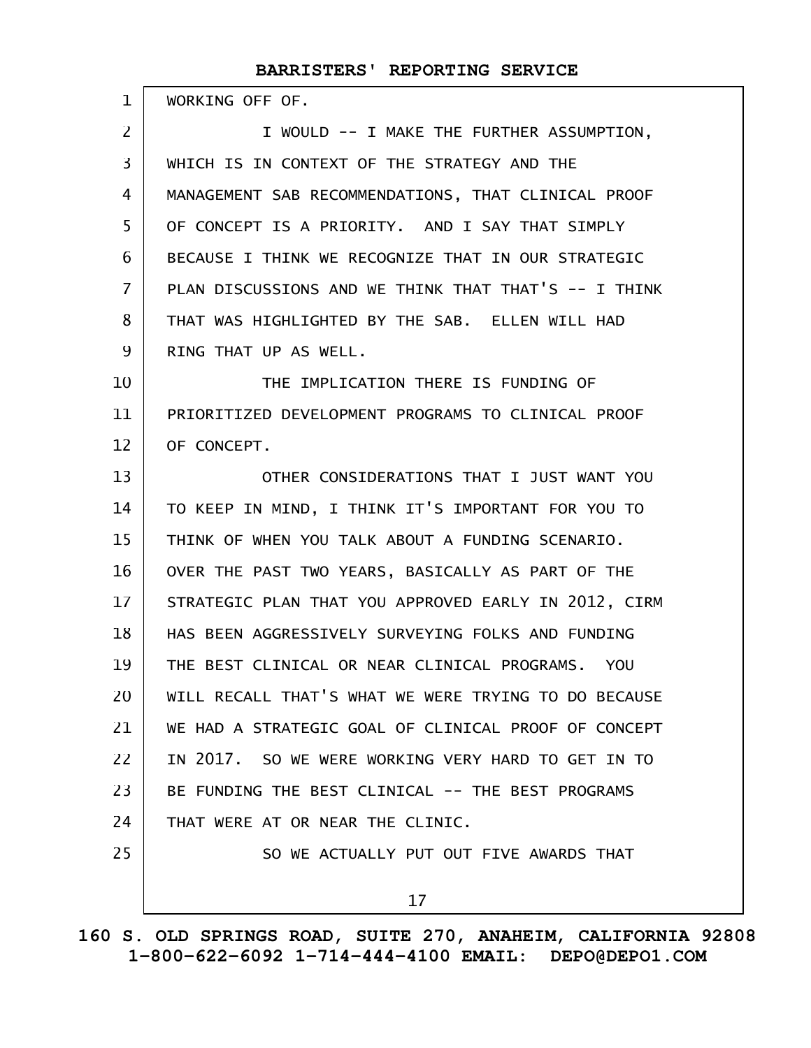WORKING OFF OF.

I WOULD -- I MAKE THE FURTHER ASSUMPTION, WHICH IS IN CONTEXT OF THE STRATEGY AND THE MANAGEMENT SAB RECOMMENDATIONS, THAT CLINICAL PROOF OF CONCEPT IS A PRIORITY. AND I SAY THAT SIMPLY BECAUSE I THINK WE RECOGNIZE THAT IN OUR STRATEGIC PLAN DISCUSSIONS AND WE THINK THAT THAT'S -- I THINK THAT WAS HIGHLIGHTED BY THE SAB. ELLEN WILL HAD RING THAT UP AS WELL.

THE IMPLICATION THERE IS FUNDING OF PRIORITIZED DEVELOPMENT PROGRAMS TO CLINICAL PROOF OF CONCEPT.

OTHER CONSIDERATIONS THAT I JUST WANT YOU TO KEEP IN MIND, I THINK IT'S IMPORTANT FOR YOU TO THINK OF WHEN YOU TALK ABOUT A FUNDING SCENARIO. OVER THE PAST TWO YEARS, BASICALLY AS PART OF THE STRATEGIC PLAN THAT YOU APPROVED EARLY IN 2012, CIRM HAS BEEN AGGRESSIVELY SURVEYING FOLKS AND FUNDING THE BEST CLINICAL OR NEAR CLINICAL PROGRAMS. YOU WILL RECALL THAT'S WHAT WE WERE TRYING TO DO BECAUSE WE HAD A STRATEGIC GOAL OF CLINICAL PROOF OF CONCEPT IN 2017. SO WE WERE WORKING VERY HARD TO GET IN TO BE FUNDING THE BEST CLINICAL -- THE BEST PROGRAMS THAT WERE AT OR NEAR THE CLINIC.

SO WE ACTUALLY PUT OUT FIVE AWARDS THAT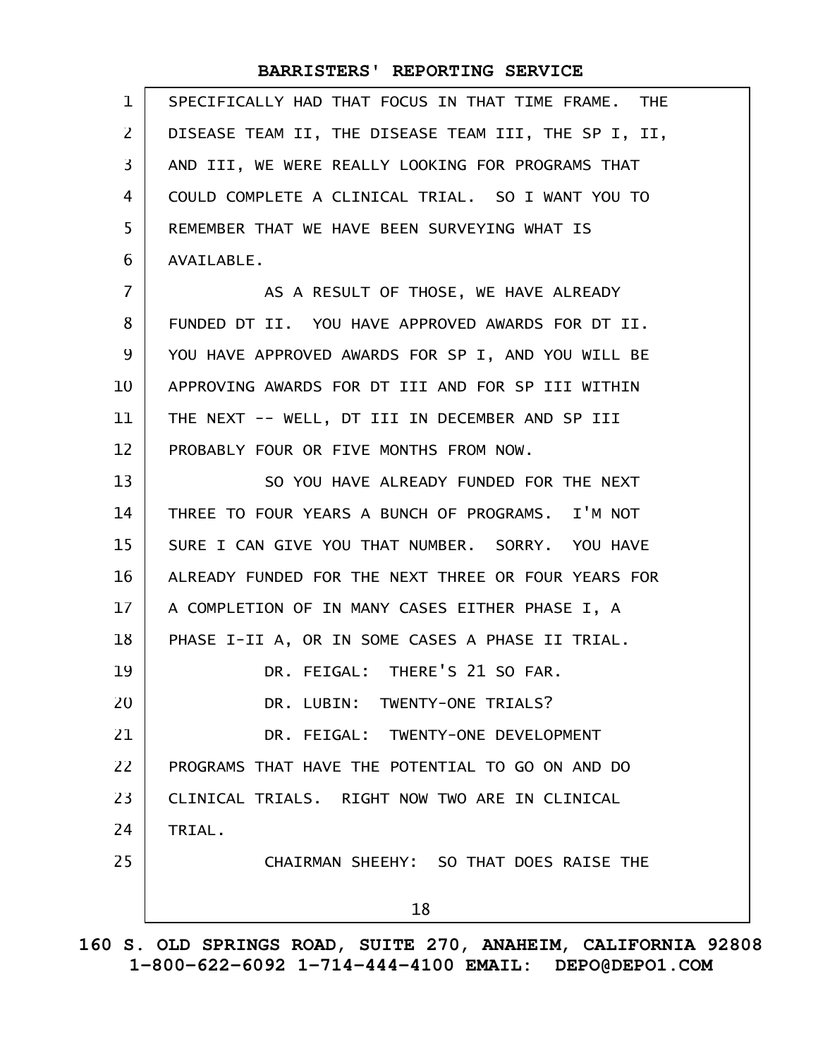SPECIFICALLY HAD THAT FOCUS IN THAT TIME FRAME. THE DISEASE TEAM II, THE DISEASE TEAM III, THE SP I, II, AND III, WE WERE REALLY LOOKING FOR PROGRAMS THAT COULD COMPLETE A CLINICAL TRIAL. SO I WANT YOU TO REMEMBER THAT WE HAVE BEEN SURVEYING WHAT IS AVAILABLE.

AS A RESULT OF THOSE, WE HAVE ALREADY FUNDED DT II. YOU HAVE APPROVED AWARDS FOR DT II. YOU HAVE APPROVED AWARDS FOR SP I, AND YOU WILL BE APPROVING AWARDS FOR DT III AND FOR SP III WITHIN THE NEXT -- WELL, DT III IN DECEMBER AND SP III PROBABLY FOUR OR FIVE MONTHS FROM NOW.

SO YOU HAVE ALREADY FUNDED FOR THE NEXT THREE TO FOUR YEARS A BUNCH OF PROGRAMS. I'M NOT SURE I CAN GIVE YOU THAT NUMBER. SORRY. YOU HAVE ALREADY FUNDED FOR THE NEXT THREE OR FOUR YEARS FOR A COMPLETION OF IN MANY CASES EITHER PHASE I, A PHASE I-II A, OR IN SOME CASES A PHASE II TRIAL.

DR. FEIGAL: THERE'S 21 SO FAR.

DR. LUBIN: TWENTY-ONE TRIALS?

DR. FEIGAL: TWENTY-ONE DEVELOPMENT PROGRAMS THAT HAVE THE POTENTIAL TO GO ON AND DO CLINICAL TRIALS. RIGHT NOW TWO ARE IN CLINICAL TRIAL.

CHAIRMAN SHEEHY: SO THAT DOES RAISE THE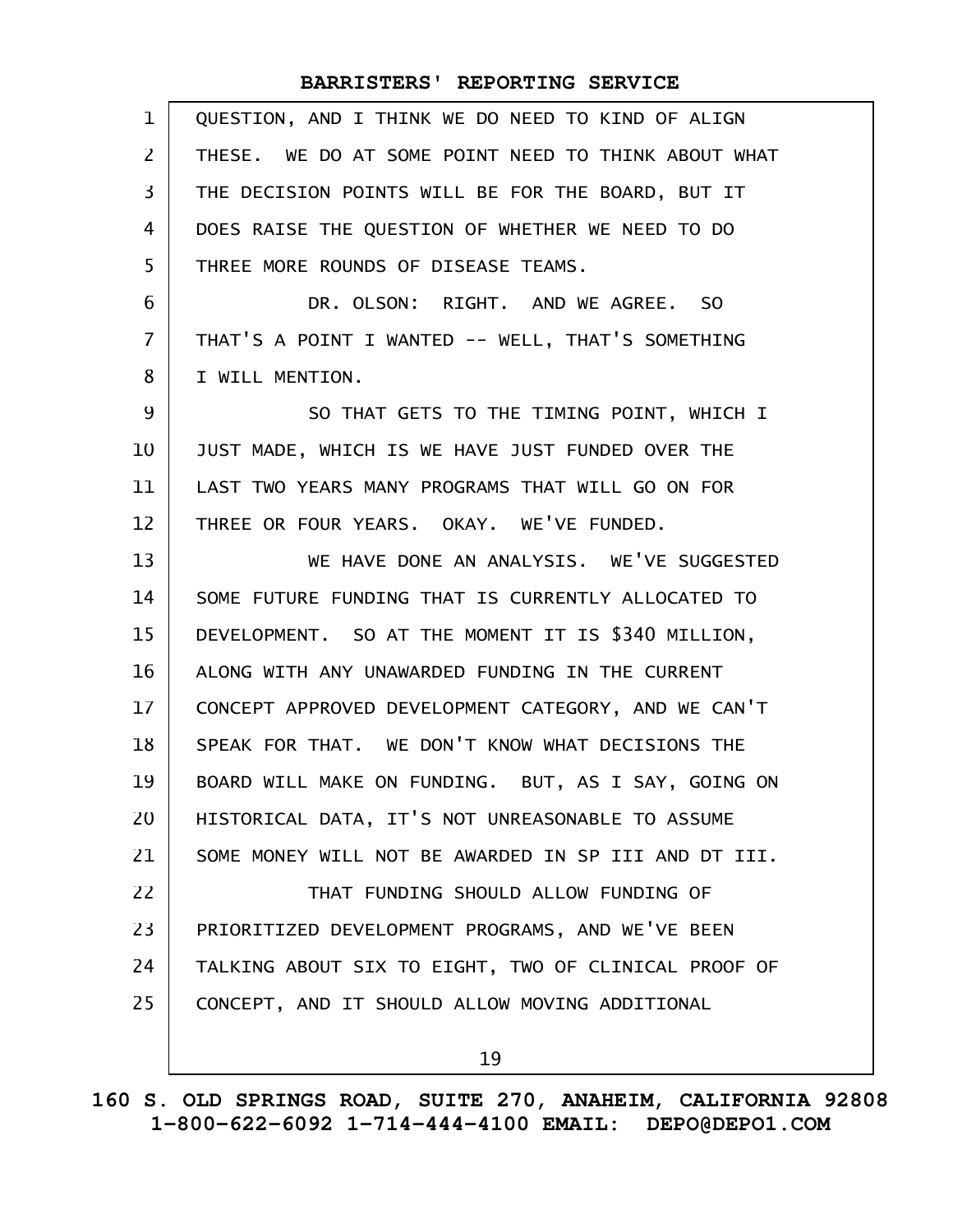QUESTION, AND I THINK WE DO NEED TO KIND OF ALIGN THESE. WE DO AT SOME POINT NEED TO THINK ABOUT WHAT THE DECISION POINTS WILL BE FOR THE BOARD, BUT IT DOES RAISE THE QUESTION OF WHETHER WE NEED TO DO THREE MORE ROUNDS OF DISEASE TEAMS.

DR. OLSON: RIGHT. AND WE AGREE. SO THAT'S A POINT I WANTED -- WELL, THAT'S SOMETHING I WILL MENTION.

SO THAT GETS TO THE TIMING POINT, WHICH I JUST MADE, WHICH IS WE HAVE JUST FUNDED OVER THE LAST TWO YEARS MANY PROGRAMS THAT WILL GO ON FOR THREE OR FOUR YEARS. OKAY. WE'VE FUNDED.

WE HAVE DONE AN ANALYSIS. WE'VE SUGGESTED SOME FUTURE FUNDING THAT IS CURRENTLY ALLOCATED TO DEVELOPMENT. SO AT THE MOMENT IT IS $340 MILLION, ALONG WITH ANY UNAWARDED FUNDING IN THE CURRENT CONCEPT APPROVED DEVELOPMENT CATEGORY, AND WE CAN'T SPEAK FOR THAT. WE DON'T KNOW WHAT DECISIONS THE BOARD WILL MAKE ON FUNDING. BUT, AS I SAY, GOING ON HISTORICAL DATA, IT'S NOT UNREASONABLE TO ASSUME SOME MONEY WILL NOT BE AWARDED IN SP III AND DT III.

THAT FUNDING SHOULD ALLOW FUNDING OF PRIORITIZED DEVELOPMENT PROGRAMS, AND WE'VE BEEN TALKING ABOUT SIX TO EIGHT, TWO OF CLINICAL PROOF OF CONCEPT, AND IT SHOULD ALLOW MOVING ADDITIONAL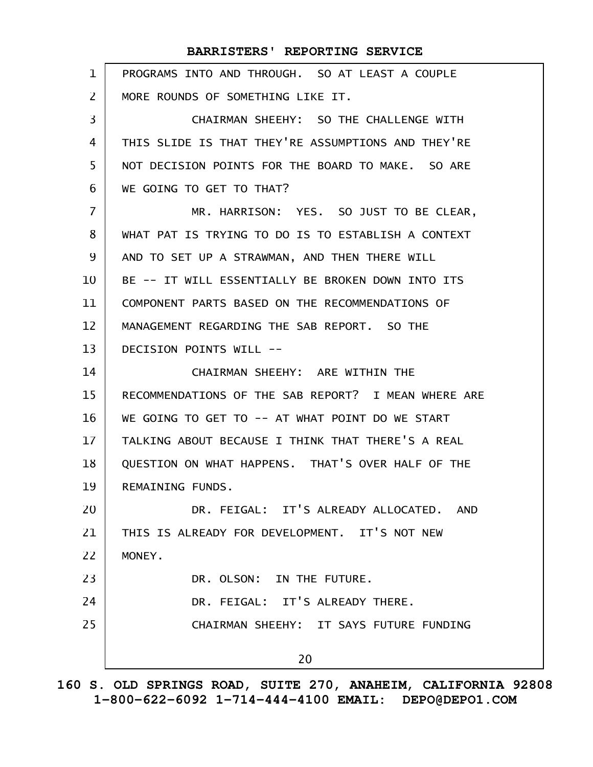PROGRAMS INTO AND THROUGH. SO AT LEAST A COUPLE MORE ROUNDS OF SOMETHING LIKE IT.

CHAIRMAN SHEEHY: SO THE CHALLENGE WITH THIS SLIDE IS THAT THEY'RE ASSUMPTIONS AND THEY'RE NOT DECISION POINTS FOR THE BOARD TO MAKE. SO ARE WE GOING TO GET TO THAT?

MR. HARRISON: YES. SO JUST TO BE CLEAR, WHAT PAT IS TRYING TO DO IS TO ESTABLISH A CONTEXT AND TO SET UP A STRAWMAN, AND THEN THERE WILL BE -- IT WILL ESSENTIALLY BE BROKEN DOWN INTO ITS COMPONENT PARTS BASED ON THE RECOMMENDATIONS OF MANAGEMENT REGARDING THE SAB REPORT. SO THE DECISION POINTS WILL --

CHAIRMAN SHEEHY: ARE WITHIN THE RECOMMENDATIONS OF THE SAB REPORT? I MEAN WHERE ARE WE GOING TO GET TO -- AT WHAT POINT DO WE START TALKING ABOUT BECAUSE I THINK THAT THERE'S A REAL QUESTION ON WHAT HAPPENS. THAT'S OVER HALF OF THE REMAINING FUNDS.

DR. FEIGAL: IT'S ALREADY ALLOCATED. AND THIS IS ALREADY FOR DEVELOPMENT. IT'S NOT NEW MONEY.

DR. OLSON: IN THE FUTURE.

DR. FEIGAL: IT'S ALREADY THERE.

CHAIRMAN SHEEHY: IT SAYS FUTURE FUNDING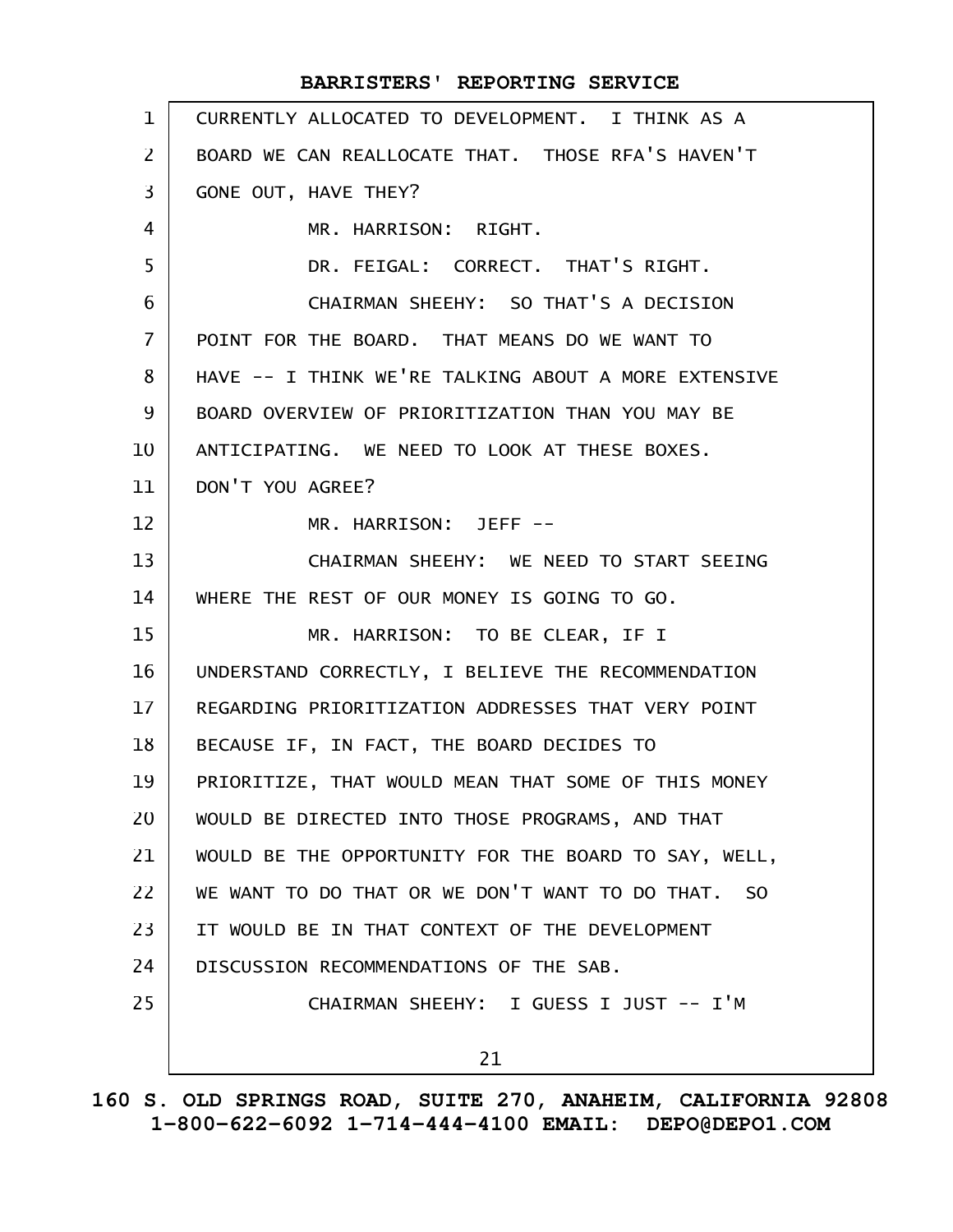CURRENTLY ALLOCATED TO DEVELOPMENT. I THINK AS A BOARD WE CAN REALLOCATE THAT. THOSE RFA'S HAVEN'T GONE OUT, HAVE THEY?

MR. HARRISON: RIGHT.

DR. FEIGAL: CORRECT. THAT'S RIGHT.

CHAIRMAN SHEEHY: SO THAT'S A DECISION POINT FOR THE BOARD. THAT MEANS DO WE WANT TO HAVE -- I THINK WE'RE TALKING ABOUT A MORE EXTENSIVE BOARD OVERVIEW OF PRIORITIZATION THAN YOU MAY BE ANTICIPATING. WE NEED TO LOOK AT THESE BOXES. DON'T YOU AGREE?

MR. HARRISON: JEFF --

CHAIRMAN SHEEHY: WE NEED TO START SEEING WHERE THE REST OF OUR MONEY IS GOING TO GO.

MR. HARRISON: TO BE CLEAR, IF I UNDERSTAND CORRECTLY, I BELIEVE THE RECOMMENDATION REGARDING PRIORITIZATION ADDRESSES THAT VERY POINT BECAUSE IF, IN FACT, THE BOARD DECIDES TO PRIORITIZE, THAT WOULD MEAN THAT SOME OF THIS MONEY WOULD BE DIRECTED INTO THOSE PROGRAMS, AND THAT WOULD BE THE OPPORTUNITY FOR THE BOARD TO SAY, WELL, WE WANT TO DO THAT OR WE DON'T WANT TO DO THAT. SO IT WOULD BE IN THAT CONTEXT OF THE DEVELOPMENT DISCUSSION RECOMMENDATIONS OF THE SAB.

CHAIRMAN SHEEHY: I GUESS I JUST -- I'M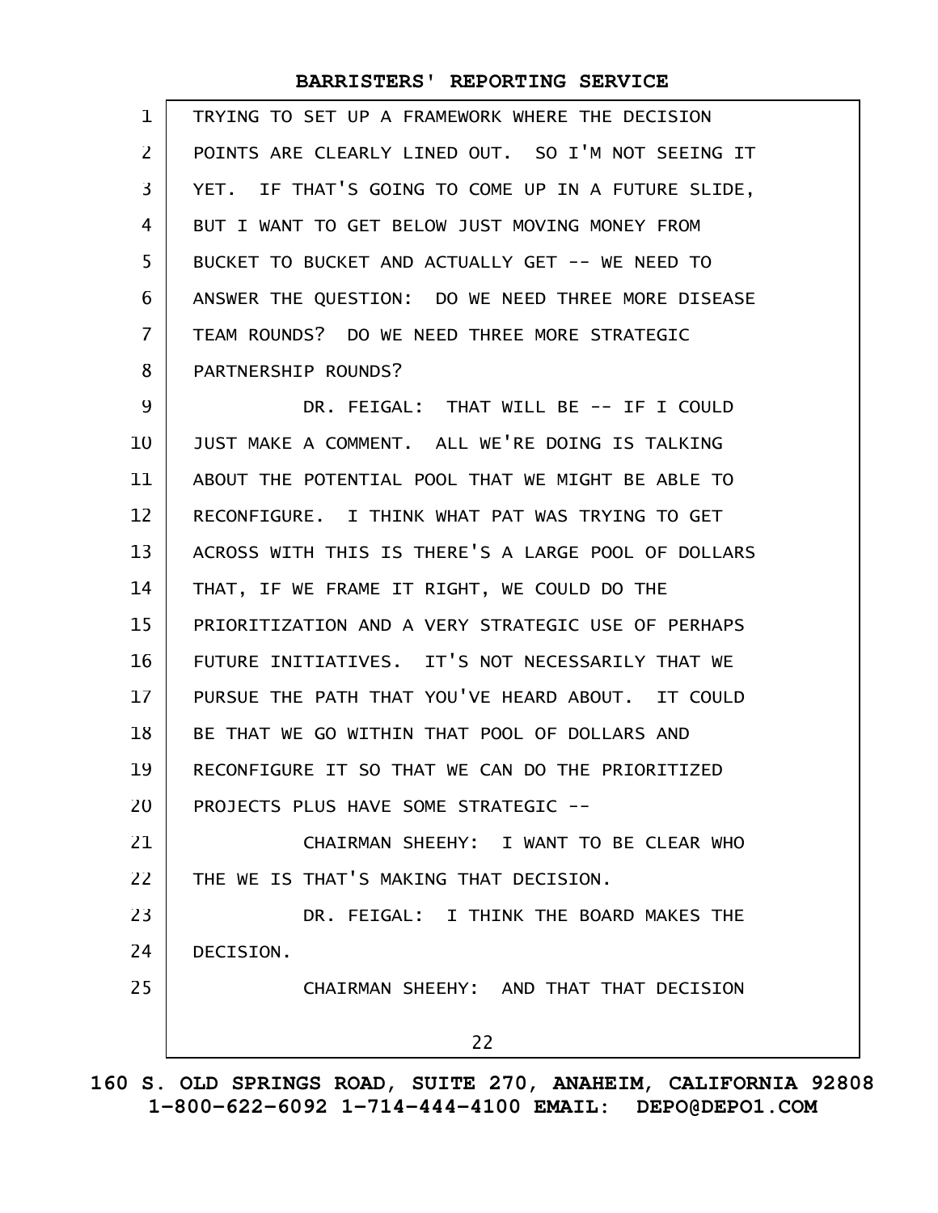TRYING TO SET UP A FRAMEWORK WHERE THE DECISION POINTS ARE CLEARLY LINED OUT. SO I'M NOT SEEING IT YET. IF THAT'S GOING TO COME UP IN A FUTURE SLIDE, BUT I WANT TO GET BELOW JUST MOVING MONEY FROM BUCKET TO BUCKET AND ACTUALLY GET -- WE NEED TO ANSWER THE QUESTION: DO WE NEED THREE MORE DISEASE TEAM ROUNDS? DO WE NEED THREE MORE STRATEGIC PARTNERSHIP ROUNDS?

DR. FEIGAL: THAT WILL BE -- IF I COULD JUST MAKE A COMMENT. ALL WE'RE DOING IS TALKING ABOUT THE POTENTIAL POOL THAT WE MIGHT BE ABLE TO RECONFIGURE. I THINK WHAT PAT WAS TRYING TO GET ACROSS WITH THIS IS THERE'S A LARGE POOL OF DOLLARS THAT, IF WE FRAME IT RIGHT, WE COULD DO THE PRIORITIZATION AND A VERY STRATEGIC USE OF PERHAPS FUTURE INITIATIVES. IT'S NOT NECESSARILY THAT WE PURSUE THE PATH THAT YOU'VE HEARD ABOUT. IT COULD BE THAT WE GO WITHIN THAT POOL OF DOLLARS AND RECONFIGURE IT SO THAT WE CAN DO THE PRIORITIZED PROJECTS PLUS HAVE SOME STRATEGIC --

CHAIRMAN SHEEHY: I WANT TO BE CLEAR WHO THE WE IS THAT'S MAKING THAT DECISION.

DR. FEIGAL: I THINK THE BOARD MAKES THE DECISION.

CHAIRMAN SHEEHY: AND THAT THAT DECISION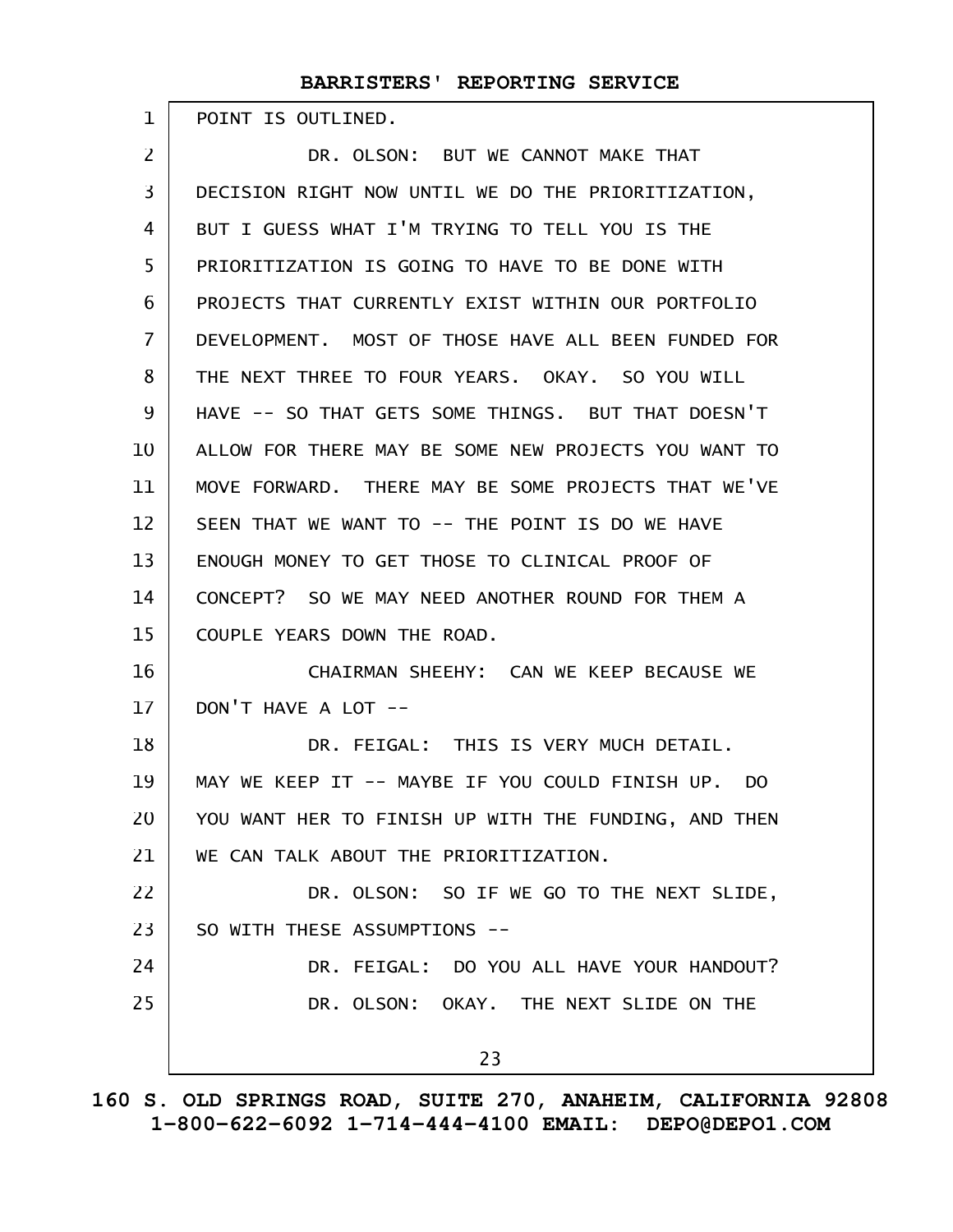POINT IS OUTLINED.

DR. OLSON: BUT WE CANNOT MAKE THAT DECISION RIGHT NOW UNTIL WE DO THE PRIORITIZATION, BUT I GUESS WHAT I'M TRYING TO TELL YOU IS THE PRIORITIZATION IS GOING TO HAVE TO BE DONE WITH PROJECTS THAT CURRENTLY EXIST WITHIN OUR PORTFOLIO DEVELOPMENT. MOST OF THOSE HAVE ALL BEEN FUNDED FOR THE NEXT THREE TO FOUR YEARS. OKAY. SO YOU WILL HAVE -- SO THAT GETS SOME THINGS. BUT THAT DOESN'T ALLOW FOR THERE MAY BE SOME NEW PROJECTS YOU WANT TO MOVE FORWARD. THERE MAY BE SOME PROJECTS THAT WE'VE SEEN THAT WE WANT TO -- THE POINT IS DO WE HAVE ENOUGH MONEY TO GET THOSE TO CLINICAL PROOF OF CONCEPT? SO WE MAY NEED ANOTHER ROUND FOR THEM A COUPLE YEARS DOWN THE ROAD.

CHAIRMAN SHEEHY: CAN WE KEEP BECAUSE WE DON'T HAVE A LOT --

DR. FEIGAL: THIS IS VERY MUCH DETAIL. MAY WE KEEP IT -- MAYBE IF YOU COULD FINISH UP. DO YOU WANT HER TO FINISH UP WITH THE FUNDING, AND THEN WE CAN TALK ABOUT THE PRIORITIZATION.

DR. OLSON: SO IF WE GO TO THE NEXT SLIDE, SO WITH THESE ASSUMPTIONS --

DR. FEIGAL: DO YOU ALL HAVE YOUR HANDOUT?

DR. OLSON: OKAY. THE NEXT SLIDE ON THE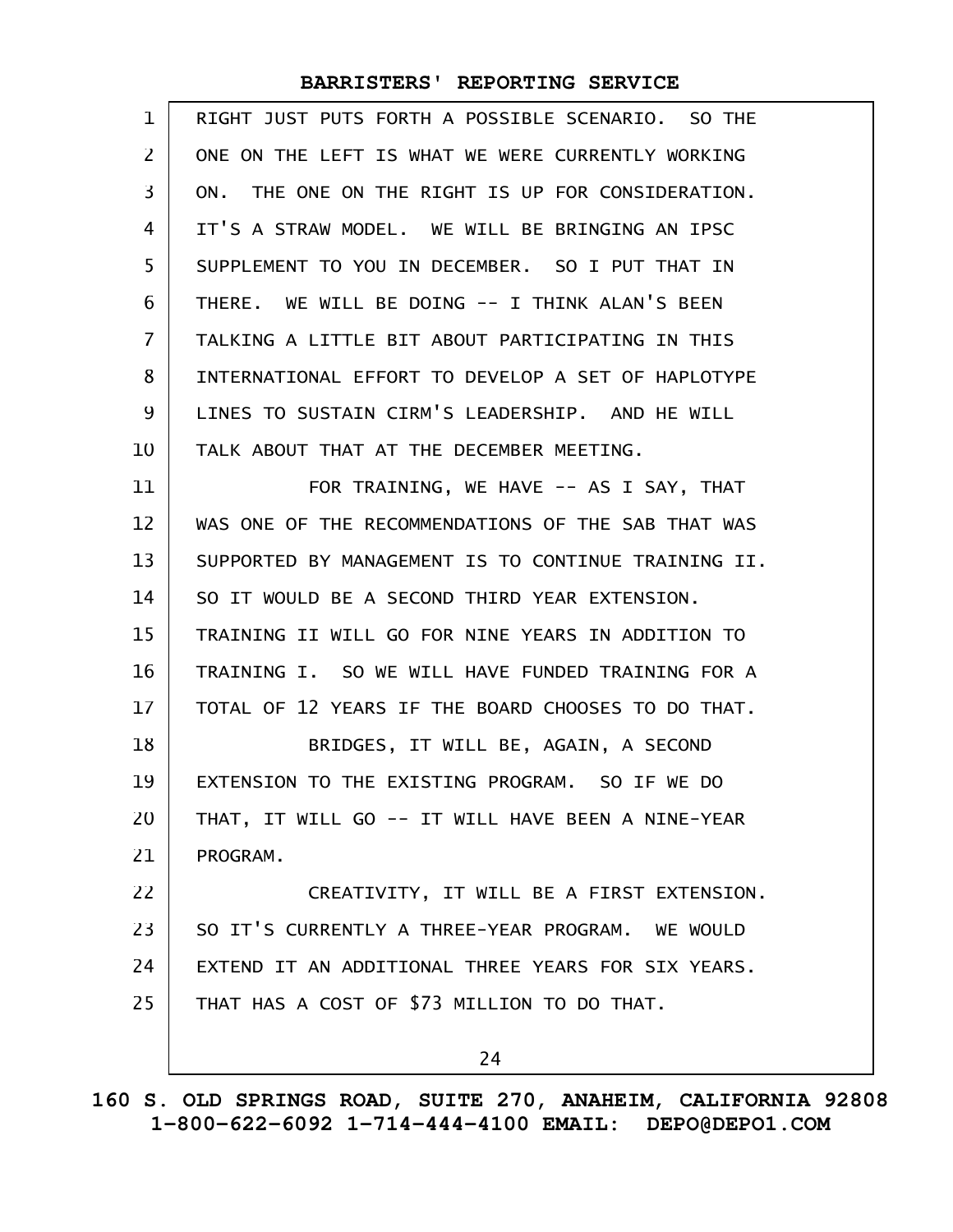RIGHT JUST PUTS FORTH A POSSIBLE SCENARIO. SO THE ONE ON THE LEFT IS WHAT WE WERE CURRENTLY WORKING ON. THE ONE ON THE RIGHT IS UP FOR CONSIDERATION. IT'S A STRAW MODEL. WE WILL BE BRINGING AN IPSC SUPPLEMENT TO YOU IN DECEMBER. SO I PUT THAT IN THERE. WE WILL BE DOING -- I THINK ALAN'S BEEN TALKING A LITTLE BIT ABOUT PARTICIPATING IN THIS INTERNATIONAL EFFORT TO DEVELOP A SET OF HAPLOTYPE LINES TO SUSTAIN CIRM'S LEADERSHIP. AND HE WILL TALK ABOUT THAT AT THE DECEMBER MEETING.

FOR TRAINING, WE HAVE -- AS I SAY, THAT WAS ONE OF THE RECOMMENDATIONS OF THE SAB THAT WAS SUPPORTED BY MANAGEMENT IS TO CONTINUE TRAINING II. SO IT WOULD BE A SECOND THIRD YEAR EXTENSION. TRAINING II WILL GO FOR NINE YEARS IN ADDITION TO TRAINING I. SO WE WILL HAVE FUNDED TRAINING FOR A TOTAL OF 12 YEARS IF THE BOARD CHOOSES TO DO THAT.

BRIDGES, IT WILL BE, AGAIN, A SECOND EXTENSION TO THE EXISTING PROGRAM. SO IF WE DO THAT, IT WILL GO -- IT WILL HAVE BEEN A NINE-YEAR PROGRAM.

CREATIVITY, IT WILL BE A FIRST EXTENSION. SO IT'S CURRENTLY A THREE-YEAR PROGRAM. WE WOULD EXTEND IT AN ADDITIONAL THREE YEARS FOR SIX YEARS. THAT HAS A COST OF $73 MILLION TO DO THAT.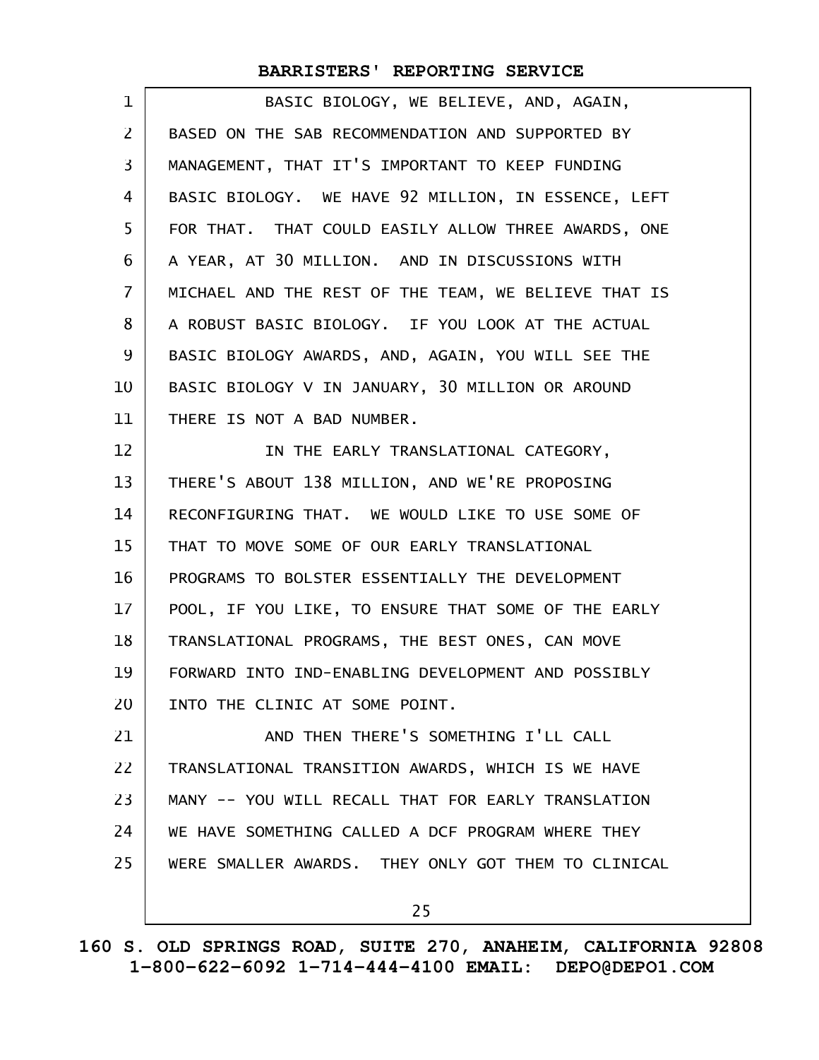BASIC BIOLOGY, WE BELIEVE, AND, AGAIN, BASED ON THE SAB RECOMMENDATION AND SUPPORTED BY MANAGEMENT, THAT IT'S IMPORTANT TO KEEP FUNDING BASIC BIOLOGY. WE HAVE 92 MILLION, IN ESSENCE, LEFT FOR THAT. THAT COULD EASILY ALLOW THREE AWARDS, ONE A YEAR, AT 30 MILLION. AND IN DISCUSSIONS WITH MICHAEL AND THE REST OF THE TEAM, WE BELIEVE THAT IS A ROBUST BASIC BIOLOGY. IF YOU LOOK AT THE ACTUAL BASIC BIOLOGY AWARDS, AND, AGAIN, YOU WILL SEE THE BASIC BIOLOGY V IN JANUARY, 30 MILLION OR AROUND THERE IS NOT A BAD NUMBER.

IN THE EARLY TRANSLATIONAL CATEGORY, THERE'S ABOUT 138 MILLION, AND WE'RE PROPOSING RECONFIGURING THAT. WE WOULD LIKE TO USE SOME OF THAT TO MOVE SOME OF OUR EARLY TRANSLATIONAL PROGRAMS TO BOLSTER ESSENTIALLY THE DEVELOPMENT POOL, IF YOU LIKE, TO ENSURE THAT SOME OF THE EARLY TRANSLATIONAL PROGRAMS, THE BEST ONES, CAN MOVE FORWARD INTO IND-ENABLING DEVELOPMENT AND POSSIBLY INTO THE CLINIC AT SOME POINT.

AND THEN THERE'S SOMETHING I'LL CALL TRANSLATIONAL TRANSITION AWARDS, WHICH IS WE HAVE MANY -- YOU WILL RECALL THAT FOR EARLY TRANSLATION WE HAVE SOMETHING CALLED A DCF PROGRAM WHERE THEY WERE SMALLER AWARDS. THEY ONLY GOT THEM TO CLINICAL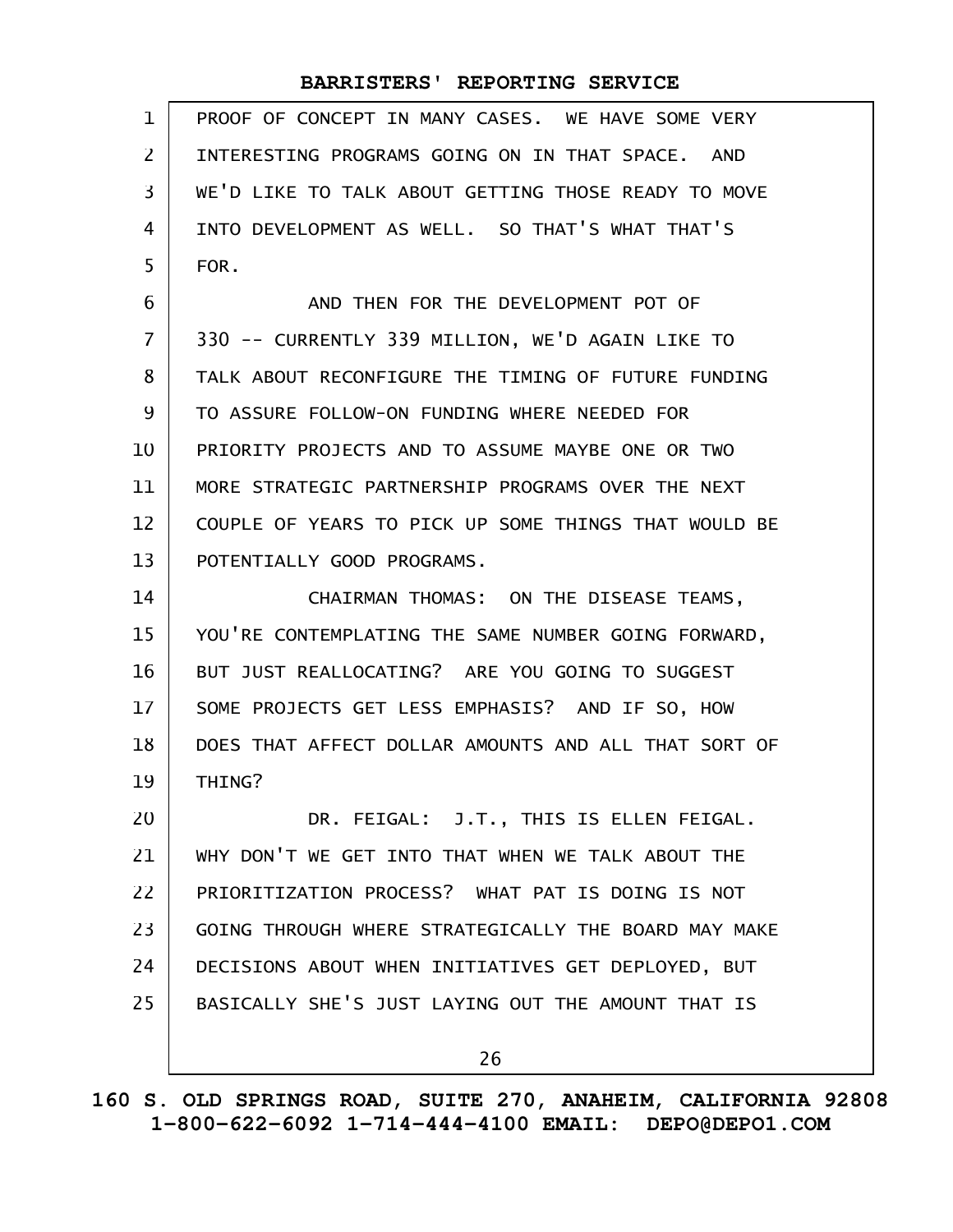PROOF OF CONCEPT IN MANY CASES. WE HAVE SOME VERY INTERESTING PROGRAMS GOING ON IN THAT SPACE. AND WE'D LIKE TO TALK ABOUT GETTING THOSE READY TO MOVE INTO DEVELOPMENT AS WELL. SO THAT'S WHAT THAT'S FOR.

AND THEN FOR THE DEVELOPMENT POT OF 330 -- CURRENTLY 339 MILLION, WE'D AGAIN LIKE TO TALK ABOUT RECONFIGURE THE TIMING OF FUTURE FUNDING TO ASSURE FOLLOW-ON FUNDING WHERE NEEDED FOR PRIORITY PROJECTS AND TO ASSUME MAYBE ONE OR TWO MORE STRATEGIC PARTNERSHIP PROGRAMS OVER THE NEXT COUPLE OF YEARS TO PICK UP SOME THINGS THAT WOULD BE POTENTIALLY GOOD PROGRAMS.

CHAIRMAN THOMAS: ON THE DISEASE TEAMS, YOU'RE CONTEMPLATING THE SAME NUMBER GOING FORWARD, BUT JUST REALLOCATING? ARE YOU GOING TO SUGGEST SOME PROJECTS GET LESS EMPHASIS? AND IF SO, HOW DOES THAT AFFECT DOLLAR AMOUNTS AND ALL THAT SORT OF THING?

DR. FEIGAL: J.T., THIS IS ELLEN FEIGAL. WHY DON'T WE GET INTO THAT WHEN WE TALK ABOUT THE PRIORITIZATION PROCESS? WHAT PAT IS DOING IS NOT GOING THROUGH WHERE STRATEGICALLY THE BOARD MAY MAKE DECISIONS ABOUT WHEN INITIATIVES GET DEPLOYED, BUT BASICALLY SHE'S JUST LAYING OUT THE AMOUNT THAT IS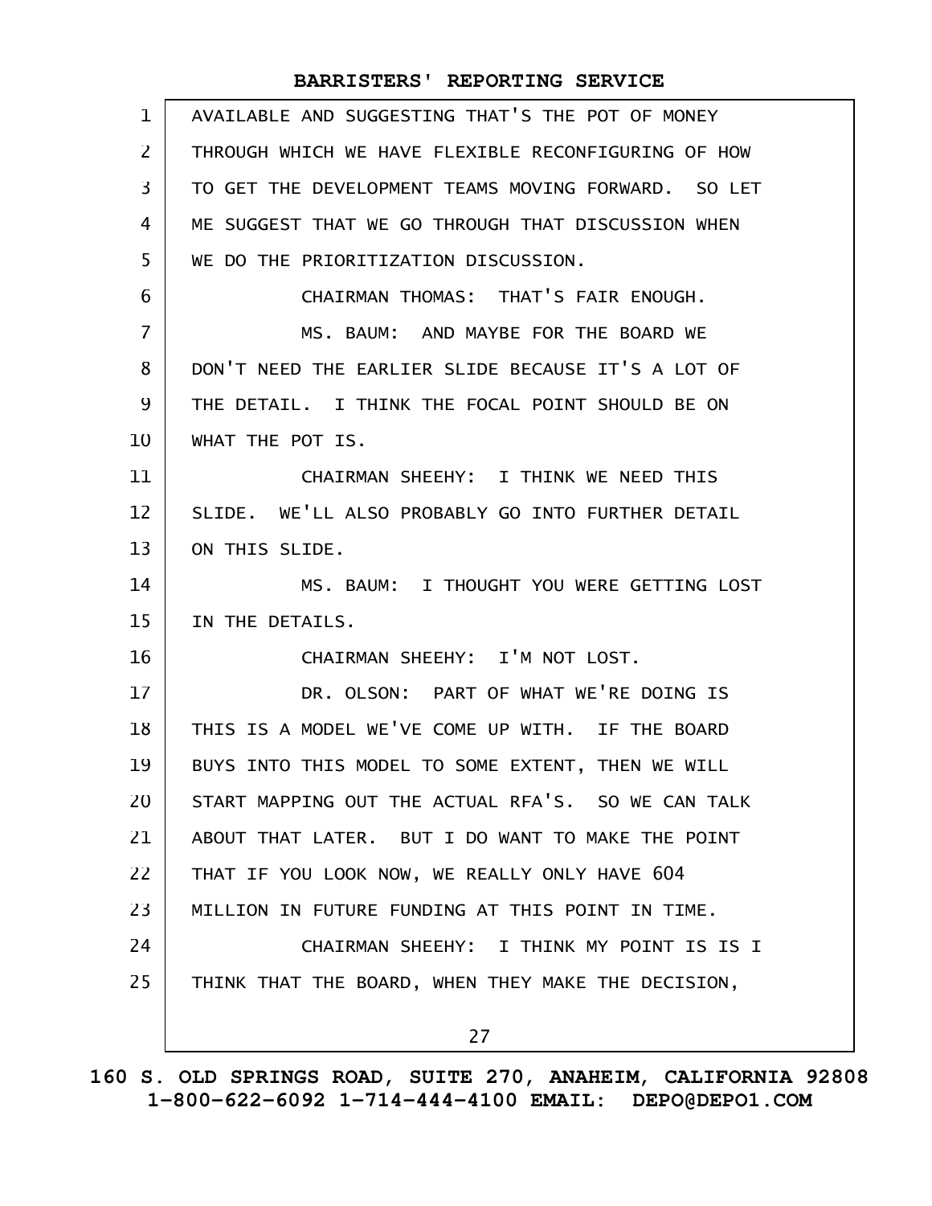AVAILABLE AND SUGGESTING THAT'S THE POT OF MONEY THROUGH WHICH WE HAVE FLEXIBLE RECONFIGURING OF HOW TO GET THE DEVELOPMENT TEAMS MOVING FORWARD. SO LET ME SUGGEST THAT WE GO THROUGH THAT DISCUSSION WHEN WE DO THE PRIORITIZATION DISCUSSION.

CHAIRMAN THOMAS: THAT'S FAIR ENOUGH.

MS. BAUM: AND MAYBE FOR THE BOARD WE DON'T NEED THE EARLIER SLIDE BECAUSE IT'S A LOT OF THE DETAIL. I THINK THE FOCAL POINT SHOULD BE ON WHAT THE POT IS.

CHAIRMAN SHEEHY: I THINK WE NEED THIS SLIDE. WE'LL ALSO PROBABLY GO INTO FURTHER DETAIL ON THIS SLIDE.

MS. BAUM: I THOUGHT YOU WERE GETTING LOST IN THE DETAILS.

CHAIRMAN SHEEHY: I'M NOT LOST.

DR. OLSON: PART OF WHAT WE'RE DOING IS THIS IS A MODEL WE'VE COME UP WITH. IF THE BOARD BUYS INTO THIS MODEL TO SOME EXTENT, THEN WE WILL START MAPPING OUT THE ACTUAL RFA'S. SO WE CAN TALK ABOUT THAT LATER. BUT I DO WANT TO MAKE THE POINT THAT IF YOU LOOK NOW, WE REALLY ONLY HAVE 604 MILLION IN FUTURE FUNDING AT THIS POINT IN TIME.

CHAIRMAN SHEEHY: I THINK MY POINT IS IS I THINK THAT THE BOARD, WHEN THEY MAKE THE DECISION,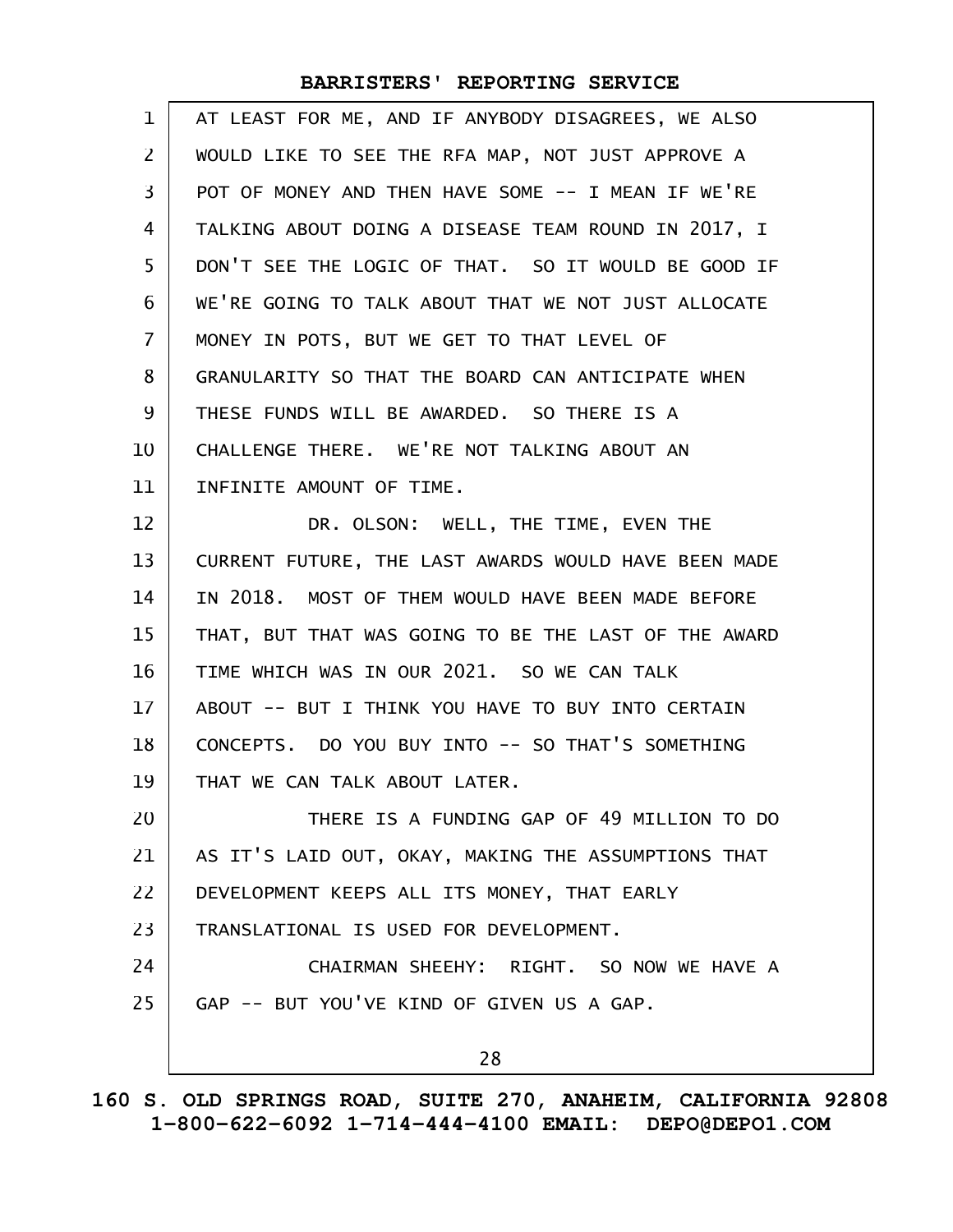AT LEAST FOR ME, AND IF ANYBODY DISAGREES, WE ALSO WOULD LIKE TO SEE THE RFA MAP, NOT JUST APPROVE A POT OF MONEY AND THEN HAVE SOME -- I MEAN IF WE'RE TALKING ABOUT DOING A DISEASE TEAM ROUND IN 2017, I DON'T SEE THE LOGIC OF THAT. SO IT WOULD BE GOOD IF WE'RE GOING TO TALK ABOUT THAT WE NOT JUST ALLOCATE MONEY IN POTS, BUT WE GET TO THAT LEVEL OF GRANULARITY SO THAT THE BOARD CAN ANTICIPATE WHEN THESE FUNDS WILL BE AWARDED. SO THERE IS A CHALLENGE THERE. WE'RE NOT TALKING ABOUT AN INFINITE AMOUNT OF TIME.

DR. OLSON: WELL, THE TIME, EVEN THE CURRENT FUTURE, THE LAST AWARDS WOULD HAVE BEEN MADE IN 2018. MOST OF THEM WOULD HAVE BEEN MADE BEFORE THAT, BUT THAT WAS GOING TO BE THE LAST OF THE AWARD TIME WHICH WAS IN OUR 2021. SO WE CAN TALK ABOUT -- BUT I THINK YOU HAVE TO BUY INTO CERTAIN CONCEPTS. DO YOU BUY INTO -- SO THAT'S SOMETHING THAT WE CAN TALK ABOUT LATER.

THERE IS A FUNDING GAP OF 49 MILLION TO DO AS IT'S LAID OUT, OKAY, MAKING THE ASSUMPTIONS THAT DEVELOPMENT KEEPS ALL ITS MONEY, THAT EARLY TRANSLATIONAL IS USED FOR DEVELOPMENT.

CHAIRMAN SHEEHY: RIGHT. SO NOW WE HAVE A GAP -- BUT YOU'VE KIND OF GIVEN US A GAP.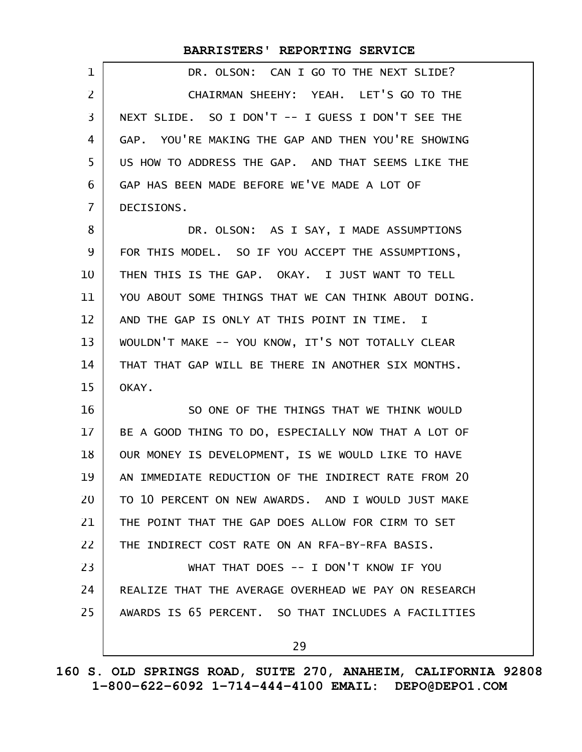DR. OLSON: CAN I GO TO THE NEXT SLIDE?

CHAIRMAN SHEEHY: YEAH. LET'S GO TO THE NEXT SLIDE. SO I DON'T -- I GUESS I DON'T SEE THE GAP. YOU'RE MAKING THE GAP AND THEN YOU'RE SHOWING US HOW TO ADDRESS THE GAP. AND THAT SEEMS LIKE THE GAP HAS BEEN MADE BEFORE WE'VE MADE A LOT OF DECISIONS.

DR. OLSON: AS I SAY, I MADE ASSUMPTIONS FOR THIS MODEL. SO IF YOU ACCEPT THE ASSUMPTIONS, THEN THIS IS THE GAP. OKAY. I JUST WANT TO TELL YOU ABOUT SOME THINGS THAT WE CAN THINK ABOUT DOING. AND THE GAP IS ONLY AT THIS POINT IN TIME. I WOULDN'T MAKE -- YOU KNOW, IT'S NOT TOTALLY CLEAR THAT THAT GAP WILL BE THERE IN ANOTHER SIX MONTHS. OKAY.

SO ONE OF THE THINGS THAT WE THINK WOULD BE A GOOD THING TO DO, ESPECIALLY NOW THAT A LOT OF OUR MONEY IS DEVELOPMENT, IS WE WOULD LIKE TO HAVE AN IMMEDIATE REDUCTION OF THE INDIRECT RATE FROM 20 TO 10 PERCENT ON NEW AWARDS. AND I WOULD JUST MAKE THE POINT THAT THE GAP DOES ALLOW FOR CIRM TO SET THE INDIRECT COST RATE ON AN RFA-BY-RFA BASIS.

WHAT THAT DOES -- I DON'T KNOW IF YOU REALIZE THAT THE AVERAGE OVERHEAD WE PAY ON RESEARCH AWARDS IS 65 PERCENT. SO THAT INCLUDES A FACILITIES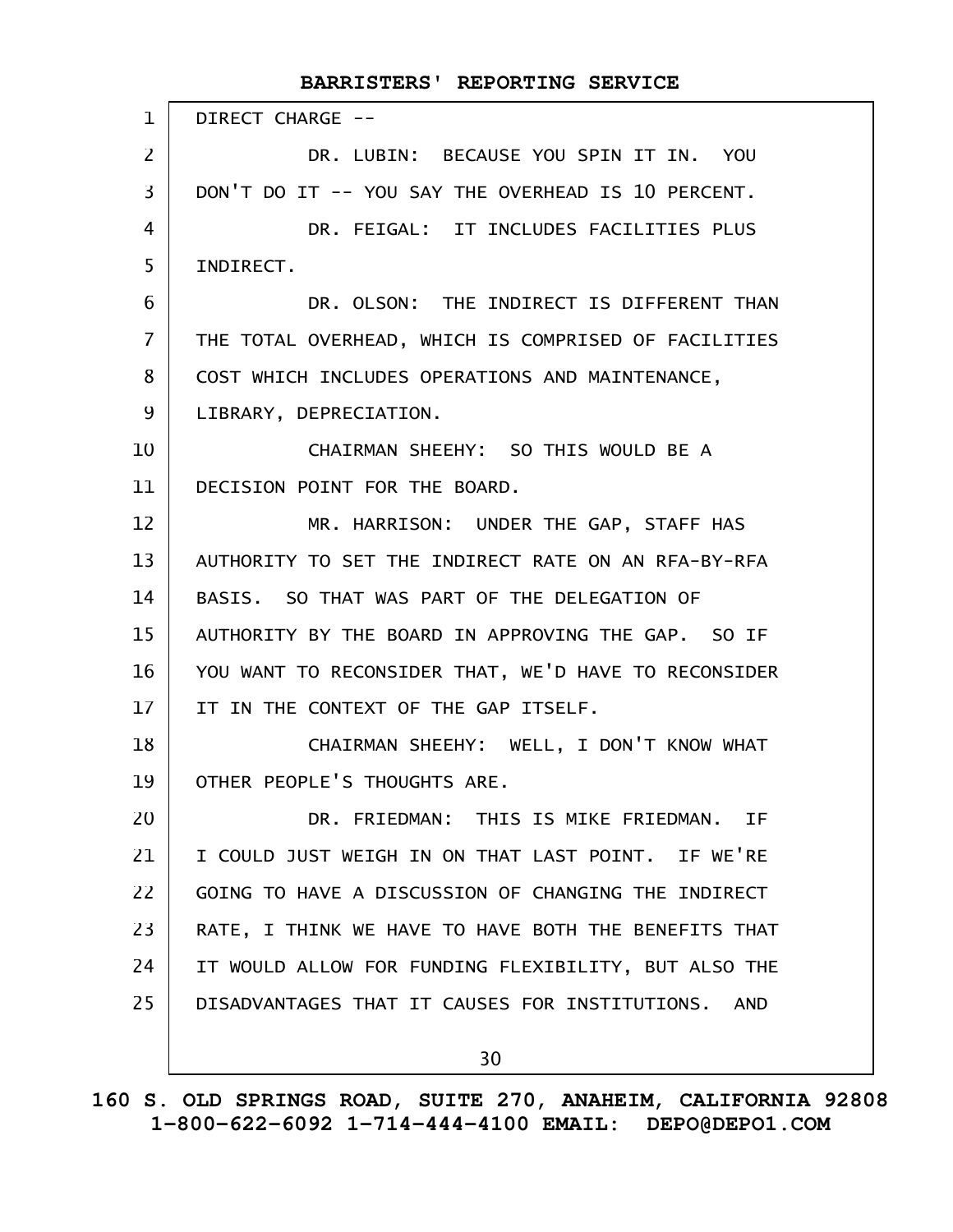DIRECT CHARGE --

DR. LUBIN: BECAUSE YOU SPIN IT IN. YOU DON'T DO IT -- YOU SAY THE OVERHEAD IS 10 PERCENT.

DR. FEIGAL: IT INCLUDES FACILITIES PLUS INDIRECT.

DR. OLSON: THE INDIRECT IS DIFFERENT THAN THE TOTAL OVERHEAD, WHICH IS COMPRISED OF FACILITIES COST WHICH INCLUDES OPERATIONS AND MAINTENANCE, LIBRARY, DEPRECIATION.

CHAIRMAN SHEEHY: SO THIS WOULD BE A DECISION POINT FOR THE BOARD.

MR. HARRISON: UNDER THE GAP, STAFF HAS AUTHORITY TO SET THE INDIRECT RATE ON AN RFA-BY-RFA BASIS. SO THAT WAS PART OF THE DELEGATION OF AUTHORITY BY THE BOARD IN APPROVING THE GAP. SO IF YOU WANT TO RECONSIDER THAT, WE'D HAVE TO RECONSIDER IT IN THE CONTEXT OF THE GAP ITSELF.

CHAIRMAN SHEEHY: WELL, I DON'T KNOW WHAT OTHER PEOPLE'S THOUGHTS ARE.

DR. FRIEDMAN: THIS IS MIKE FRIEDMAN. IF I COULD JUST WEIGH IN ON THAT LAST POINT. IF WE'RE GOING TO HAVE A DISCUSSION OF CHANGING THE INDIRECT RATE, I THINK WE HAVE TO HAVE BOTH THE BENEFITS THAT IT WOULD ALLOW FOR FUNDING FLEXIBILITY, BUT ALSO THE DISADVANTAGES THAT IT CAUSES FOR INSTITUTIONS. AND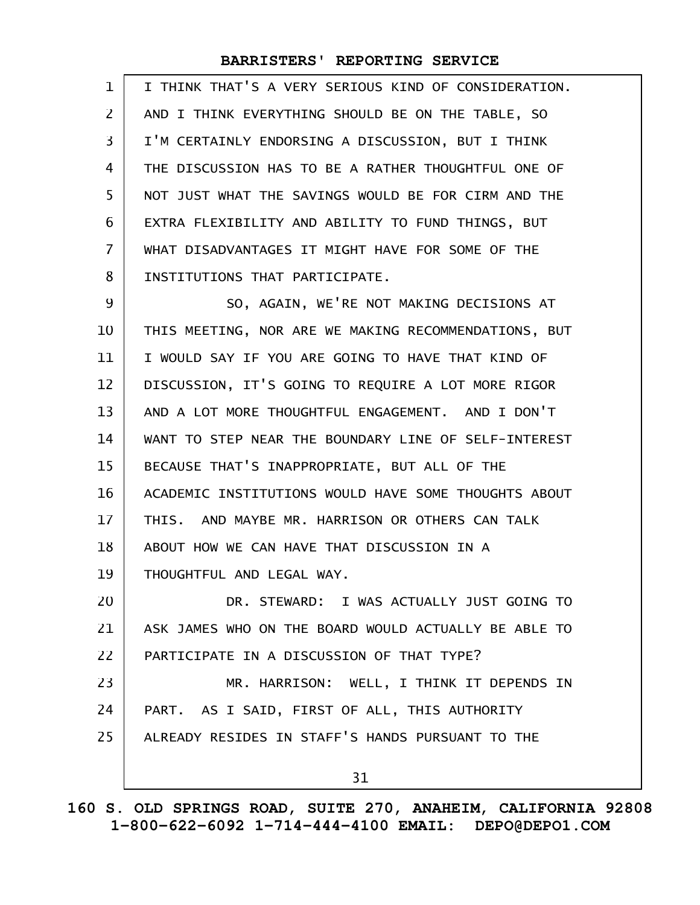I THINK THAT'S A VERY SERIOUS KIND OF CONSIDERATION. AND I THINK EVERYTHING SHOULD BE ON THE TABLE, SO I'M CERTAINLY ENDORSING A DISCUSSION, BUT I THINK THE DISCUSSION HAS TO BE A RATHER THOUGHTFUL ONE OF NOT JUST WHAT THE SAVINGS WOULD BE FOR CIRM AND THE EXTRA FLEXIBILITY AND ABILITY TO FUND THINGS, BUT WHAT DISADVANTAGES IT MIGHT HAVE FOR SOME OF THE INSTITUTIONS THAT PARTICIPATE.

SO, AGAIN, WE'RE NOT MAKING DECISIONS AT THIS MEETING, NOR ARE WE MAKING RECOMMENDATIONS, BUT I WOULD SAY IF YOU ARE GOING TO HAVE THAT KIND OF DISCUSSION, IT'S GOING TO REQUIRE A LOT MORE RIGOR AND A LOT MORE THOUGHTFUL ENGAGEMENT. AND I DON'T WANT TO STEP NEAR THE BOUNDARY LINE OF SELF-INTEREST BECAUSE THAT'S INAPPROPRIATE, BUT ALL OF THE ACADEMIC INSTITUTIONS WOULD HAVE SOME THOUGHTS ABOUT THIS. AND MAYBE MR. HARRISON OR OTHERS CAN TALK ABOUT HOW WE CAN HAVE THAT DISCUSSION IN A THOUGHTFUL AND LEGAL WAY.

DR. STEWARD: I WAS ACTUALLY JUST GOING TO ASK JAMES WHO ON THE BOARD WOULD ACTUALLY BE ABLE TO PARTICIPATE IN A DISCUSSION OF THAT TYPE?

MR. HARRISON: WELL, I THINK IT DEPENDS IN PART. AS I SAID, FIRST OF ALL, THIS AUTHORITY ALREADY RESIDES IN STAFF'S HANDS PURSUANT TO THE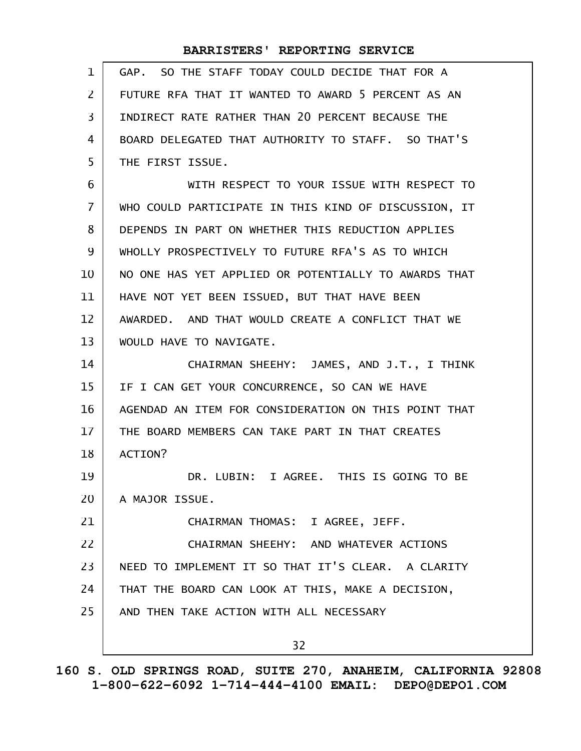GAP. SO THE STAFF TODAY COULD DECIDE THAT FOR A FUTURE RFA THAT IT WANTED TO AWARD 5 PERCENT AS AN INDIRECT RATE RATHER THAN 20 PERCENT BECAUSE THE BOARD DELEGATED THAT AUTHORITY TO STAFF. SO THAT'S THE FIRST ISSUE.

WITH RESPECT TO YOUR ISSUE WITH RESPECT TO WHO COULD PARTICIPATE IN THIS KIND OF DISCUSSION, IT DEPENDS IN PART ON WHETHER THIS REDUCTION APPLIES WHOLLY PROSPECTIVELY TO FUTURE RFA'S AS TO WHICH NO ONE HAS YET APPLIED OR POTENTIALLY TO AWARDS THAT HAVE NOT YET BEEN ISSUED, BUT THAT HAVE BEEN AWARDED. AND THAT WOULD CREATE A CONFLICT THAT WE WOULD HAVE TO NAVIGATE.

CHAIRMAN SHEEHY: JAMES, AND J.T., I THINK IF I CAN GET YOUR CONCURRENCE, SO CAN WE HAVE AGENDAD AN ITEM FOR CONSIDERATION ON THIS POINT THAT THE BOARD MEMBERS CAN TAKE PART IN THAT CREATES ACTION?

DR. LUBIN: I AGREE. THIS IS GOING TO BE A MAJOR ISSUE.

CHAIRMAN THOMAS: I AGREE, JEFF.

CHAIRMAN SHEEHY: AND WHATEVER ACTIONS NEED TO IMPLEMENT IT SO THAT IT'S CLEAR. A CLARITY THAT THE BOARD CAN LOOK AT THIS, MAKE A DECISION, AND THEN TAKE ACTION WITH ALL NECESSARY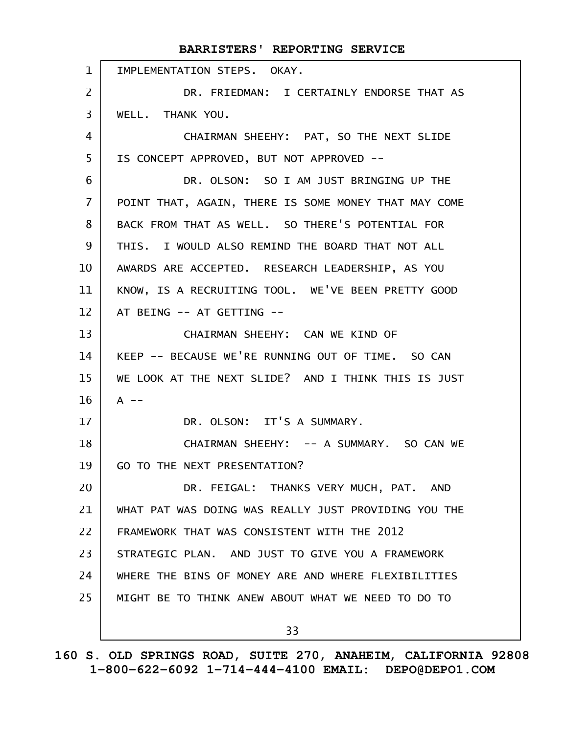IMPLEMENTATION STEPS. OKAY.

DR. FRIEDMAN: I CERTAINLY ENDORSE THAT AS WELL. THANK YOU.

CHAIRMAN SHEEHY: PAT, SO THE NEXT SLIDE IS CONCEPT APPROVED, BUT NOT APPROVED --

DR. OLSON: SO I AM JUST BRINGING UP THE POINT THAT, AGAIN, THERE IS SOME MONEY THAT MAY COME BACK FROM THAT AS WELL. SO THERE'S POTENTIAL FOR THIS. I WOULD ALSO REMIND THE BOARD THAT NOT ALL AWARDS ARE ACCEPTED. RESEARCH LEADERSHIP, AS YOU KNOW, IS A RECRUITING TOOL. WE'VE BEEN PRETTY GOOD AT BEING -- AT GETTING --

CHAIRMAN SHEEHY: CAN WE KIND OF KEEP -- BECAUSE WE'RE RUNNING OUT OF TIME. SO CAN WE LOOK AT THE NEXT SLIDE? AND I THINK THIS IS JUST A --

DR. OLSON: IT'S A SUMMARY.

CHAIRMAN SHEEHY: -- A SUMMARY. SO CAN WE GO TO THE NEXT PRESENTATION?

DR. FEIGAL: THANKS VERY MUCH, PAT. AND WHAT PAT WAS DOING WAS REALLY JUST PROVIDING YOU THE FRAMEWORK THAT WAS CONSISTENT WITH THE 2012 STRATEGIC PLAN. AND JUST TO GIVE YOU A FRAMEWORK WHERE THE BINS OF MONEY ARE AND WHERE FLEXIBILITIES MIGHT BE TO THINK ANEW ABOUT WHAT WE NEED TO DO TO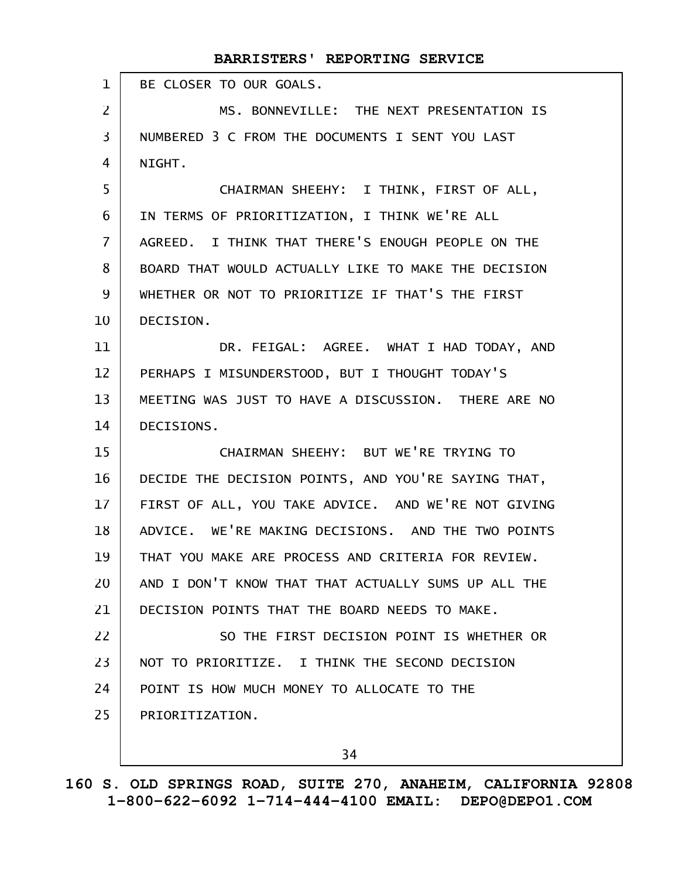BE CLOSER TO OUR GOALS.

MS. BONNEVILLE: THE NEXT PRESENTATION IS NUMBERED 3 C FROM THE DOCUMENTS I SENT YOU LAST NIGHT.

CHAIRMAN SHEEHY: I THINK, FIRST OF ALL, IN TERMS OF PRIORITIZATION, I THINK WE'RE ALL AGREED. I THINK THAT THERE'S ENOUGH PEOPLE ON THE BOARD THAT WOULD ACTUALLY LIKE TO MAKE THE DECISION WHETHER OR NOT TO PRIORITIZE IF THAT'S THE FIRST DECISION.

DR. FEIGAL: AGREE. WHAT I HAD TODAY, AND PERHAPS I MISUNDERSTOOD, BUT I THOUGHT TODAY'S MEETING WAS JUST TO HAVE A DISCUSSION. THERE ARE NO DECISIONS.

CHAIRMAN SHEEHY: BUT WE'RE TRYING TO DECIDE THE DECISION POINTS, AND YOU'RE SAYING THAT, FIRST OF ALL, YOU TAKE ADVICE. AND WE'RE NOT GIVING ADVICE. WE'RE MAKING DECISIONS. AND THE TWO POINTS THAT YOU MAKE ARE PROCESS AND CRITERIA FOR REVIEW. AND I DON'T KNOW THAT THAT ACTUALLY SUMS UP ALL THE DECISION POINTS THAT THE BOARD NEEDS TO MAKE.

SO THE FIRST DECISION POINT IS WHETHER OR NOT TO PRIORITIZE. I THINK THE SECOND DECISION POINT IS HOW MUCH MONEY TO ALLOCATE TO THE PRIORITIZATION.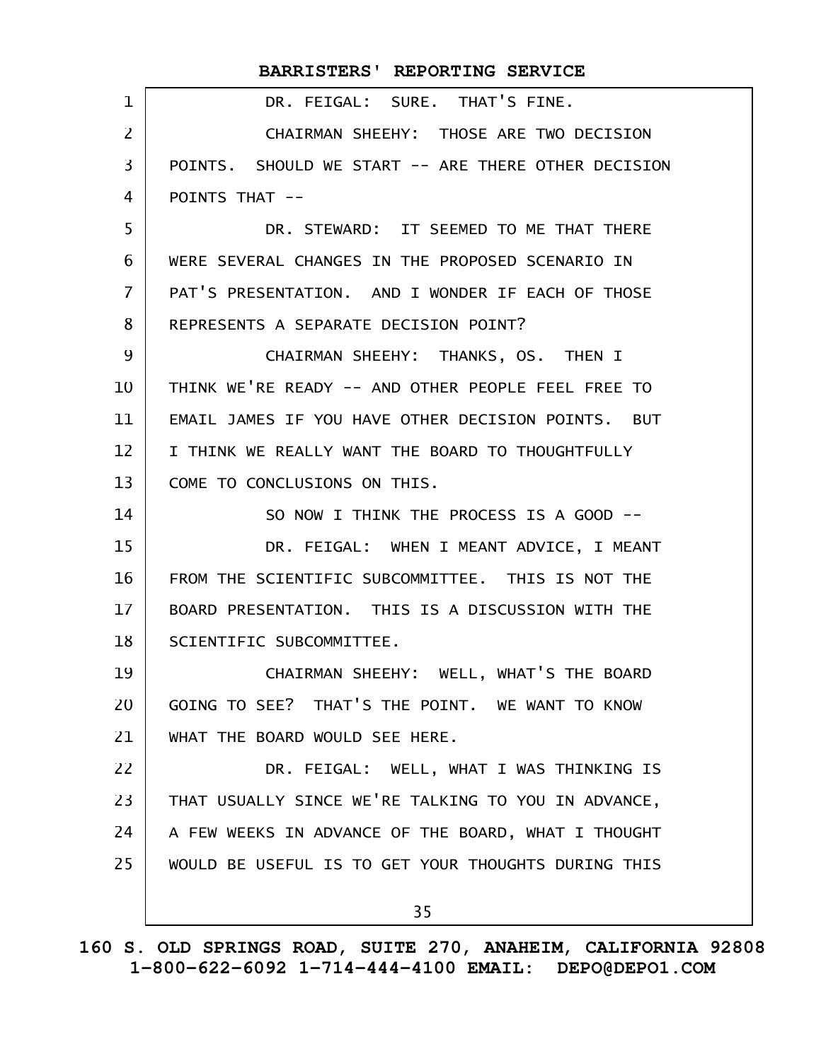DR. FEIGAL: SURE. THAT'S FINE.

CHAIRMAN SHEEHY: THOSE ARE TWO DECISION POINTS. SHOULD WE START -- ARE THERE OTHER DECISION POINTS THAT --

DR. STEWARD: IT SEEMED TO ME THAT THERE WERE SEVERAL CHANGES IN THE PROPOSED SCENARIO IN PAT'S PRESENTATION. AND I WONDER IF EACH OF THOSE REPRESENTS A SEPARATE DECISION POINT?

CHAIRMAN SHEEHY: THANKS, OS. THEN I THINK WE'RE READY -- AND OTHER PEOPLE FEEL FREE TO EMAIL JAMES IF YOU HAVE OTHER DECISION POINTS. BUT I THINK WE REALLY WANT THE BOARD TO THOUGHTFULLY COME TO CONCLUSIONS ON THIS.

SO NOW I THINK THE PROCESS IS A GOOD --

DR. FEIGAL: WHEN I MEANT ADVICE, I MEANT FROM THE SCIENTIFIC SUBCOMMITTEE. THIS IS NOT THE BOARD PRESENTATION. THIS IS A DISCUSSION WITH THE SCIENTIFIC SUBCOMMITTEE.

CHAIRMAN SHEEHY: WELL, WHAT'S THE BOARD GOING TO SEE? THAT'S THE POINT. WE WANT TO KNOW WHAT THE BOARD WOULD SEE HERE.

DR. FEIGAL: WELL, WHAT I WAS THINKING IS THAT USUALLY SINCE WE'RE TALKING TO YOU IN ADVANCE, A FEW WEEKS IN ADVANCE OF THE BOARD, WHAT I THOUGHT WOULD BE USEFUL IS TO GET YOUR THOUGHTS DURING THIS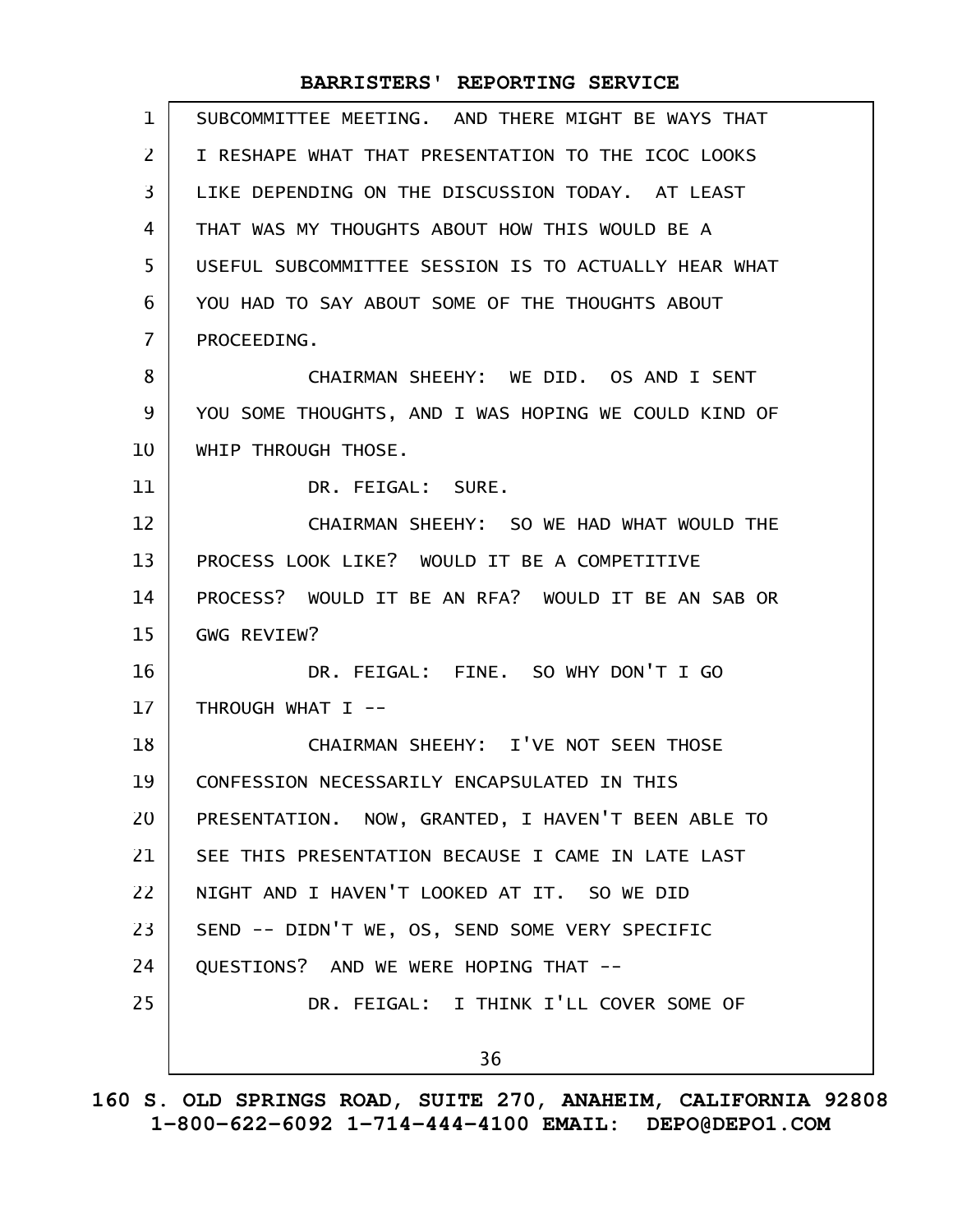SUBCOMMITTEE MEETING. AND THERE MIGHT BE WAYS THAT I RESHAPE WHAT THAT PRESENTATION TO THE ICOC LOOKS LIKE DEPENDING ON THE DISCUSSION TODAY. AT LEAST THAT WAS MY THOUGHTS ABOUT HOW THIS WOULD BE A USEFUL SUBCOMMITTEE SESSION IS TO ACTUALLY HEAR WHAT YOU HAD TO SAY ABOUT SOME OF THE THOUGHTS ABOUT PROCEEDING.

CHAIRMAN SHEEHY: WE DID. OS AND I SENT YOU SOME THOUGHTS, AND I WAS HOPING WE COULD KIND OF WHIP THROUGH THOSE.

DR. FEIGAL: SURE.

CHAIRMAN SHEEHY: SO WE HAD WHAT WOULD THE PROCESS LOOK LIKE? WOULD IT BE A COMPETITIVE PROCESS? WOULD IT BE AN RFA? WOULD IT BE AN SAB OR GWG REVIEW?

DR. FEIGAL: FINE. SO WHY DON'T I GO THROUGH WHAT I --

CHAIRMAN SHEEHY: I'VE NOT SEEN THOSE CONFESSION NECESSARILY ENCAPSULATED IN THIS PRESENTATION. NOW, GRANTED, I HAVEN'T BEEN ABLE TO SEE THIS PRESENTATION BECAUSE I CAME IN LATE LAST NIGHT AND I HAVEN'T LOOKED AT IT. SO WE DID SEND -- DIDN'T WE, OS, SEND SOME VERY SPECIFIC QUESTIONS? AND WE WERE HOPING THAT --

DR. FEIGAL: I THINK I'LL COVER SOME OF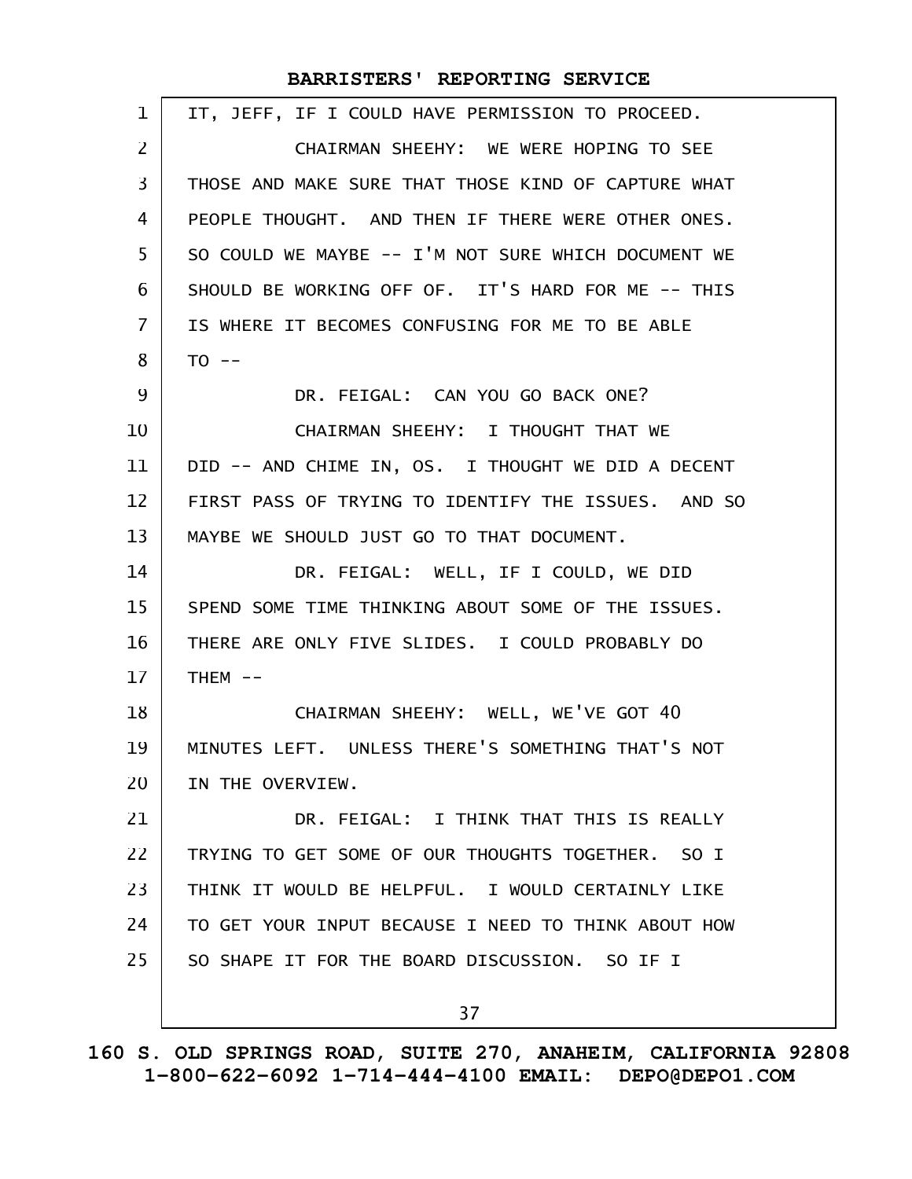IT, JEFF, IF I COULD HAVE PERMISSION TO PROCEED.

CHAIRMAN SHEEHY: WE WERE HOPING TO SEE THOSE AND MAKE SURE THAT THOSE KIND OF CAPTURE WHAT PEOPLE THOUGHT. AND THEN IF THERE WERE OTHER ONES. SO COULD WE MAYBE -- I'M NOT SURE WHICH DOCUMENT WE SHOULD BE WORKING OFF OF. IT'S HARD FOR ME -- THIS IS WHERE IT BECOMES CONFUSING FOR ME TO BE ABLE TO --

DR. FEIGAL: CAN YOU GO BACK ONE?

CHAIRMAN SHEEHY: I THOUGHT THAT WE DID -- AND CHIME IN, OS. I THOUGHT WE DID A DECENT FIRST PASS OF TRYING TO IDENTIFY THE ISSUES. AND SO MAYBE WE SHOULD JUST GO TO THAT DOCUMENT.

DR. FEIGAL: WELL, IF I COULD, WE DID SPEND SOME TIME THINKING ABOUT SOME OF THE ISSUES. THERE ARE ONLY FIVE SLIDES. I COULD PROBABLY DO THEM --

CHAIRMAN SHEEHY: WELL, WE'VE GOT 40 MINUTES LEFT. UNLESS THERE'S SOMETHING THAT'S NOT IN THE OVERVIEW.

DR. FEIGAL: I THINK THAT THIS IS REALLY TRYING TO GET SOME OF OUR THOUGHTS TOGETHER. SO I THINK IT WOULD BE HELPFUL. I WOULD CERTAINLY LIKE TO GET YOUR INPUT BECAUSE I NEED TO THINK ABOUT HOW SO SHAPE IT FOR THE BOARD DISCUSSION. SO IF I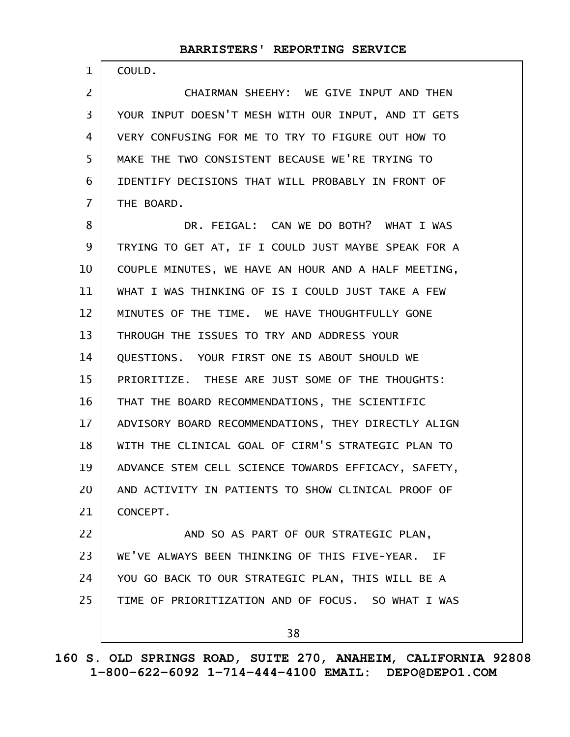COULD.

CHAIRMAN SHEEHY: WE GIVE INPUT AND THEN YOUR INPUT DOESN'T MESH WITH OUR INPUT, AND IT GETS VERY CONFUSING FOR ME TO TRY TO FIGURE OUT HOW TO MAKE THE TWO CONSISTENT BECAUSE WE'RE TRYING TO IDENTIFY DECISIONS THAT WILL PROBABLY IN FRONT OF THE BOARD.

DR. FEIGAL: CAN WE DO BOTH? WHAT I WAS TRYING TO GET AT, IF I COULD JUST MAYBE SPEAK FOR A COUPLE MINUTES, WE HAVE AN HOUR AND A HALF MEETING, WHAT I WAS THINKING OF IS I COULD JUST TAKE A FEW MINUTES OF THE TIME. WE HAVE THOUGHTFULLY GONE THROUGH THE ISSUES TO TRY AND ADDRESS YOUR QUESTIONS. YOUR FIRST ONE IS ABOUT SHOULD WE PRIORITIZE. THESE ARE JUST SOME OF THE THOUGHTS: THAT THE BOARD RECOMMENDATIONS, THE SCIENTIFIC ADVISORY BOARD RECOMMENDATIONS, THEY DIRECTLY ALIGN WITH THE CLINICAL GOAL OF CIRM'S STRATEGIC PLAN TO ADVANCE STEM CELL SCIENCE TOWARDS EFFICACY, SAFETY, AND ACTIVITY IN PATIENTS TO SHOW CLINICAL PROOF OF CONCEPT.

AND SO AS PART OF OUR STRATEGIC PLAN, WE'VE ALWAYS BEEN THINKING OF THIS FIVE-YEAR. IF YOU GO BACK TO OUR STRATEGIC PLAN, THIS WILL BE A TIME OF PRIORITIZATION AND OF FOCUS. SO WHAT I WAS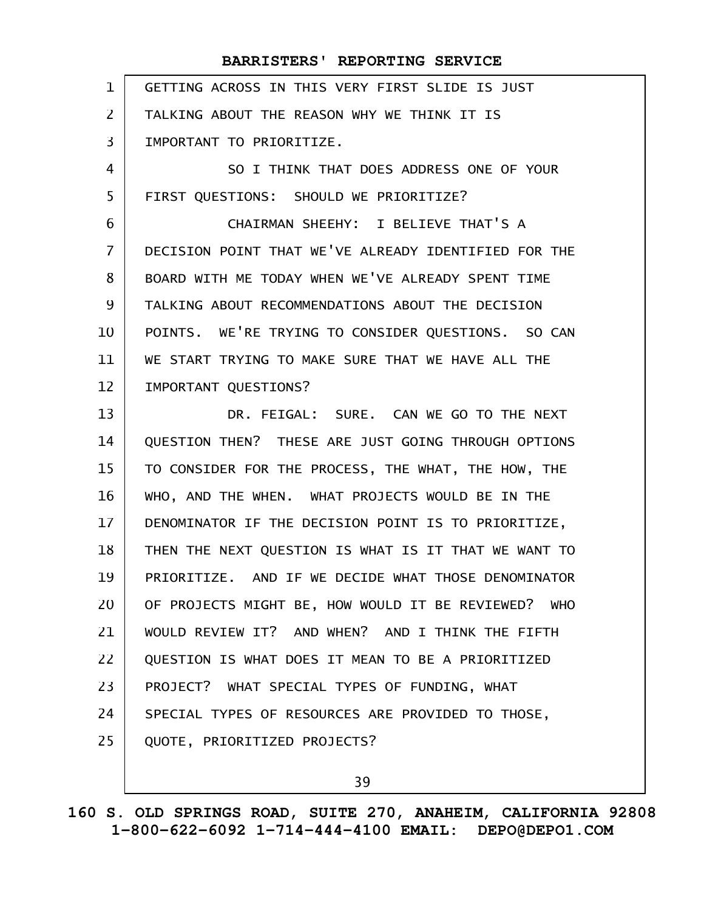GETTING ACROSS IN THIS VERY FIRST SLIDE IS JUST TALKING ABOUT THE REASON WHY WE THINK IT IS IMPORTANT TO PRIORITIZE.

SO I THINK THAT DOES ADDRESS ONE OF YOUR FIRST QUESTIONS: SHOULD WE PRIORITIZE?

CHAIRMAN SHEEHY: I BELIEVE THAT'S A DECISION POINT THAT WE'VE ALREADY IDENTIFIED FOR THE BOARD WITH ME TODAY WHEN WE'VE ALREADY SPENT TIME TALKING ABOUT RECOMMENDATIONS ABOUT THE DECISION POINTS. WE'RE TRYING TO CONSIDER QUESTIONS. SO CAN WE START TRYING TO MAKE SURE THAT WE HAVE ALL THE IMPORTANT QUESTIONS?

DR. FEIGAL: SURE. CAN WE GO TO THE NEXT QUESTION THEN? THESE ARE JUST GOING THROUGH OPTIONS TO CONSIDER FOR THE PROCESS, THE WHAT, THE HOW, THE WHO, AND THE WHEN. WHAT PROJECTS WOULD BE IN THE DENOMINATOR IF THE DECISION POINT IS TO PRIORITIZE, THEN THE NEXT QUESTION IS WHAT IS IT THAT WE WANT TO PRIORITIZE. AND IF WE DECIDE WHAT THOSE DENOMINATOR OF PROJECTS MIGHT BE, HOW WOULD IT BE REVIEWED? WHO WOULD REVIEW IT? AND WHEN? AND I THINK THE FIFTH QUESTION IS WHAT DOES IT MEAN TO BE A PRIORITIZED PROJECT? WHAT SPECIAL TYPES OF FUNDING, WHAT SPECIAL TYPES OF RESOURCES ARE PROVIDED TO THOSE, QUOTE, PRIORITIZED PROJECTS?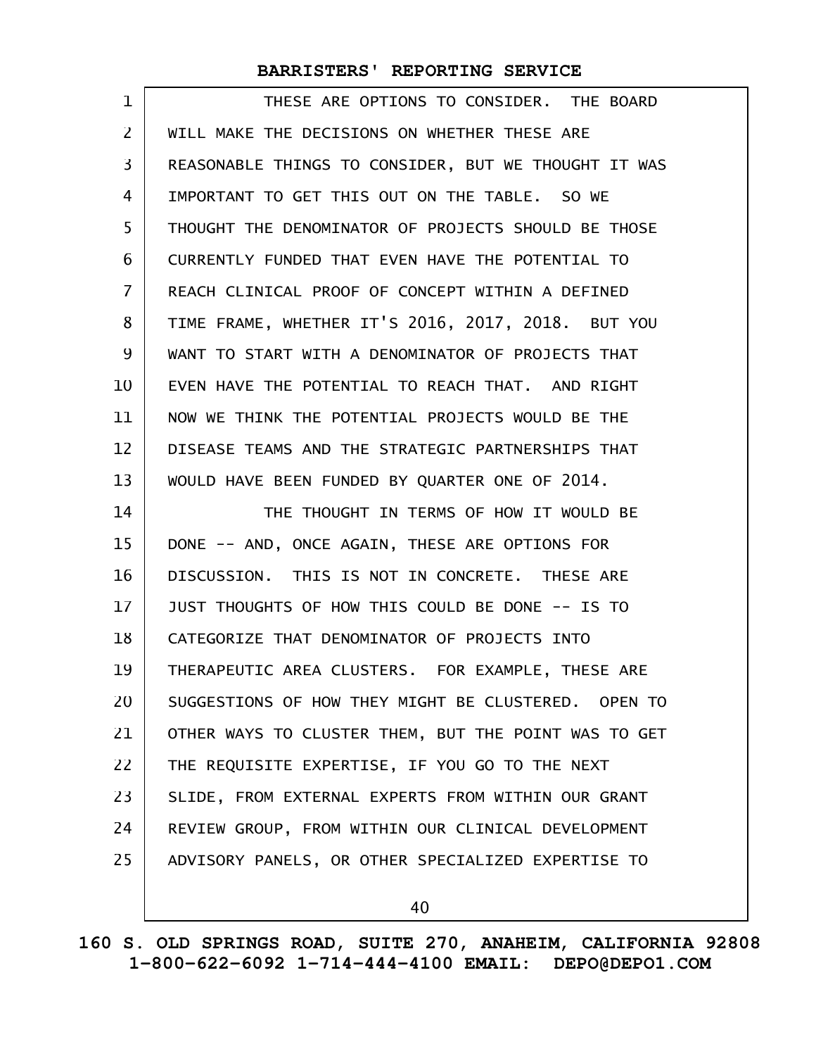THESE ARE OPTIONS TO CONSIDER. THE BOARD WILL MAKE THE DECISIONS ON WHETHER THESE ARE REASONABLE THINGS TO CONSIDER, BUT WE THOUGHT IT WAS IMPORTANT TO GET THIS OUT ON THE TABLE. SO WE THOUGHT THE DENOMINATOR OF PROJECTS SHOULD BE THOSE CURRENTLY FUNDED THAT EVEN HAVE THE POTENTIAL TO REACH CLINICAL PROOF OF CONCEPT WITHIN A DEFINED TIME FRAME, WHETHER IT'S 2016, 2017, 2018. BUT YOU WANT TO START WITH A DENOMINATOR OF PROJECTS THAT EVEN HAVE THE POTENTIAL TO REACH THAT. AND RIGHT NOW WE THINK THE POTENTIAL PROJECTS WOULD BE THE DISEASE TEAMS AND THE STRATEGIC PARTNERSHIPS THAT WOULD HAVE BEEN FUNDED BY QUARTER ONE OF 2014.

THE THOUGHT IN TERMS OF HOW IT WOULD BE DONE -- AND, ONCE AGAIN, THESE ARE OPTIONS FOR DISCUSSION. THIS IS NOT IN CONCRETE. THESE ARE JUST THOUGHTS OF HOW THIS COULD BE DONE -- IS TO CATEGORIZE THAT DENOMINATOR OF PROJECTS INTO THERAPEUTIC AREA CLUSTERS. FOR EXAMPLE, THESE ARE SUGGESTIONS OF HOW THEY MIGHT BE CLUSTERED. OPEN TO OTHER WAYS TO CLUSTER THEM, BUT THE POINT WAS TO GET THE REQUISITE EXPERTISE, IF YOU GO TO THE NEXT SLIDE, FROM EXTERNAL EXPERTS FROM WITHIN OUR GRANT REVIEW GROUP, FROM WITHIN OUR CLINICAL DEVELOPMENT ADVISORY PANELS, OR OTHER SPECIALIZED EXPERTISE TO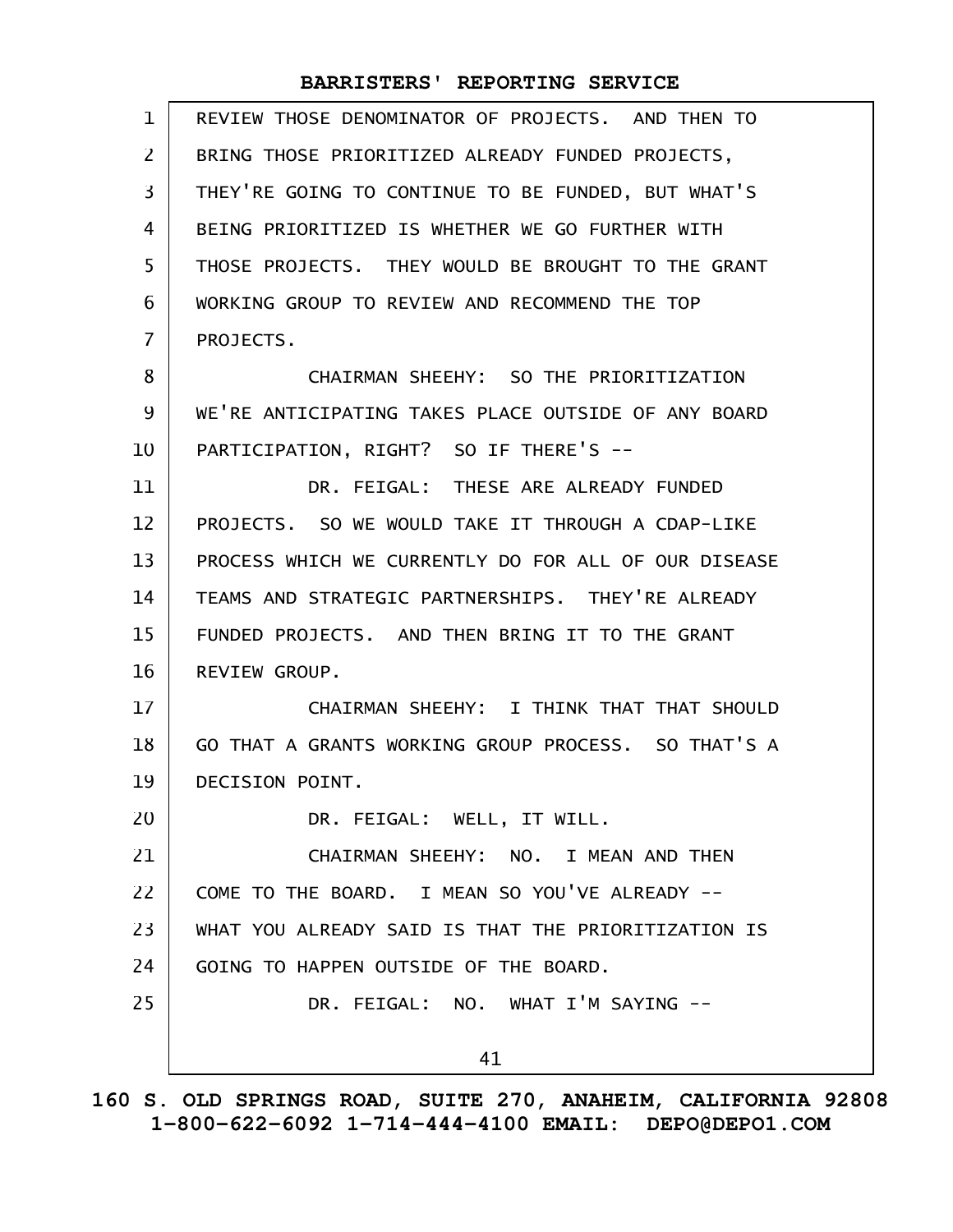REVIEW THOSE DENOMINATOR OF PROJECTS. AND THEN TO BRING THOSE PRIORITIZED ALREADY FUNDED PROJECTS, THEY'RE GOING TO CONTINUE TO BE FUNDED, BUT WHAT'S BEING PRIORITIZED IS WHETHER WE GO FURTHER WITH THOSE PROJECTS. THEY WOULD BE BROUGHT TO THE GRANT WORKING GROUP TO REVIEW AND RECOMMEND THE TOP PROJECTS.

CHAIRMAN SHEEHY: SO THE PRIORITIZATION WE'RE ANTICIPATING TAKES PLACE OUTSIDE OF ANY BOARD PARTICIPATION, RIGHT? SO IF THERE'S --

DR. FEIGAL: THESE ARE ALREADY FUNDED PROJECTS. SO WE WOULD TAKE IT THROUGH A CDAP-LIKE PROCESS WHICH WE CURRENTLY DO FOR ALL OF OUR DISEASE TEAMS AND STRATEGIC PARTNERSHIPS. THEY'RE ALREADY FUNDED PROJECTS. AND THEN BRING IT TO THE GRANT REVIEW GROUP.

CHAIRMAN SHEEHY: I THINK THAT THAT SHOULD GO THAT A GRANTS WORKING GROUP PROCESS. SO THAT'S A DECISION POINT.

DR. FEIGAL: WELL, IT WILL.

CHAIRMAN SHEEHY: NO. I MEAN AND THEN COME TO THE BOARD. I MEAN SO YOU'VE ALREADY -- WHAT YOU ALREADY SAID IS THAT THE PRIORITIZATION IS GOING TO HAPPEN OUTSIDE OF THE BOARD.

DR. FEIGAL: NO. WHAT I'M SAYING --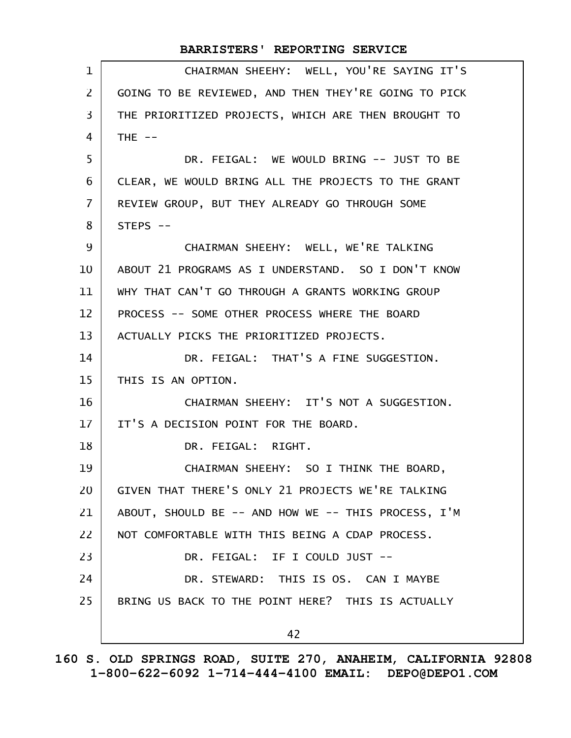CHAIRMAN SHEEHY: WELL, YOU'RE SAYING IT'S GOING TO BE REVIEWED, AND THEN THEY'RE GOING TO PICK THE PRIORITIZED PROJECTS, WHICH ARE THEN BROUGHT TO THE --

DR. FEIGAL: WE WOULD BRING -- JUST TO BE CLEAR, WE WOULD BRING ALL THE PROJECTS TO THE GRANT REVIEW GROUP, BUT THEY ALREADY GO THROUGH SOME STEPS --

CHAIRMAN SHEEHY: WELL, WE'RE TALKING ABOUT 21 PROGRAMS AS I UNDERSTAND. SO I DON'T KNOW WHY THAT CAN'T GO THROUGH A GRANTS WORKING GROUP PROCESS -- SOME OTHER PROCESS WHERE THE BOARD ACTUALLY PICKS THE PRIORITIZED PROJECTS.

DR. FEIGAL: THAT'S A FINE SUGGESTION. THIS IS AN OPTION.

CHAIRMAN SHEEHY: IT'S NOT A SUGGESTION. IT'S A DECISION POINT FOR THE BOARD.

DR. FEIGAL: RIGHT.

CHAIRMAN SHEEHY: SO I THINK THE BOARD, GIVEN THAT THERE'S ONLY 21 PROJECTS WE'RE TALKING ABOUT, SHOULD BE -- AND HOW WE -- THIS PROCESS, I'M NOT COMFORTABLE WITH THIS BEING A CDAP PROCESS.

DR. FEIGAL: IF I COULD JUST --

DR. STEWARD: THIS IS OS. CAN I MAYBE BRING US BACK TO THE POINT HERE? THIS IS ACTUALLY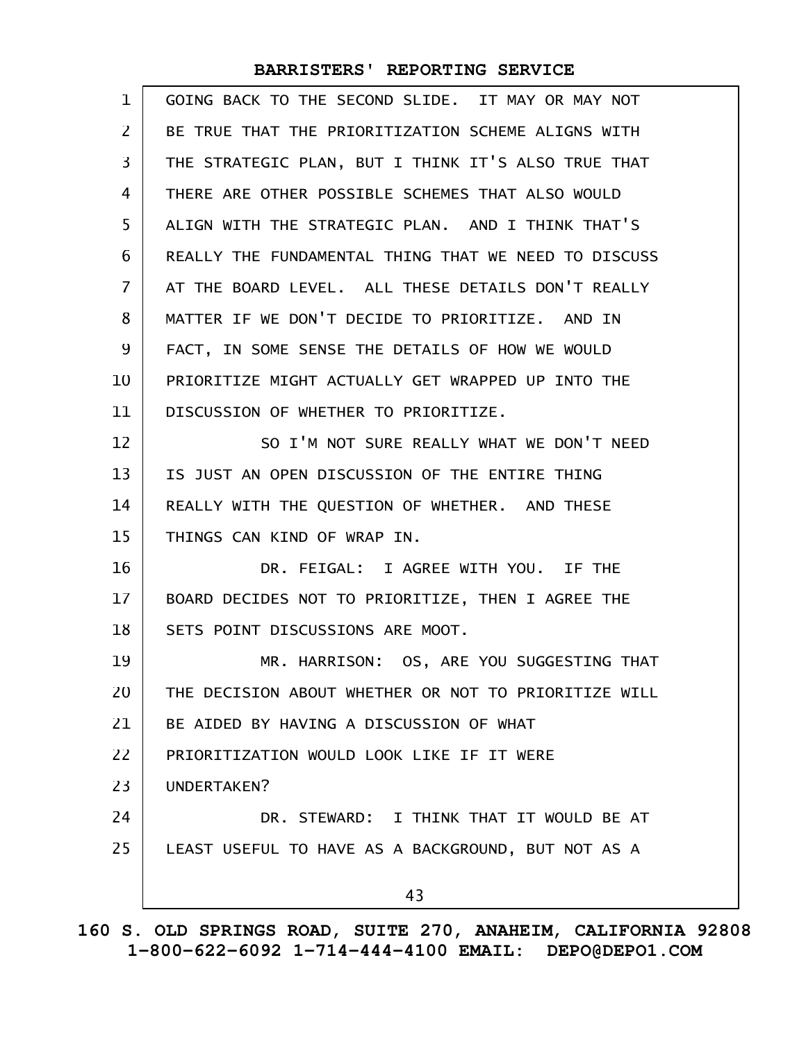GOING BACK TO THE SECOND SLIDE. IT MAY OR MAY NOT BE TRUE THAT THE PRIORITIZATION SCHEME ALIGNS WITH THE STRATEGIC PLAN, BUT I THINK IT'S ALSO TRUE THAT THERE ARE OTHER POSSIBLE SCHEMES THAT ALSO WOULD ALIGN WITH THE STRATEGIC PLAN. AND I THINK THAT'S REALLY THE FUNDAMENTAL THING THAT WE NEED TO DISCUSS AT THE BOARD LEVEL. ALL THESE DETAILS DON'T REALLY MATTER IF WE DON'T DECIDE TO PRIORITIZE. AND IN FACT, IN SOME SENSE THE DETAILS OF HOW WE WOULD PRIORITIZE MIGHT ACTUALLY GET WRAPPED UP INTO THE DISCUSSION OF WHETHER TO PRIORITIZE.

SO I'M NOT SURE REALLY WHAT WE DON'T NEED IS JUST AN OPEN DISCUSSION OF THE ENTIRE THING REALLY WITH THE QUESTION OF WHETHER. AND THESE THINGS CAN KIND OF WRAP IN.

DR. FEIGAL: I AGREE WITH YOU. IF THE BOARD DECIDES NOT TO PRIORITIZE, THEN I AGREE THE SETS POINT DISCUSSIONS ARE MOOT.

MR. HARRISON: OS, ARE YOU SUGGESTING THAT THE DECISION ABOUT WHETHER OR NOT TO PRIORITIZE WILL BE AIDED BY HAVING A DISCUSSION OF WHAT PRIORITIZATION WOULD LOOK LIKE IF IT WERE UNDERTAKEN?

DR. STEWARD: I THINK THAT IT WOULD BE AT LEAST USEFUL TO HAVE AS A BACKGROUND, BUT NOT AS A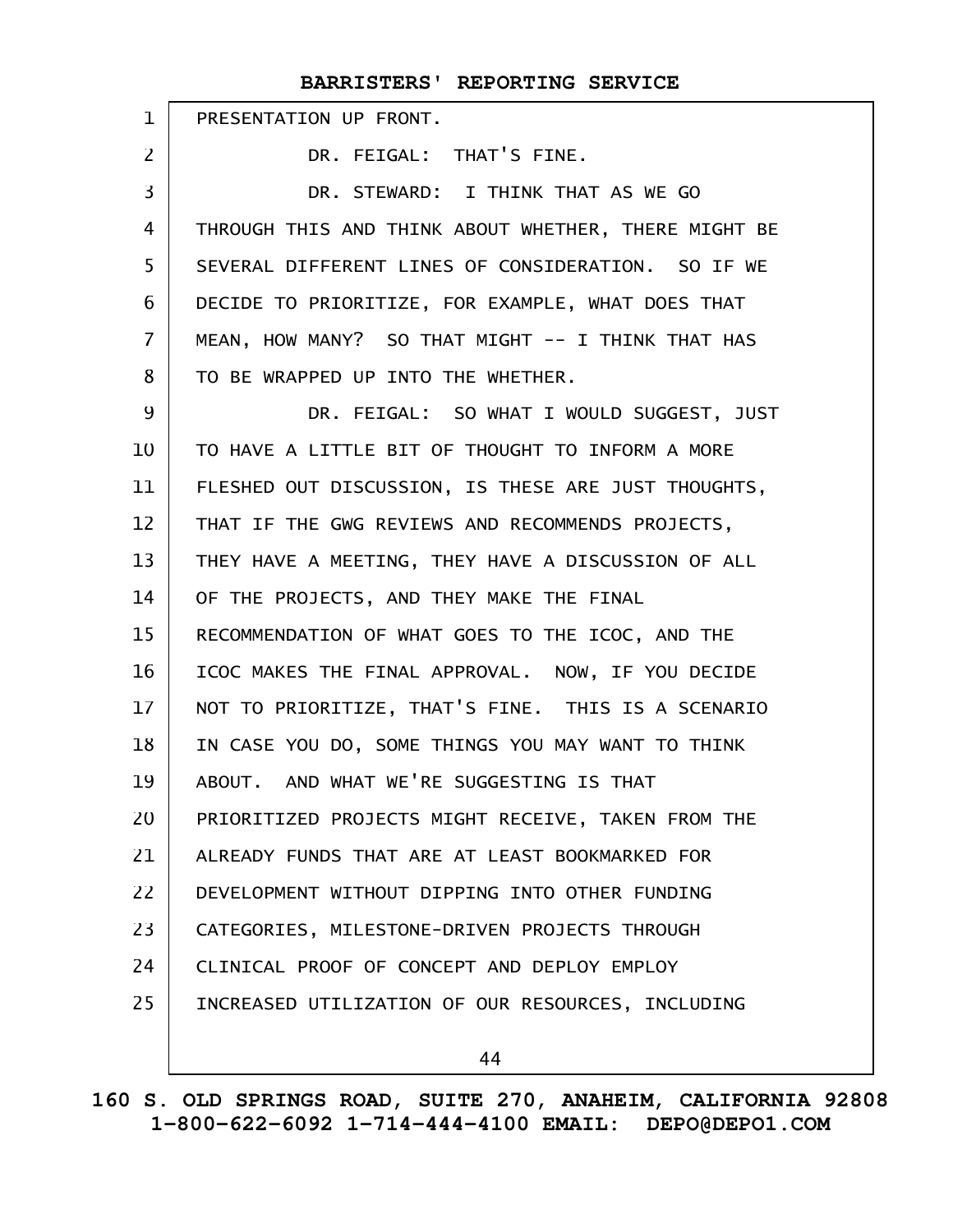PRESENTATION UP FRONT.

DR. FEIGAL: THAT'S FINE.

DR. STEWARD: I THINK THAT AS WE GO THROUGH THIS AND THINK ABOUT WHETHER, THERE MIGHT BE SEVERAL DIFFERENT LINES OF CONSIDERATION. SO IF WE DECIDE TO PRIORITIZE, FOR EXAMPLE, WHAT DOES THAT MEAN, HOW MANY? SO THAT MIGHT -- I THINK THAT HAS TO BE WRAPPED UP INTO THE WHETHER.

DR. FEIGAL: SO WHAT I WOULD SUGGEST, JUST TO HAVE A LITTLE BIT OF THOUGHT TO INFORM A MORE FLESHED OUT DISCUSSION, IS THESE ARE JUST THOUGHTS, THAT IF THE GWG REVIEWS AND RECOMMENDS PROJECTS, THEY HAVE A MEETING, THEY HAVE A DISCUSSION OF ALL OF THE PROJECTS, AND THEY MAKE THE FINAL RECOMMENDATION OF WHAT GOES TO THE ICOC, AND THE ICOC MAKES THE FINAL APPROVAL. NOW, IF YOU DECIDE NOT TO PRIORITIZE, THAT'S FINE. THIS IS A SCENARIO IN CASE YOU DO, SOME THINGS YOU MAY WANT TO THINK ABOUT. AND WHAT WE'RE SUGGESTING IS THAT PRIORITIZED PROJECTS MIGHT RECEIVE, TAKEN FROM THE ALREADY FUNDS THAT ARE AT LEAST BOOKMARKED FOR DEVELOPMENT WITHOUT DIPPING INTO OTHER FUNDING CATEGORIES, MILESTONE-DRIVEN PROJECTS THROUGH CLINICAL PROOF OF CONCEPT AND DEPLOY EMPLOY INCREASED UTILIZATION OF OUR RESOURCES, INCLUDING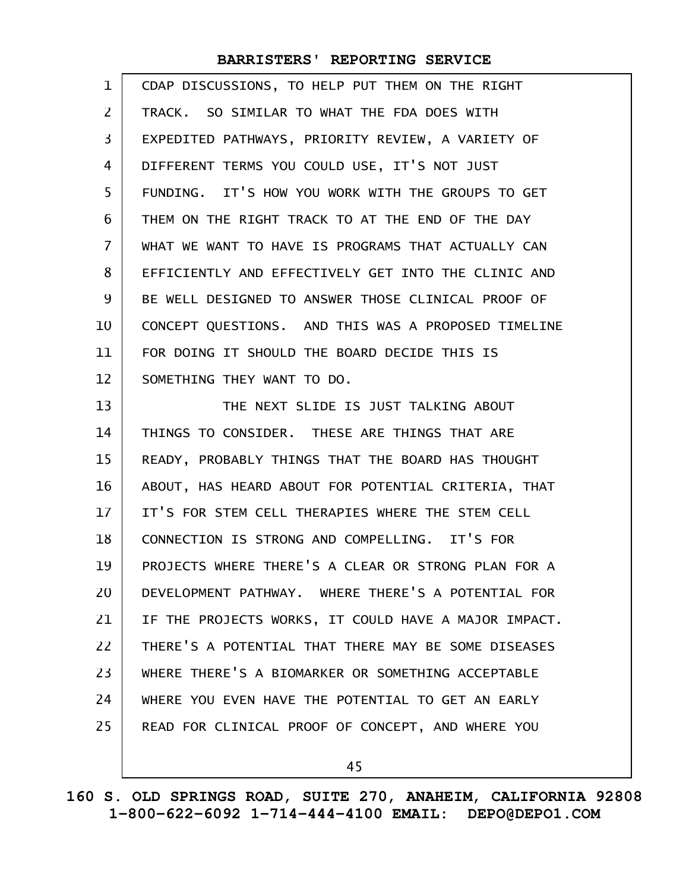CDAP DISCUSSIONS, TO HELP PUT THEM ON THE RIGHT TRACK. SO SIMILAR TO WHAT THE FDA DOES WITH EXPEDITED PATHWAYS, PRIORITY REVIEW, A VARIETY OF DIFFERENT TERMS YOU COULD USE, IT'S NOT JUST FUNDING. IT'S HOW YOU WORK WITH THE GROUPS TO GET THEM ON THE RIGHT TRACK TO AT THE END OF THE DAY WHAT WE WANT TO HAVE IS PROGRAMS THAT ACTUALLY CAN EFFICIENTLY AND EFFECTIVELY GET INTO THE CLINIC AND BE WELL DESIGNED TO ANSWER THOSE CLINICAL PROOF OF CONCEPT QUESTIONS. AND THIS WAS A PROPOSED TIMELINE FOR DOING IT SHOULD THE BOARD DECIDE THIS IS SOMETHING THEY WANT TO DO.

THE NEXT SLIDE IS JUST TALKING ABOUT THINGS TO CONSIDER. THESE ARE THINGS THAT ARE READY, PROBABLY THINGS THAT THE BOARD HAS THOUGHT ABOUT, HAS HEARD ABOUT FOR POTENTIAL CRITERIA, THAT IT'S FOR STEM CELL THERAPIES WHERE THE STEM CELL CONNECTION IS STRONG AND COMPELLING. IT'S FOR PROJECTS WHERE THERE'S A CLEAR OR STRONG PLAN FOR A DEVELOPMENT PATHWAY. WHERE THERE'S A POTENTIAL FOR IF THE PROJECTS WORKS, IT COULD HAVE A MAJOR IMPACT. THERE'S A POTENTIAL THAT THERE MAY BE SOME DISEASES WHERE THERE'S A BIOMARKER OR SOMETHING ACCEPTABLE WHERE YOU EVEN HAVE THE POTENTIAL TO GET AN EARLY READ FOR CLINICAL PROOF OF CONCEPT, AND WHERE YOU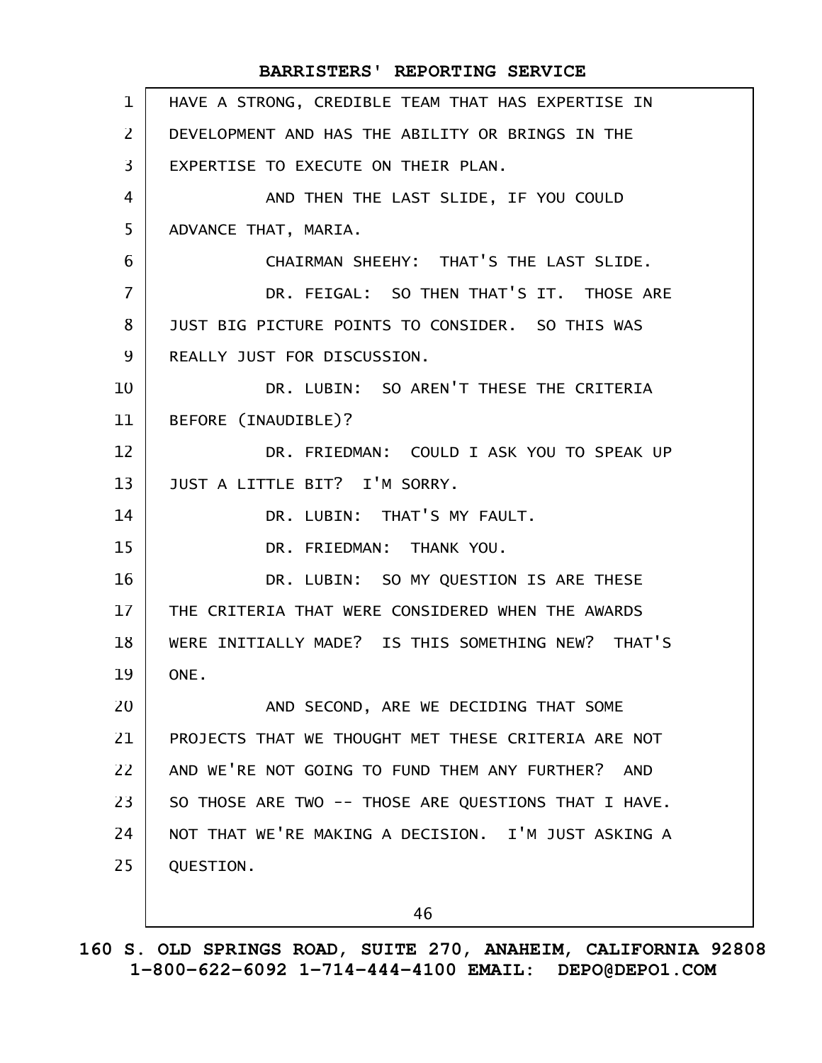HAVE A STRONG, CREDIBLE TEAM THAT HAS EXPERTISE IN DEVELOPMENT AND HAS THE ABILITY OR BRINGS IN THE EXPERTISE TO EXECUTE ON THEIR PLAN.

AND THEN THE LAST SLIDE, IF YOU COULD ADVANCE THAT, MARIA.

CHAIRMAN SHEEHY: THAT'S THE LAST SLIDE.

DR. FEIGAL: SO THEN THAT'S IT. THOSE ARE JUST BIG PICTURE POINTS TO CONSIDER. SO THIS WAS REALLY JUST FOR DISCUSSION.

DR. LUBIN: SO AREN'T THESE THE CRITERIA BEFORE (INAUDIBLE)?

DR. FRIEDMAN: COULD I ASK YOU TO SPEAK UP JUST A LITTLE BIT? I'M SORRY.

DR. LUBIN: THAT'S MY FAULT.

DR. FRIEDMAN: THANK YOU.

DR. LUBIN: SO MY QUESTION IS ARE THESE THE CRITERIA THAT WERE CONSIDERED WHEN THE AWARDS WERE INITIALLY MADE? IS THIS SOMETHING NEW? THAT'S ONE.

AND SECOND, ARE WE DECIDING THAT SOME PROJECTS THAT WE THOUGHT MET THESE CRITERIA ARE NOT AND WE'RE NOT GOING TO FUND THEM ANY FURTHER? AND SO THOSE ARE TWO -- THOSE ARE QUESTIONS THAT I HAVE. NOT THAT WE'RE MAKING A DECISION. I'M JUST ASKING A QUESTION.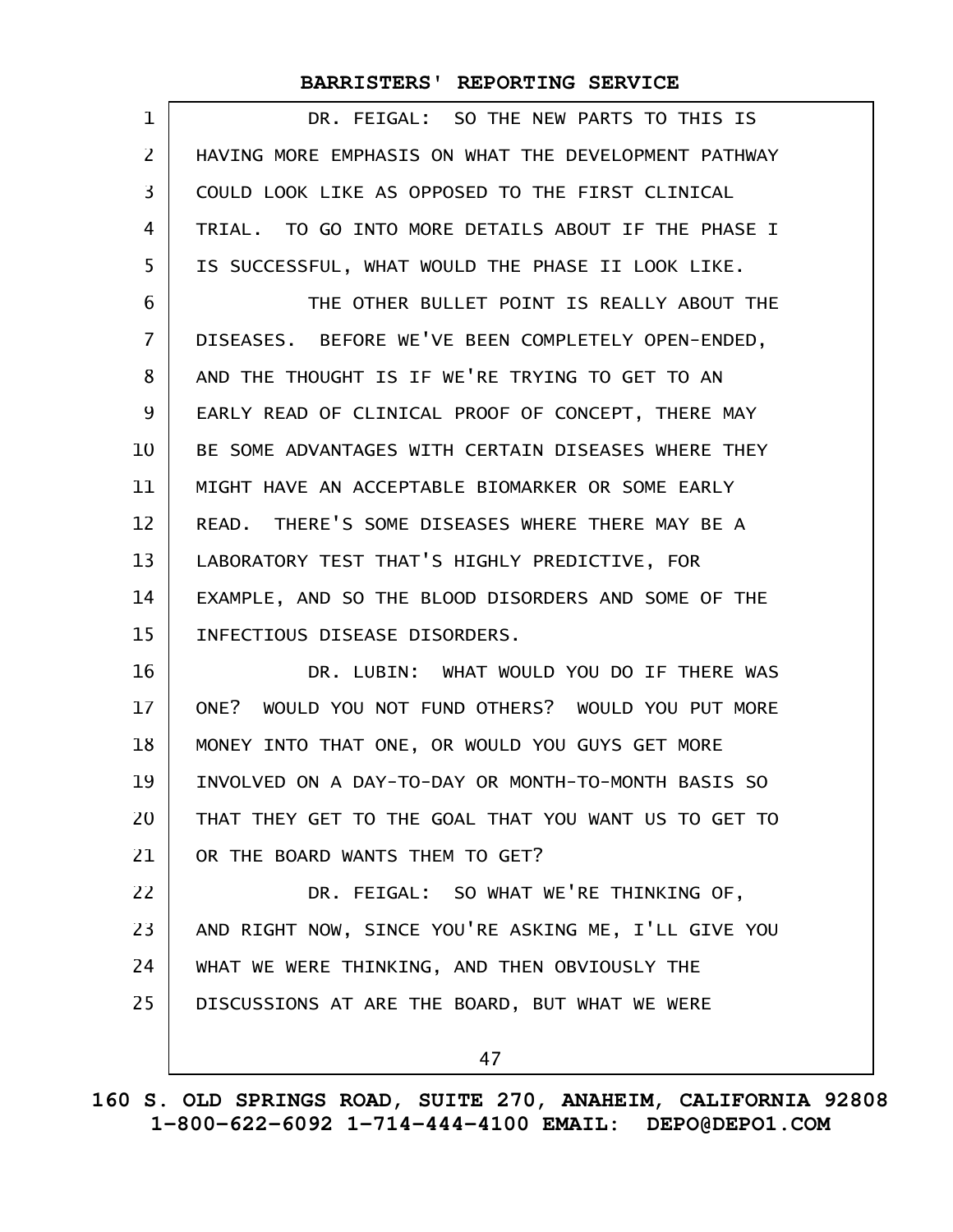DR. FEIGAL: SO THE NEW PARTS TO THIS IS HAVING MORE EMPHASIS ON WHAT THE DEVELOPMENT PATHWAY COULD LOOK LIKE AS OPPOSED TO THE FIRST CLINICAL TRIAL. TO GO INTO MORE DETAILS ABOUT IF THE PHASE I IS SUCCESSFUL, WHAT WOULD THE PHASE II LOOK LIKE.

THE OTHER BULLET POINT IS REALLY ABOUT THE DISEASES. BEFORE WE'VE BEEN COMPLETELY OPEN-ENDED, AND THE THOUGHT IS IF WE'RE TRYING TO GET TO AN EARLY READ OF CLINICAL PROOF OF CONCEPT, THERE MAY BE SOME ADVANTAGES WITH CERTAIN DISEASES WHERE THEY MIGHT HAVE AN ACCEPTABLE BIOMARKER OR SOME EARLY READ. THERE'S SOME DISEASES WHERE THERE MAY BE A LABORATORY TEST THAT'S HIGHLY PREDICTIVE, FOR EXAMPLE, AND SO THE BLOOD DISORDERS AND SOME OF THE INFECTIOUS DISEASE DISORDERS.

DR. LUBIN: WHAT WOULD YOU DO IF THERE WAS ONE? WOULD YOU NOT FUND OTHERS? WOULD YOU PUT MORE MONEY INTO THAT ONE, OR WOULD YOU GUYS GET MORE INVOLVED ON A DAY-TO-DAY OR MONTH-TO-MONTH BASIS SO THAT THEY GET TO THE GOAL THAT YOU WANT US TO GET TO OR THE BOARD WANTS THEM TO GET?

DR. FEIGAL: SO WHAT WE'RE THINKING OF, AND RIGHT NOW, SINCE YOU'RE ASKING ME, I'LL GIVE YOU WHAT WE WERE THINKING, AND THEN OBVIOUSLY THE DISCUSSIONS AT ARE THE BOARD, BUT WHAT WE WERE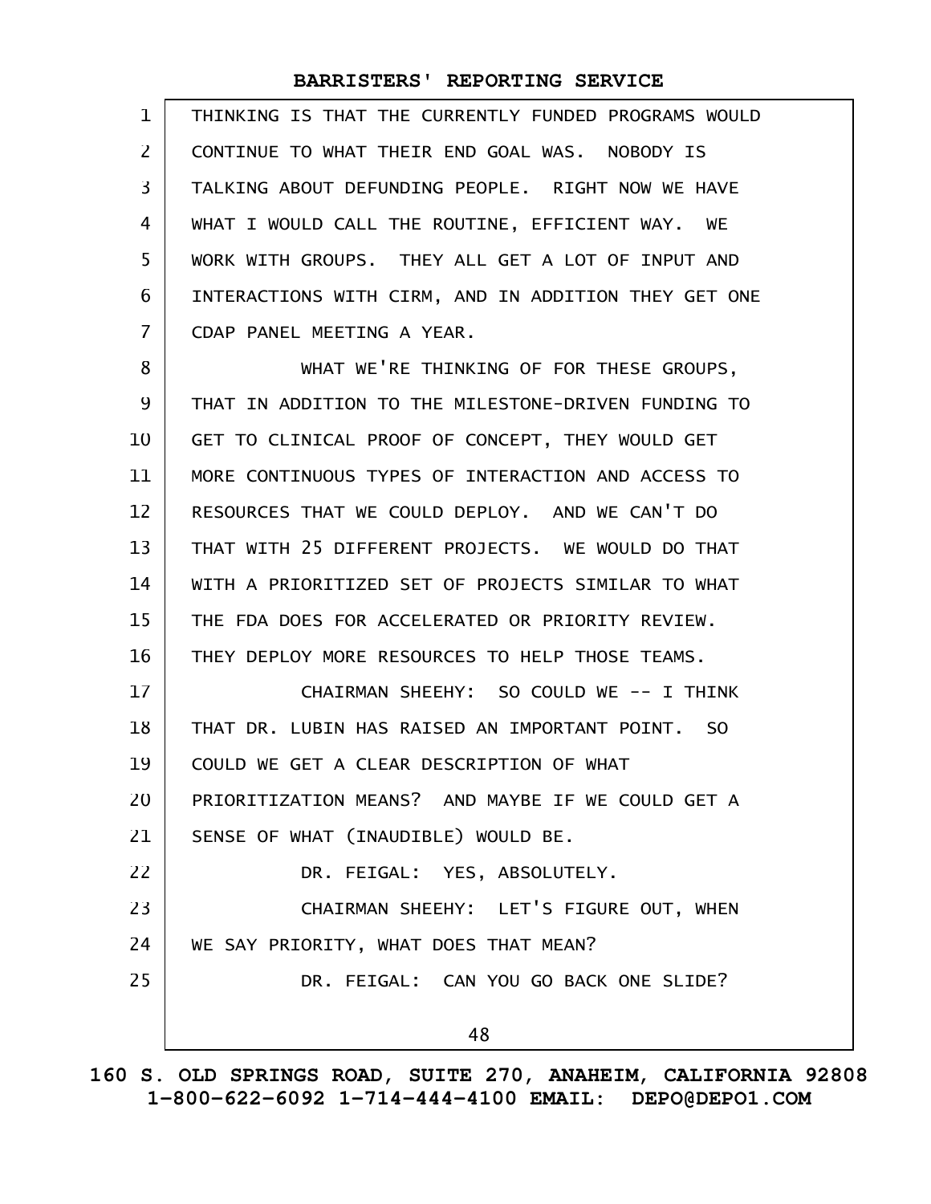THINKING IS THAT THE CURRENTLY FUNDED PROGRAMS WOULD CONTINUE TO WHAT THEIR END GOAL WAS. NOBODY IS TALKING ABOUT DEFUNDING PEOPLE. RIGHT NOW WE HAVE WHAT I WOULD CALL THE ROUTINE, EFFICIENT WAY. WE WORK WITH GROUPS. THEY ALL GET A LOT OF INPUT AND INTERACTIONS WITH CIRM, AND IN ADDITION THEY GET ONE CDAP PANEL MEETING A YEAR.

WHAT WE'RE THINKING OF FOR THESE GROUPS, THAT IN ADDITION TO THE MILESTONE-DRIVEN FUNDING TO GET TO CLINICAL PROOF OF CONCEPT, THEY WOULD GET MORE CONTINUOUS TYPES OF INTERACTION AND ACCESS TO RESOURCES THAT WE COULD DEPLOY. AND WE CAN'T DO THAT WITH 25 DIFFERENT PROJECTS. WE WOULD DO THAT WITH A PRIORITIZED SET OF PROJECTS SIMILAR TO WHAT THE FDA DOES FOR ACCELERATED OR PRIORITY REVIEW. THEY DEPLOY MORE RESOURCES TO HELP THOSE TEAMS.

CHAIRMAN SHEEHY: SO COULD WE -- I THINK THAT DR. LUBIN HAS RAISED AN IMPORTANT POINT. SO COULD WE GET A CLEAR DESCRIPTION OF WHAT PRIORITIZATION MEANS? AND MAYBE IF WE COULD GET A SENSE OF WHAT (INAUDIBLE) WOULD BE.

DR. FEIGAL: YES, ABSOLUTELY.

CHAIRMAN SHEEHY: LET'S FIGURE OUT, WHEN WE SAY PRIORITY, WHAT DOES THAT MEAN?

DR. FEIGAL: CAN YOU GO BACK ONE SLIDE?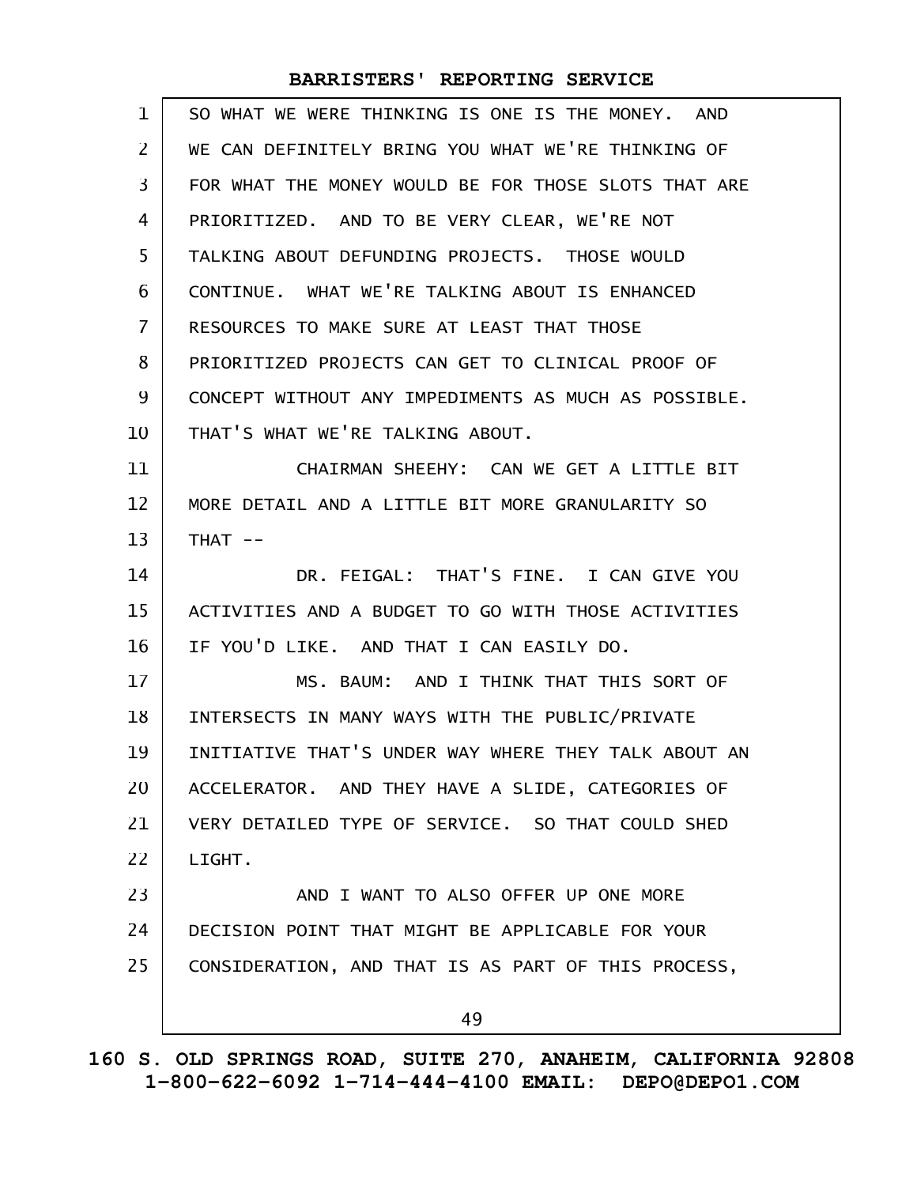SO WHAT WE WERE THINKING IS ONE IS THE MONEY. AND WE CAN DEFINITELY BRING YOU WHAT WE'RE THINKING OF FOR WHAT THE MONEY WOULD BE FOR THOSE SLOTS THAT ARE PRIORITIZED. AND TO BE VERY CLEAR, WE'RE NOT TALKING ABOUT DEFUNDING PROJECTS. THOSE WOULD CONTINUE. WHAT WE'RE TALKING ABOUT IS ENHANCED RESOURCES TO MAKE SURE AT LEAST THAT THOSE PRIORITIZED PROJECTS CAN GET TO CLINICAL PROOF OF CONCEPT WITHOUT ANY IMPEDIMENTS AS MUCH AS POSSIBLE. THAT'S WHAT WE'RE TALKING ABOUT.

CHAIRMAN SHEEHY: CAN WE GET A LITTLE BIT MORE DETAIL AND A LITTLE BIT MORE GRANULARITY SO THAT --

DR. FEIGAL: THAT'S FINE. I CAN GIVE YOU ACTIVITIES AND A BUDGET TO GO WITH THOSE ACTIVITIES IF YOU'D LIKE. AND THAT I CAN EASILY DO.

MS. BAUM: AND I THINK THAT THIS SORT OF INTERSECTS IN MANY WAYS WITH THE PUBLIC/PRIVATE INITIATIVE THAT'S UNDER WAY WHERE THEY TALK ABOUT AN ACCELERATOR. AND THEY HAVE A SLIDE, CATEGORIES OF VERY DETAILED TYPE OF SERVICE. SO THAT COULD SHED LIGHT.

AND I WANT TO ALSO OFFER UP ONE MORE DECISION POINT THAT MIGHT BE APPLICABLE FOR YOUR CONSIDERATION, AND THAT IS AS PART OF THIS PROCESS,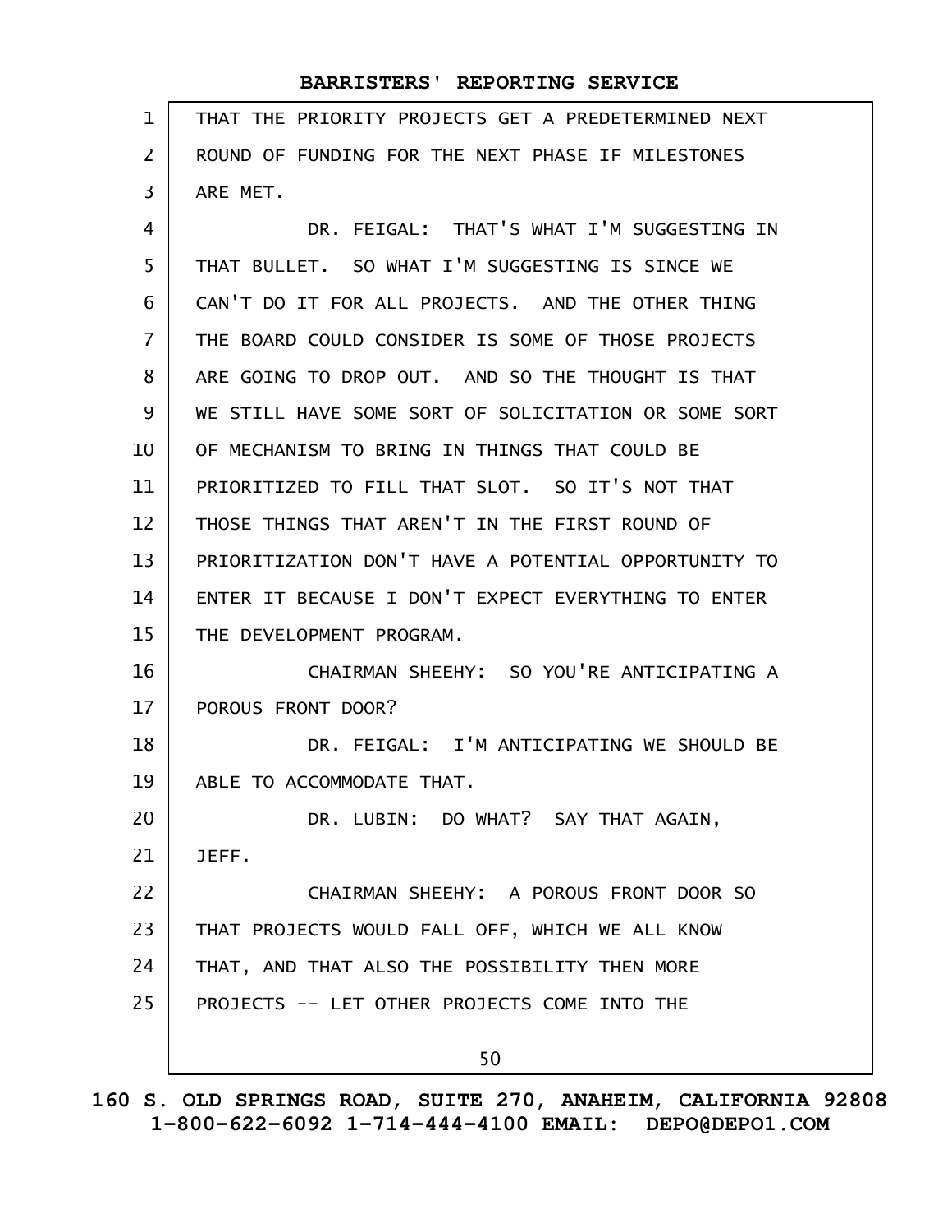THAT THE PRIORITY PROJECTS GET A PREDETERMINED NEXT ROUND OF FUNDING FOR THE NEXT PHASE IF MILESTONES ARE MET.

DR. FEIGAL: THAT'S WHAT I'M SUGGESTING IN THAT BULLET. SO WHAT I'M SUGGESTING IS SINCE WE CAN'T DO IT FOR ALL PROJECTS. AND THE OTHER THING THE BOARD COULD CONSIDER IS SOME OF THOSE PROJECTS ARE GOING TO DROP OUT. AND SO THE THOUGHT IS THAT WE STILL HAVE SOME SORT OF SOLICITATION OR SOME SORT OF MECHANISM TO BRING IN THINGS THAT COULD BE PRIORITIZED TO FILL THAT SLOT. SO IT'S NOT THAT THOSE THINGS THAT AREN'T IN THE FIRST ROUND OF PRIORITIZATION DON'T HAVE A POTENTIAL OPPORTUNITY TO ENTER IT BECAUSE I DON'T EXPECT EVERYTHING TO ENTER THE DEVELOPMENT PROGRAM.

CHAIRMAN SHEEHY: SO YOU'RE ANTICIPATING A POROUS FRONT DOOR?

DR. FEIGAL: I'M ANTICIPATING WE SHOULD BE ABLE TO ACCOMMODATE THAT.

DR. LUBIN: DO WHAT? SAY THAT AGAIN, JEFF.

CHAIRMAN SHEEHY: A POROUS FRONT DOOR SO THAT PROJECTS WOULD FALL OFF, WHICH WE ALL KNOW THAT, AND THAT ALSO THE POSSIBILITY THEN MORE PROJECTS -- LET OTHER PROJECTS COME INTO THE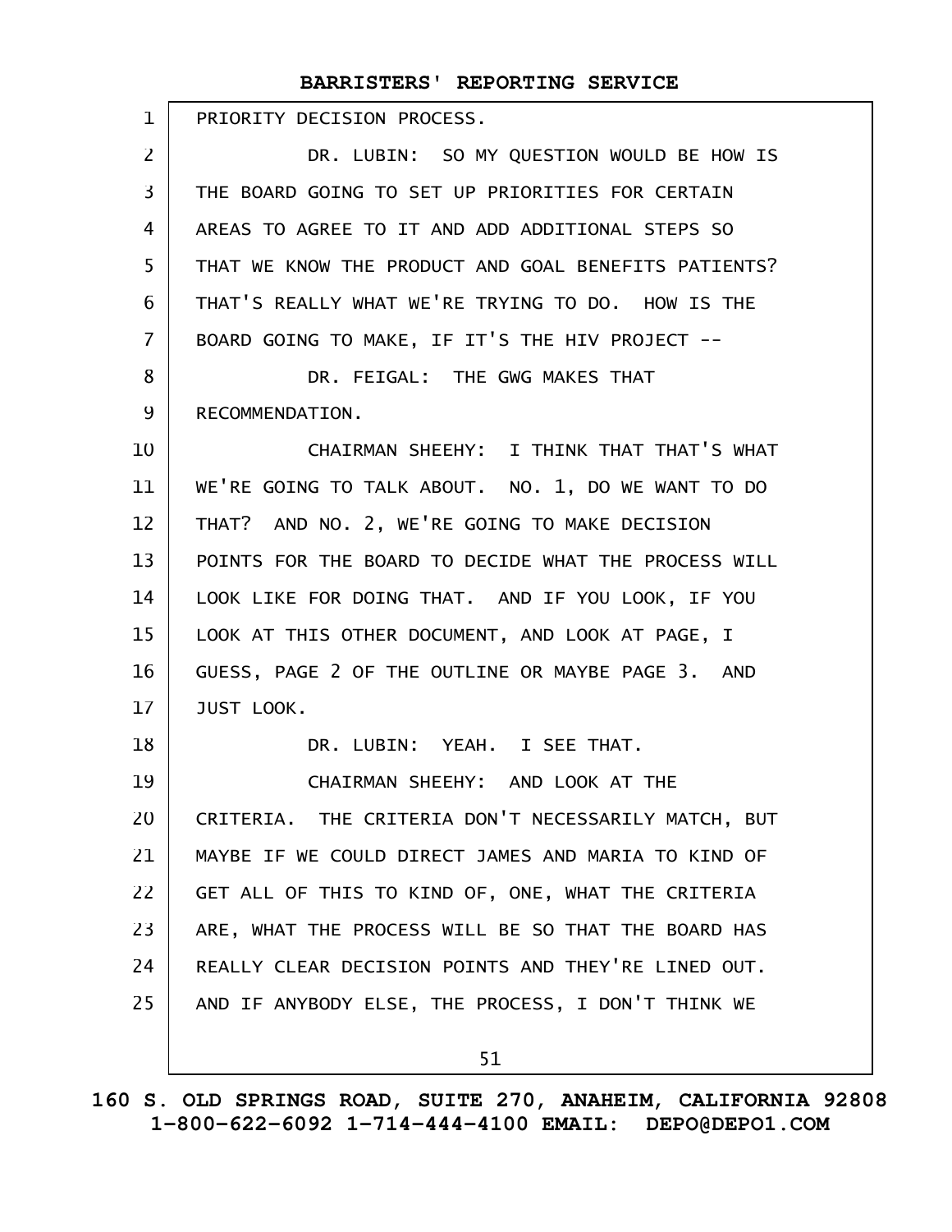PRIORITY DECISION PROCESS.

DR. LUBIN: SO MY QUESTION WOULD BE HOW IS THE BOARD GOING TO SET UP PRIORITIES FOR CERTAIN AREAS TO AGREE TO IT AND ADD ADDITIONAL STEPS SO THAT WE KNOW THE PRODUCT AND GOAL BENEFITS PATIENTS? THAT'S REALLY WHAT WE'RE TRYING TO DO. HOW IS THE BOARD GOING TO MAKE, IF IT'S THE HIV PROJECT --

DR. FEIGAL: THE GWG MAKES THAT RECOMMENDATION.

CHAIRMAN SHEEHY: I THINK THAT THAT'S WHAT WE'RE GOING TO TALK ABOUT. NO. 1, DO WE WANT TO DO THAT? AND NO. 2, WE'RE GOING TO MAKE DECISION POINTS FOR THE BOARD TO DECIDE WHAT THE PROCESS WILL LOOK LIKE FOR DOING THAT. AND IF YOU LOOK, IF YOU LOOK AT THIS OTHER DOCUMENT, AND LOOK AT PAGE, I GUESS, PAGE 2 OF THE OUTLINE OR MAYBE PAGE 3. AND JUST LOOK.

DR. LUBIN: YEAH. I SEE THAT.

CHAIRMAN SHEEHY: AND LOOK AT THE CRITERIA. THE CRITERIA DON'T NECESSARILY MATCH, BUT MAYBE IF WE COULD DIRECT JAMES AND MARIA TO KIND OF GET ALL OF THIS TO KIND OF, ONE, WHAT THE CRITERIA ARE, WHAT THE PROCESS WILL BE SO THAT THE BOARD HAS REALLY CLEAR DECISION POINTS AND THEY'RE LINED OUT. AND IF ANYBODY ELSE, THE PROCESS, I DON'T THINK WE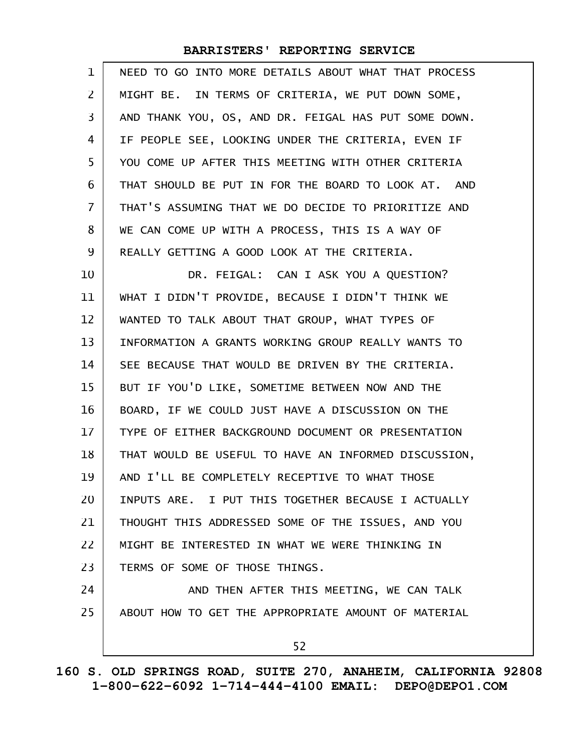NEED TO GO INTO MORE DETAILS ABOUT WHAT THAT PROCESS MIGHT BE. IN TERMS OF CRITERIA, WE PUT DOWN SOME, AND THANK YOU, OS, AND DR. FEIGAL HAS PUT SOME DOWN. IF PEOPLE SEE, LOOKING UNDER THE CRITERIA, EVEN IF YOU COME UP AFTER THIS MEETING WITH OTHER CRITERIA THAT SHOULD BE PUT IN FOR THE BOARD TO LOOK AT. AND THAT'S ASSUMING THAT WE DO DECIDE TO PRIORITIZE AND WE CAN COME UP WITH A PROCESS, THIS IS A WAY OF REALLY GETTING A GOOD LOOK AT THE CRITERIA.

DR. FEIGAL: CAN I ASK YOU A QUESTION? WHAT I DIDN'T PROVIDE, BECAUSE I DIDN'T THINK WE WANTED TO TALK ABOUT THAT GROUP, WHAT TYPES OF INFORMATION A GRANTS WORKING GROUP REALLY WANTS TO SEE BECAUSE THAT WOULD BE DRIVEN BY THE CRITERIA. BUT IF YOU'D LIKE, SOMETIME BETWEEN NOW AND THE BOARD, IF WE COULD JUST HAVE A DISCUSSION ON THE TYPE OF EITHER BACKGROUND DOCUMENT OR PRESENTATION THAT WOULD BE USEFUL TO HAVE AN INFORMED DISCUSSION, AND I'LL BE COMPLETELY RECEPTIVE TO WHAT THOSE INPUTS ARE. I PUT THIS TOGETHER BECAUSE I ACTUALLY THOUGHT THIS ADDRESSED SOME OF THE ISSUES, AND YOU MIGHT BE INTERESTED IN WHAT WE WERE THINKING IN TERMS OF SOME OF THOSE THINGS.

AND THEN AFTER THIS MEETING, WE CAN TALK ABOUT HOW TO GET THE APPROPRIATE AMOUNT OF MATERIAL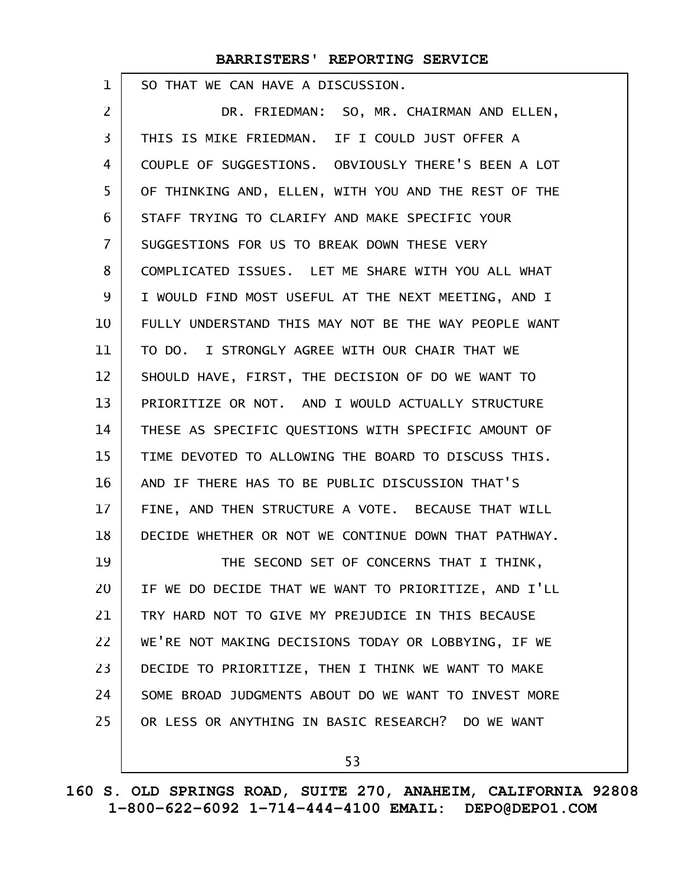SO THAT WE CAN HAVE A DISCUSSION.

DR. FRIEDMAN: SO, MR. CHAIRMAN AND ELLEN, THIS IS MIKE FRIEDMAN. IF I COULD JUST OFFER A COUPLE OF SUGGESTIONS. OBVIOUSLY THERE'S BEEN A LOT OF THINKING AND, ELLEN, WITH YOU AND THE REST OF THE STAFF TRYING TO CLARIFY AND MAKE SPECIFIC YOUR SUGGESTIONS FOR US TO BREAK DOWN THESE VERY COMPLICATED ISSUES. LET ME SHARE WITH YOU ALL WHAT I WOULD FIND MOST USEFUL AT THE NEXT MEETING, AND I FULLY UNDERSTAND THIS MAY NOT BE THE WAY PEOPLE WANT TO DO. I STRONGLY AGREE WITH OUR CHAIR THAT WE SHOULD HAVE, FIRST, THE DECISION OF DO WE WANT TO PRIORITIZE OR NOT. AND I WOULD ACTUALLY STRUCTURE THESE AS SPECIFIC QUESTIONS WITH SPECIFIC AMOUNT OF TIME DEVOTED TO ALLOWING THE BOARD TO DISCUSS THIS. AND IF THERE HAS TO BE PUBLIC DISCUSSION THAT'S FINE, AND THEN STRUCTURE A VOTE. BECAUSE THAT WILL DECIDE WHETHER OR NOT WE CONTINUE DOWN THAT PATHWAY.

THE SECOND SET OF CONCERNS THAT I THINK, IF WE DO DECIDE THAT WE WANT TO PRIORITIZE, AND I'LL TRY HARD NOT TO GIVE MY PREJUDICE IN THIS BECAUSE WE'RE NOT MAKING DECISIONS TODAY OR LOBBYING, IF WE DECIDE TO PRIORITIZE, THEN I THINK WE WANT TO MAKE SOME BROAD JUDGMENTS ABOUT DO WE WANT TO INVEST MORE OR LESS OR ANYTHING IN BASIC RESEARCH? DO WE WANT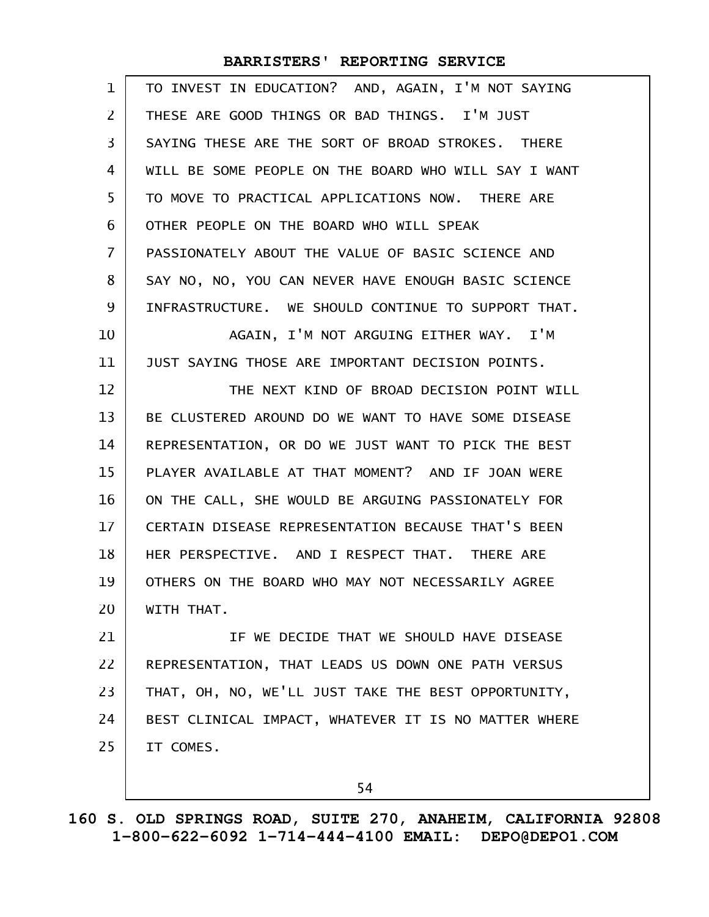TO INVEST IN EDUCATION? AND, AGAIN, I'M NOT SAYING THESE ARE GOOD THINGS OR BAD THINGS. I'M JUST SAYING THESE ARE THE SORT OF BROAD STROKES. THERE WILL BE SOME PEOPLE ON THE BOARD WHO WILL SAY I WANT TO MOVE TO PRACTICAL APPLICATIONS NOW. THERE ARE OTHER PEOPLE ON THE BOARD WHO WILL SPEAK PASSIONATELY ABOUT THE VALUE OF BASIC SCIENCE AND SAY NO, NO, YOU CAN NEVER HAVE ENOUGH BASIC SCIENCE INFRASTRUCTURE. WE SHOULD CONTINUE TO SUPPORT THAT.

AGAIN, I'M NOT ARGUING EITHER WAY. I'M JUST SAYING THOSE ARE IMPORTANT DECISION POINTS.

THE NEXT KIND OF BROAD DECISION POINT WILL BE CLUSTERED AROUND DO WE WANT TO HAVE SOME DISEASE REPRESENTATION, OR DO WE JUST WANT TO PICK THE BEST PLAYER AVAILABLE AT THAT MOMENT? AND IF JOAN WERE ON THE CALL, SHE WOULD BE ARGUING PASSIONATELY FOR CERTAIN DISEASE REPRESENTATION BECAUSE THAT'S BEEN HER PERSPECTIVE. AND I RESPECT THAT. THERE ARE OTHERS ON THE BOARD WHO MAY NOT NECESSARILY AGREE WITH THAT.

IF WE DECIDE THAT WE SHOULD HAVE DISEASE REPRESENTATION, THAT LEADS US DOWN ONE PATH VERSUS THAT, OH, NO, WE'LL JUST TAKE THE BEST OPPORTUNITY, BEST CLINICAL IMPACT, WHATEVER IT IS NO MATTER WHERE IT COMES.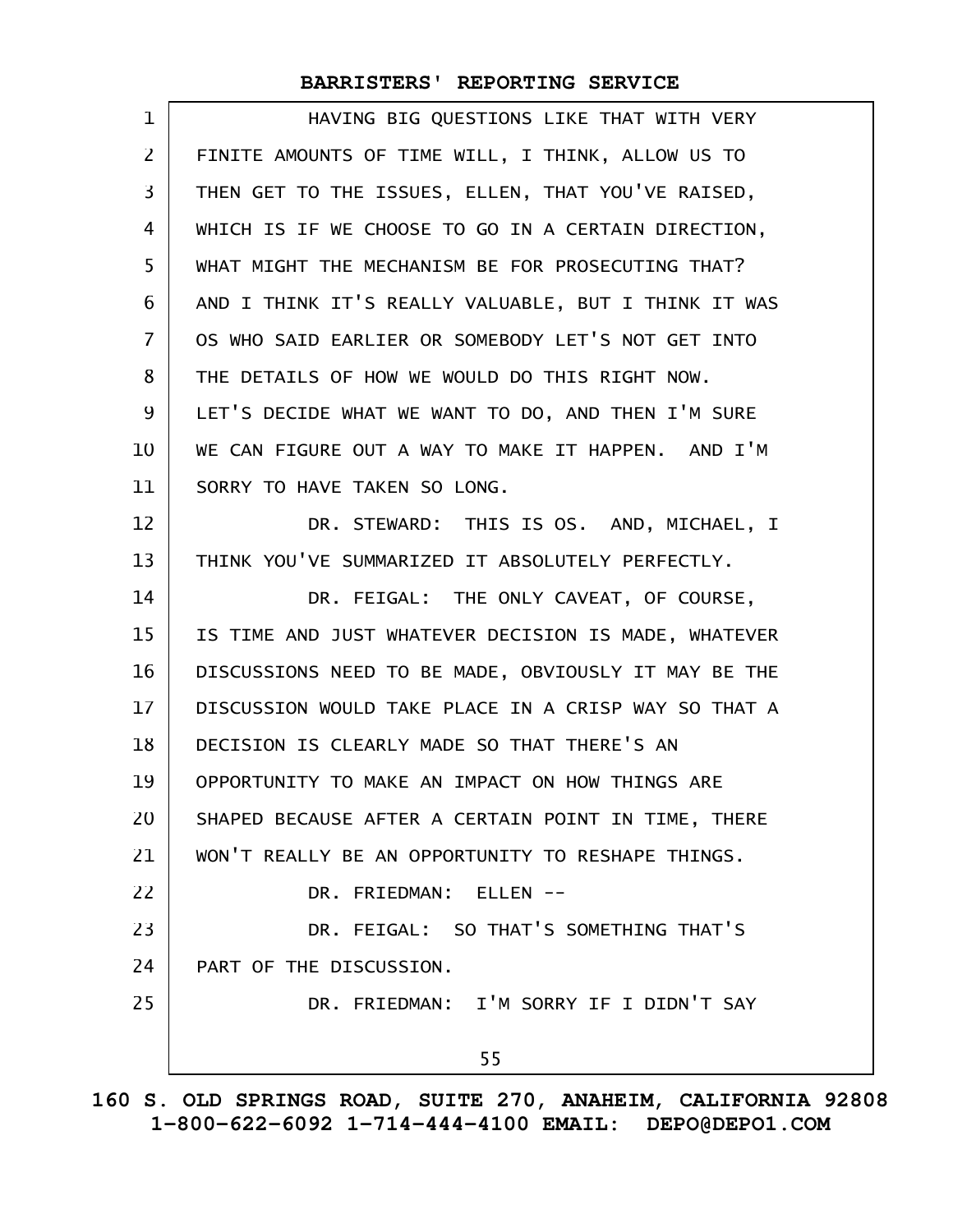HAVING BIG QUESTIONS LIKE THAT WITH VERY FINITE AMOUNTS OF TIME WILL, I THINK, ALLOW US TO THEN GET TO THE ISSUES, ELLEN, THAT YOU'VE RAISED, WHICH IS IF WE CHOOSE TO GO IN A CERTAIN DIRECTION, WHAT MIGHT THE MECHANISM BE FOR PROSECUTING THAT? AND I THINK IT'S REALLY VALUABLE, BUT I THINK IT WAS OS WHO SAID EARLIER OR SOMEBODY LET'S NOT GET INTO THE DETAILS OF HOW WE WOULD DO THIS RIGHT NOW. LET'S DECIDE WHAT WE WANT TO DO, AND THEN I'M SURE WE CAN FIGURE OUT A WAY TO MAKE IT HAPPEN. AND I'M SORRY TO HAVE TAKEN SO LONG.

DR. STEWARD: THIS IS OS. AND, MICHAEL, I THINK YOU'VE SUMMARIZED IT ABSOLUTELY PERFECTLY.

DR. FEIGAL: THE ONLY CAVEAT, OF COURSE, IS TIME AND JUST WHATEVER DECISION IS MADE, WHATEVER DISCUSSIONS NEED TO BE MADE, OBVIOUSLY IT MAY BE THE DISCUSSION WOULD TAKE PLACE IN A CRISP WAY SO THAT A DECISION IS CLEARLY MADE SO THAT THERE'S AN OPPORTUNITY TO MAKE AN IMPACT ON HOW THINGS ARE SHAPED BECAUSE AFTER A CERTAIN POINT IN TIME, THERE WON'T REALLY BE AN OPPORTUNITY TO RESHAPE THINGS.

DR. FRIEDMAN: ELLEN --

DR. FEIGAL: SO THAT'S SOMETHING THAT'S PART OF THE DISCUSSION.

DR. FRIEDMAN: I'M SORRY IF I DIDN'T SAY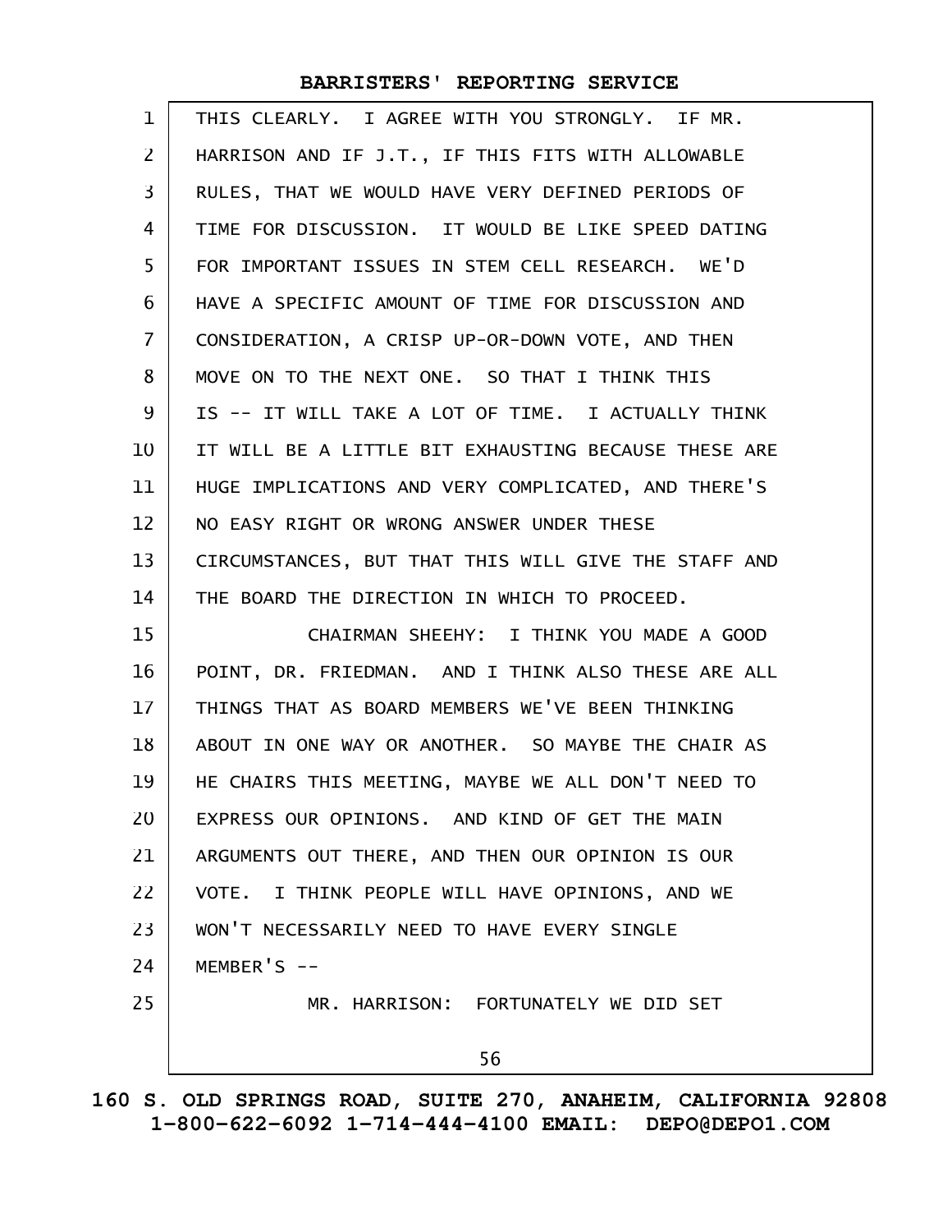THIS CLEARLY. I AGREE WITH YOU STRONGLY. IF MR. HARRISON AND IF J.T., IF THIS FITS WITH ALLOWABLE RULES, THAT WE WOULD HAVE VERY DEFINED PERIODS OF TIME FOR DISCUSSION. IT WOULD BE LIKE SPEED DATING FOR IMPORTANT ISSUES IN STEM CELL RESEARCH. WE'D HAVE A SPECIFIC AMOUNT OF TIME FOR DISCUSSION AND CONSIDERATION, A CRISP UP-OR-DOWN VOTE, AND THEN MOVE ON TO THE NEXT ONE. SO THAT I THINK THIS IS -- IT WILL TAKE A LOT OF TIME. I ACTUALLY THINK IT WILL BE A LITTLE BIT EXHAUSTING BECAUSE THESE ARE HUGE IMPLICATIONS AND VERY COMPLICATED, AND THERE'S NO EASY RIGHT OR WRONG ANSWER UNDER THESE CIRCUMSTANCES, BUT THAT THIS WILL GIVE THE STAFF AND THE BOARD THE DIRECTION IN WHICH TO PROCEED.

CHAIRMAN SHEEHY: I THINK YOU MADE A GOOD POINT, DR. FRIEDMAN. AND I THINK ALSO THESE ARE ALL THINGS THAT AS BOARD MEMBERS WE'VE BEEN THINKING ABOUT IN ONE WAY OR ANOTHER. SO MAYBE THE CHAIR AS HE CHAIRS THIS MEETING, MAYBE WE ALL DON'T NEED TO EXPRESS OUR OPINIONS. AND KIND OF GET THE MAIN ARGUMENTS OUT THERE, AND THEN OUR OPINION IS OUR VOTE. I THINK PEOPLE WILL HAVE OPINIONS, AND WE WON'T NECESSARILY NEED TO HAVE EVERY SINGLE MEMBER'S --

MR. HARRISON: FORTUNATELY WE DID SET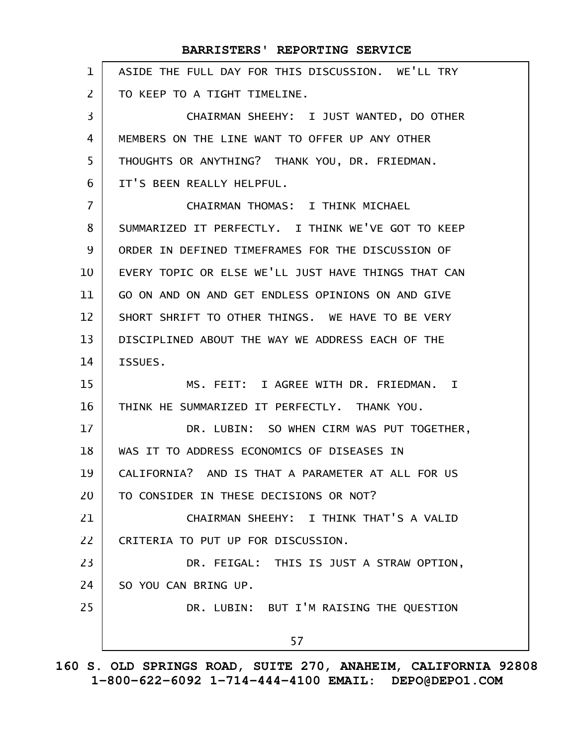ASIDE THE FULL DAY FOR THIS DISCUSSION. WE'LL TRY TO KEEP TO A TIGHT TIMELINE.

CHAIRMAN SHEEHY: I JUST WANTED, DO OTHER MEMBERS ON THE LINE WANT TO OFFER UP ANY OTHER THOUGHTS OR ANYTHING? THANK YOU, DR. FRIEDMAN. IT'S BEEN REALLY HELPFUL.

CHAIRMAN THOMAS: I THINK MICHAEL SUMMARIZED IT PERFECTLY. I THINK WE'VE GOT TO KEEP ORDER IN DEFINED TIMEFRAMES FOR THE DISCUSSION OF EVERY TOPIC OR ELSE WE'LL JUST HAVE THINGS THAT CAN GO ON AND ON AND GET ENDLESS OPINIONS ON AND GIVE SHORT SHRIFT TO OTHER THINGS. WE HAVE TO BE VERY DISCIPLINED ABOUT THE WAY WE ADDRESS EACH OF THE ISSUES.

MS. FEIT: I AGREE WITH DR. FRIEDMAN. I THINK HE SUMMARIZED IT PERFECTLY. THANK YOU.

DR. LUBIN: SO WHEN CIRM WAS PUT TOGETHER, WAS IT TO ADDRESS ECONOMICS OF DISEASES IN CALIFORNIA? AND IS THAT A PARAMETER AT ALL FOR US TO CONSIDER IN THESE DECISIONS OR NOT?

CHAIRMAN SHEEHY: I THINK THAT'S A VALID CRITERIA TO PUT UP FOR DISCUSSION.

DR. FEIGAL: THIS IS JUST A STRAW OPTION, SO YOU CAN BRING UP.

DR. LUBIN: BUT I'M RAISING THE QUESTION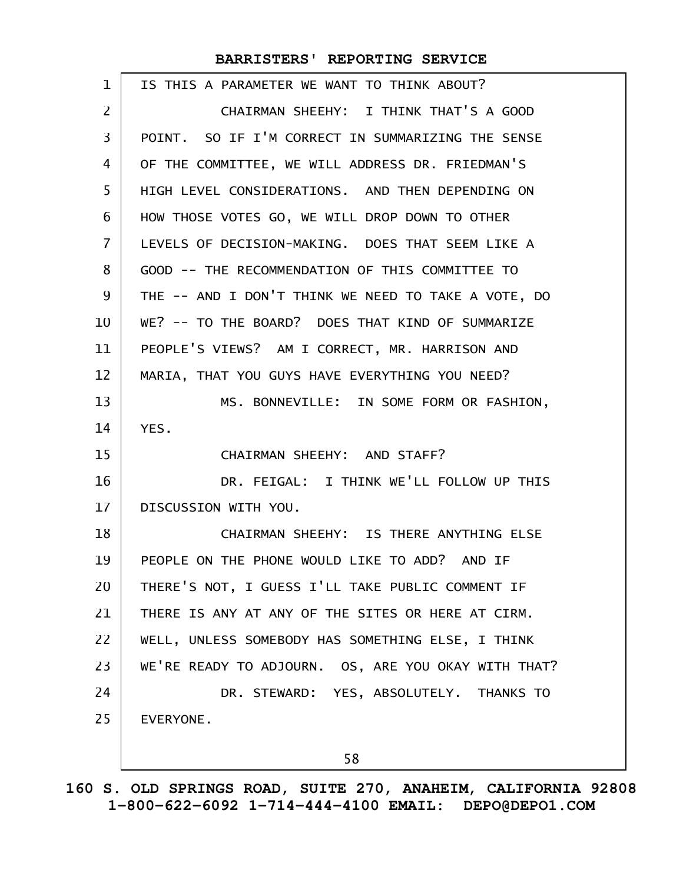IS THIS A PARAMETER WE WANT TO THINK ABOUT?

CHAIRMAN SHEEHY: I THINK THAT'S A GOOD POINT. SO IF I'M CORRECT IN SUMMARIZING THE SENSE OF THE COMMITTEE, WE WILL ADDRESS DR. FRIEDMAN'S HIGH LEVEL CONSIDERATIONS. AND THEN DEPENDING ON HOW THOSE VOTES GO, WE WILL DROP DOWN TO OTHER LEVELS OF DECISION-MAKING. DOES THAT SEEM LIKE A GOOD -- THE RECOMMENDATION OF THIS COMMITTEE TO THE -- AND I DON'T THINK WE NEED TO TAKE A VOTE, DO WE? -- TO THE BOARD? DOES THAT KIND OF SUMMARIZE PEOPLE'S VIEWS? AM I CORRECT, MR. HARRISON AND MARIA, THAT YOU GUYS HAVE EVERYTHING YOU NEED?

MS. BONNEVILLE: IN SOME FORM OR FASHION, YES.

CHAIRMAN SHEEHY: AND STAFF?

DR. FEIGAL: I THINK WE'LL FOLLOW UP THIS DISCUSSION WITH YOU.

CHAIRMAN SHEEHY: IS THERE ANYTHING ELSE PEOPLE ON THE PHONE WOULD LIKE TO ADD? AND IF THERE'S NOT, I GUESS I'LL TAKE PUBLIC COMMENT IF THERE IS ANY AT ANY OF THE SITES OR HERE AT CIRM. WELL, UNLESS SOMEBODY HAS SOMETHING ELSE, I THINK WE'RE READY TO ADJOURN. OS, ARE YOU OKAY WITH THAT?

DR. STEWARD: YES, ABSOLUTELY. THANKS TO EVERYONE.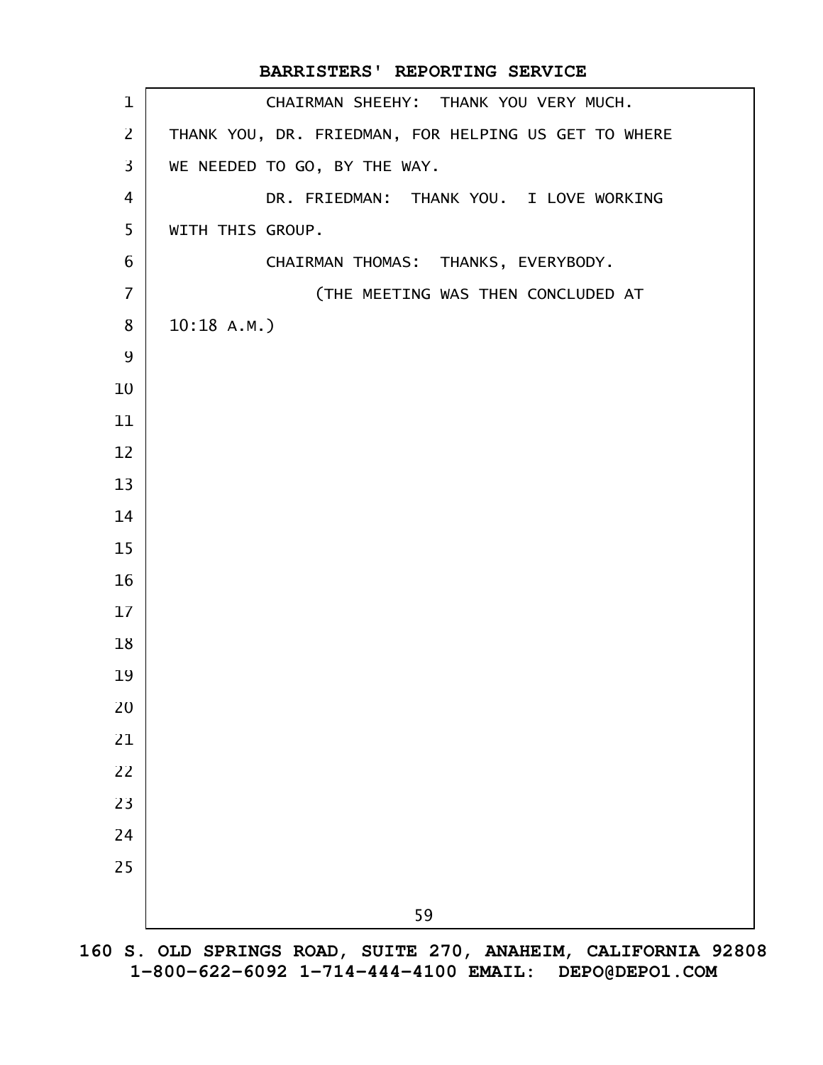CHAIRMAN SHEEHY: THANK YOU VERY MUCH. THANK YOU, DR. FRIEDMAN, FOR HELPING US GET TO WHERE WE NEEDED TO GO, BY THE WAY.

DR. FRIEDMAN: THANK YOU. I LOVE WORKING WITH THIS GROUP.

CHAIRMAN THOMAS: THANKS, EVERYBODY.

(THE MEETING WAS THEN CONCLUDED AT 10:18 A.M.)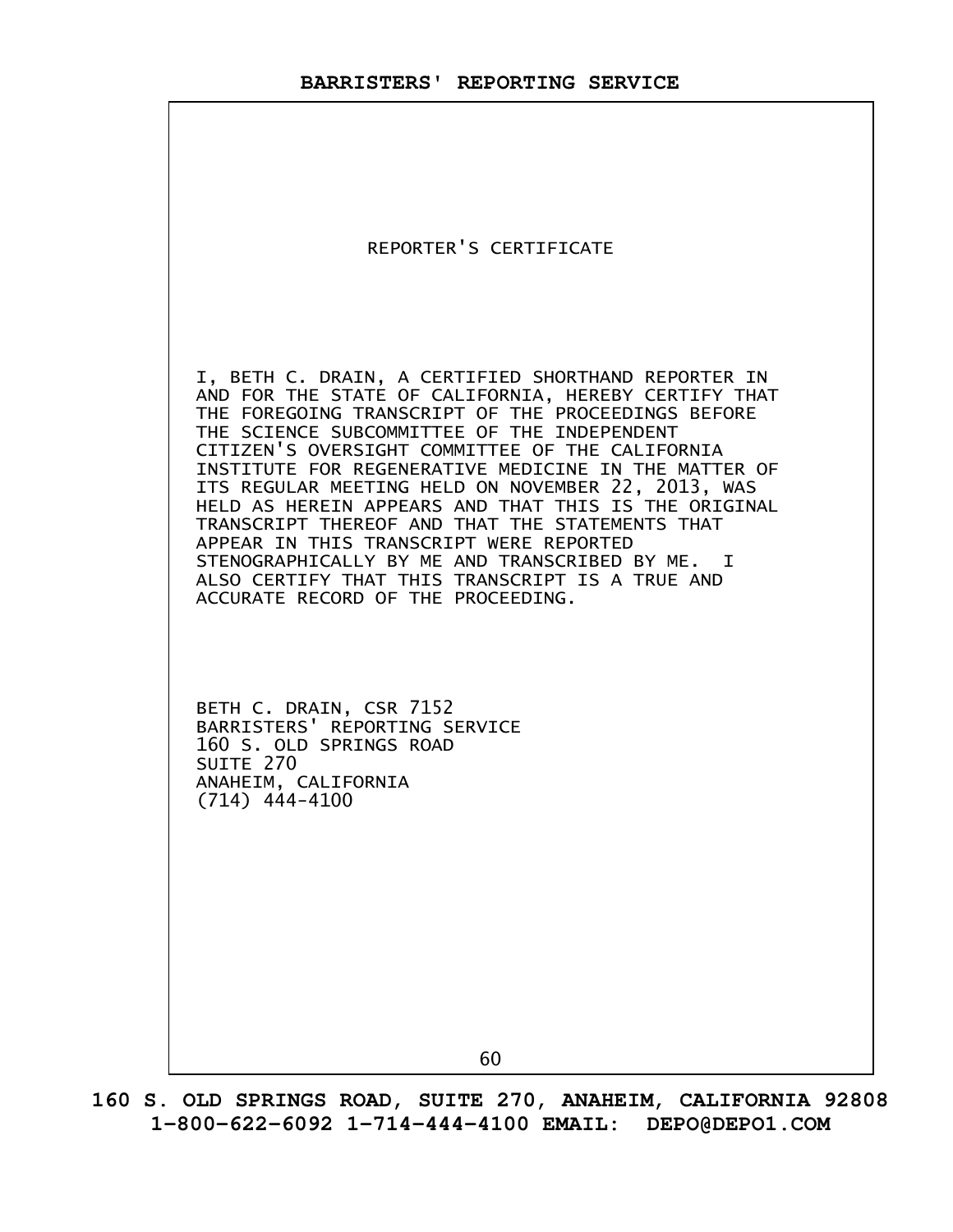REPORTER'S CERTIFICATE

I, BETH C. DRAIN, A CERTIFIED SHORTHAND REPORTER IN AND FOR THE STATE OF CALIFORNIA, HEREBY CERTIFY THAT THE FOREGOING TRANSCRIPT OF THE PROCEEDINGS BEFORE THE SCIENCE SUBCOMMITTEE OF THE INDEPENDENT CITIZEN'S OVERSIGHT COMMITTEE OF THE CALIFORNIA INSTITUTE FOR REGENERATIVE MEDICINE IN THE MATTER OF ITS REGULAR MEETING HELD ON NOVEMBER 22, 2013, WAS HELD AS HEREIN APPEARS AND THAT THIS IS THE ORIGINAL TRANSCRIPT THEREOF AND THAT THE STATEMENTS THAT APPEAR IN THIS TRANSCRIPT WERE REPORTED STENOGRAPHICALLY BY ME AND TRANSCRIBED BY ME. I ALSO CERTIFY THAT THIS TRANSCRIPT IS A TRUE AND ACCURATE RECORD OF THE PROCEEDING.

BETH C. DRAIN, CSR 7152
BARRISTERS' REPORTING SERVICE
160 S. OLD SPRINGS ROAD
SUITE 270
ANAHEIM, CALIFORNIA
(714) 444-4100